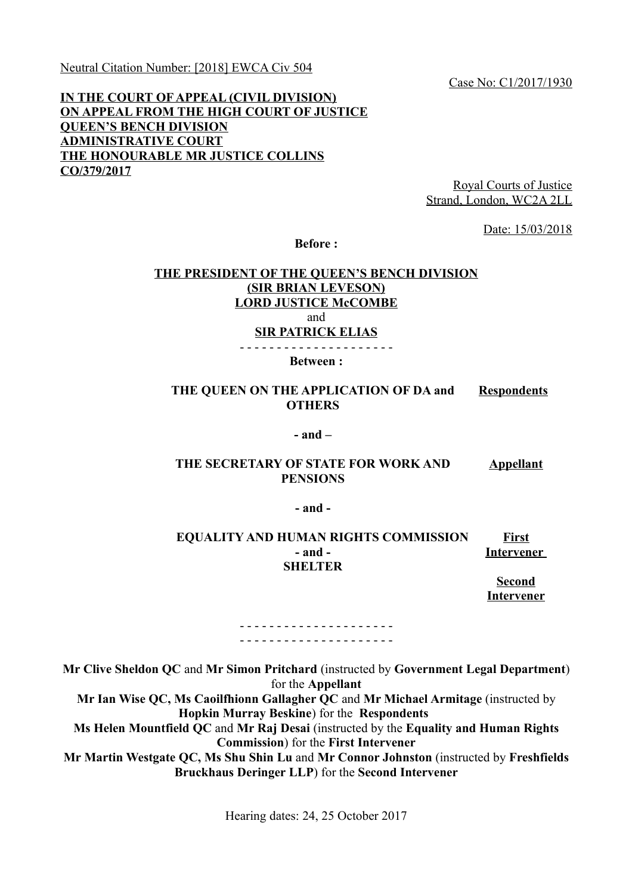Neutral Citation Number: [2018] EWCA Civ 504

Case No: C1/2017/1930

**IN THE COURT OF APPEAL (CIVIL DIVISION)**
**ON APPEAL FROM THE HIGH COURT OF JUSTICE**
**QUEEN'S BENCH DIVISION**
**ADMINISTRATIVE COURT**
**THE HONOURABLE MR JUSTICE COLLINS**
**CO/379/2017**

Royal Courts of Justice
Strand, London, WC2A 2LL

Date: 15/03/2018

**Before :**

**THE PRESIDENT OF THE QUEEN'S BENCH DIVISION**
**(SIR BRIAN LEVESON)**
**LORD JUSTICE McCOMBE**
and
**SIR PATRICK ELIAS**

- - - - - - - - - - - - - - - - - - - - -

**Between :**

| | |
|---|---|
| **THE QUEEN ON THE APPLICATION OF DA and OTHERS** | **Respondents** |
| **- and –** | |
| **THE SECRETARY OF STATE FOR WORK AND PENSIONS** | **Appellant** |
| **- and -** | |
| **EQUALITY AND HUMAN RIGHTS COMMISSION** | **First Intervener** |
| **- and -** | |
| **SHELTER** | **Second Intervener** |

- - - - - - - - - - - - - - - - - - - - -
- - - - - - - - - - - - - - - - - - - - -

**Mr Clive Sheldon QC** and **Mr Simon Pritchard** (instructed by **Government Legal Department**) for the **Appellant**
**Mr Ian Wise QC, Ms Caoilfhionn Gallagher QC** and **Mr Michael Armitage** (instructed by **Hopkin Murray Beskine**) for the **Respondents**
**Ms Helen Mountfield QC** and **Mr Raj Desai** (instructed by the **Equality and Human Rights Commission**) for the **First Intervener**
**Mr Martin Westgate QC, Ms Shu Shin Lu** and **Mr Connor Johnston** (instructed by **Freshfields Bruckhaus Deringer LLP**) for the **Second Intervener**

Hearing dates: 24, 25 October 2017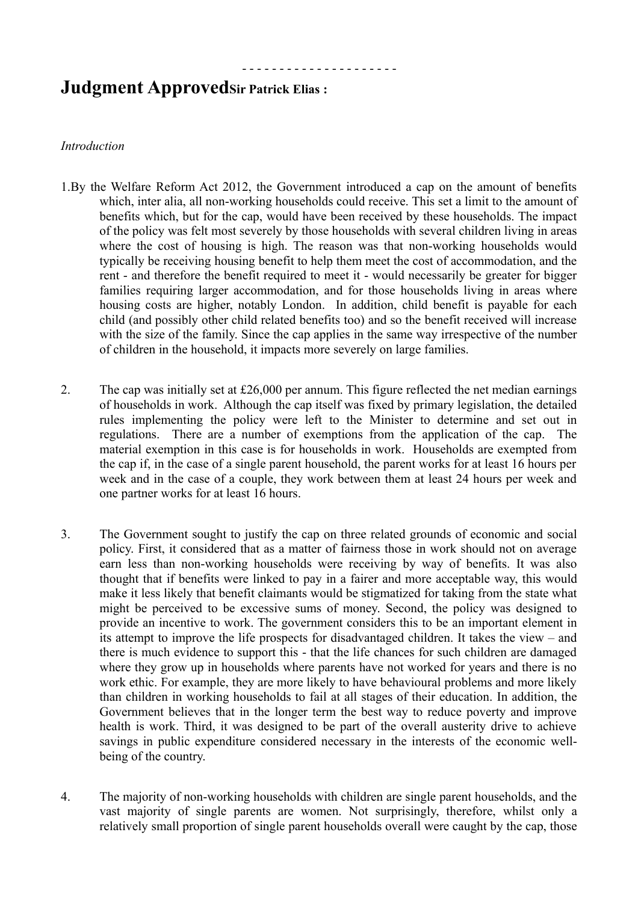**Judgment Approved** **Sir Patrick Elias :**

*Introduction*

1. By the Welfare Reform Act 2012, the Government introduced a cap on the amount of benefits which, inter alia, all non-working households could receive. This set a limit to the amount of benefits which, but for the cap, would have been received by these households. The impact of the policy was felt most severely by those households with several children living in areas where the cost of housing is high. The reason was that non-working households would typically be receiving housing benefit to help them meet the cost of accommodation, and the rent - and therefore the benefit required to meet it - would necessarily be greater for bigger families requiring larger accommodation, and for those households living in areas where housing costs are higher, notably London. In addition, child benefit is payable for each child (and possibly other child related benefits too) and so the benefit received will increase with the size of the family. Since the cap applies in the same way irrespective of the number of children in the household, it impacts more severely on large families.

2. The cap was initially set at £26,000 per annum. This figure reflected the net median earnings of households in work. Although the cap itself was fixed by primary legislation, the detailed rules implementing the policy were left to the Minister to determine and set out in regulations. There are a number of exemptions from the application of the cap. The material exemption in this case is for households in work. Households are exempted from the cap if, in the case of a single parent household, the parent works for at least 16 hours per week and in the case of a couple, they work between them at least 24 hours per week and one partner works for at least 16 hours.

3. The Government sought to justify the cap on three related grounds of economic and social policy. First, it considered that as a matter of fairness those in work should not on average earn less than non-working households were receiving by way of benefits. It was also thought that if benefits were linked to pay in a fairer and more acceptable way, this would make it less likely that benefit claimants would be stigmatized for taking from the state what might be perceived to be excessive sums of money. Second, the policy was designed to provide an incentive to work. The government considers this to be an important element in its attempt to improve the life prospects for disadvantaged children. It takes the view – and there is much evidence to support this - that the life chances for such children are damaged where they grow up in households where parents have not worked for years and there is no work ethic. For example, they are more likely to have behavioural problems and more likely than children in working households to fail at all stages of their education. In addition, the Government believes that in the longer term the best way to reduce poverty and improve health is work. Third, it was designed to be part of the overall austerity drive to achieve savings in public expenditure considered necessary in the interests of the economic well-being of the country.

4. The majority of non-working households with children are single parent households, and the vast majority of single parents are women. Not surprisingly, therefore, whilst only a relatively small proportion of single parent households overall were caught by the cap, those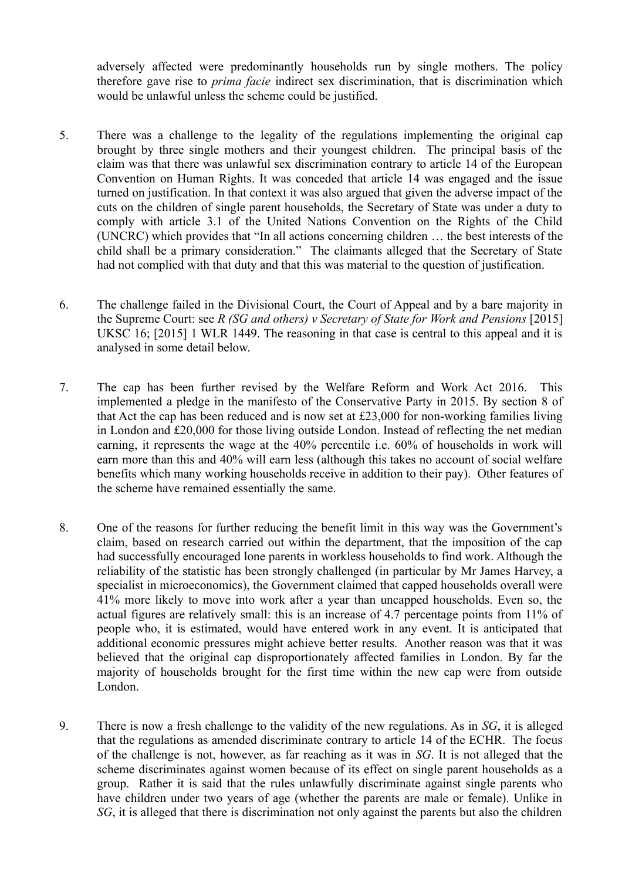adversely affected were predominantly households run by single mothers. The policy therefore gave rise to *prima facie* indirect sex discrimination, that is discrimination which would be unlawful unless the scheme could be justified.

5. There was a challenge to the legality of the regulations implementing the original cap brought by three single mothers and their youngest children. The principal basis of the claim was that there was unlawful sex discrimination contrary to article 14 of the European Convention on Human Rights. It was conceded that article 14 was engaged and the issue turned on justification. In that context it was also argued that given the adverse impact of the cuts on the children of single parent households, the Secretary of State was under a duty to comply with article 3.1 of the United Nations Convention on the Rights of the Child (UNCRC) which provides that "In all actions concerning children … the best interests of the child shall be a primary consideration." The claimants alleged that the Secretary of State had not complied with that duty and that this was material to the question of justification.

6. The challenge failed in the Divisional Court, the Court of Appeal and by a bare majority in the Supreme Court: see *R (SG and others) v Secretary of State for Work and Pensions* [2015] UKSC 16; [2015] 1 WLR 1449. The reasoning in that case is central to this appeal and it is analysed in some detail below.

7. The cap has been further revised by the Welfare Reform and Work Act 2016. This implemented a pledge in the manifesto of the Conservative Party in 2015. By section 8 of that Act the cap has been reduced and is now set at £23,000 for non-working families living in London and £20,000 for those living outside London. Instead of reflecting the net median earning, it represents the wage at the 40% percentile i.e. 60% of households in work will earn more than this and 40% will earn less (although this takes no account of social welfare benefits which many working households receive in addition to their pay). Other features of the scheme have remained essentially the same.

8. One of the reasons for further reducing the benefit limit in this way was the Government's claim, based on research carried out within the department, that the imposition of the cap had successfully encouraged lone parents in workless households to find work. Although the reliability of the statistic has been strongly challenged (in particular by Mr James Harvey, a specialist in microeconomics), the Government claimed that capped households overall were 41% more likely to move into work after a year than uncapped households. Even so, the actual figures are relatively small: this is an increase of 4.7 percentage points from 11% of people who, it is estimated, would have entered work in any event. It is anticipated that additional economic pressures might achieve better results. Another reason was that it was believed that the original cap disproportionately affected families in London. By far the majority of households brought for the first time within the new cap were from outside London.

9. There is now a fresh challenge to the validity of the new regulations. As in *SG*, it is alleged that the regulations as amended discriminate contrary to article 14 of the ECHR. The focus of the challenge is not, however, as far reaching as it was in *SG*. It is not alleged that the scheme discriminates against women because of its effect on single parent households as a group. Rather it is said that the rules unlawfully discriminate against single parents who have children under two years of age (whether the parents are male or female). Unlike in *SG*, it is alleged that there is discrimination not only against the parents but also the children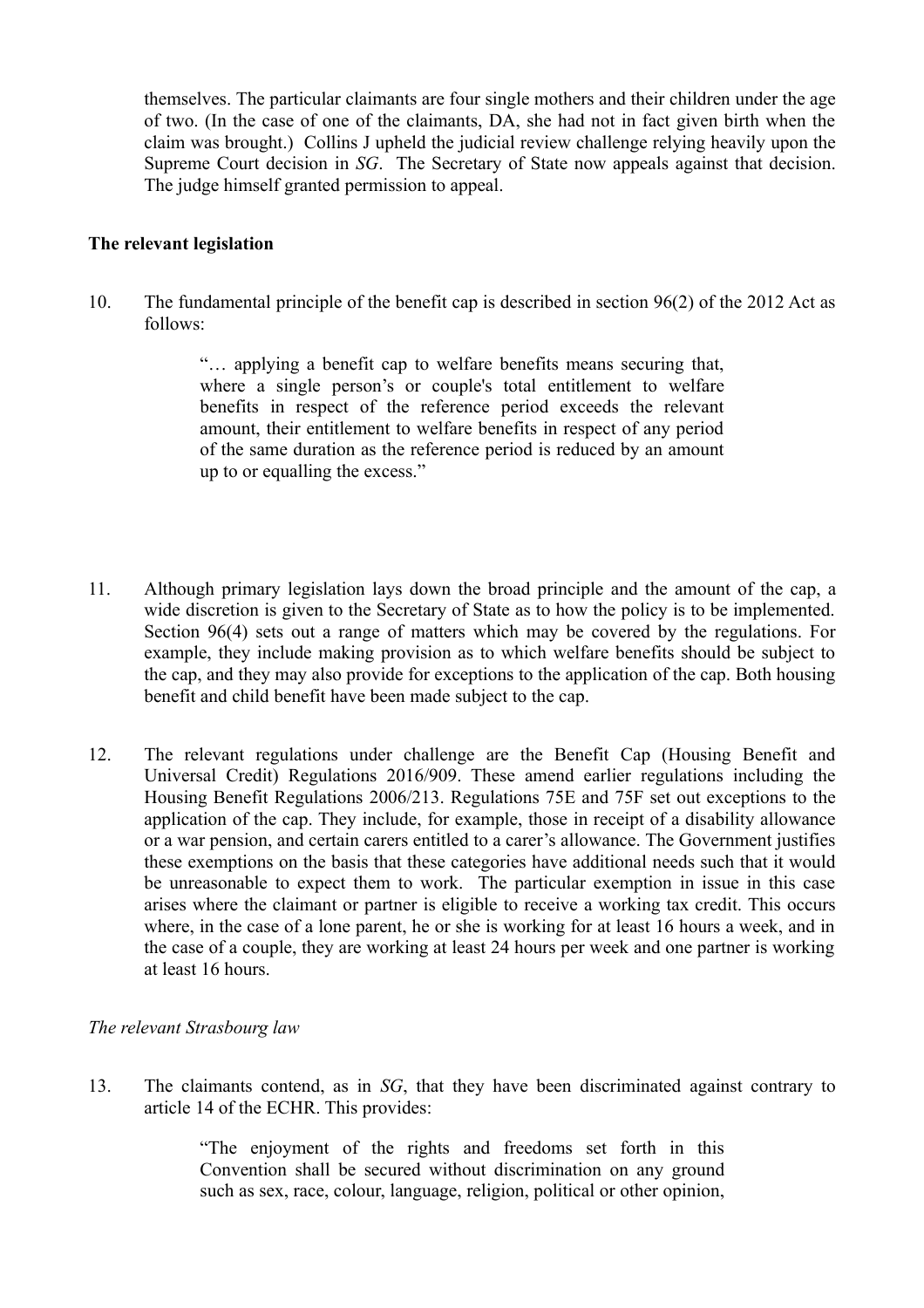themselves. The particular claimants are four single mothers and their children under the age of two. (In the case of one of the claimants, DA, she had not in fact given birth when the claim was brought.) Collins J upheld the judicial review challenge relying heavily upon the Supreme Court decision in *SG*. The Secretary of State now appeals against that decision. The judge himself granted permission to appeal.

**The relevant legislation**

10. The fundamental principle of the benefit cap is described in section 96(2) of the 2012 Act as follows:

> "… applying a benefit cap to welfare benefits means securing that, where a single person's or couple's total entitlement to welfare benefits in respect of the reference period exceeds the relevant amount, their entitlement to welfare benefits in respect of any period of the same duration as the reference period is reduced by an amount up to or equalling the excess."

11. Although primary legislation lays down the broad principle and the amount of the cap, a wide discretion is given to the Secretary of State as to how the policy is to be implemented. Section 96(4) sets out a range of matters which may be covered by the regulations. For example, they include making provision as to which welfare benefits should be subject to the cap, and they may also provide for exceptions to the application of the cap. Both housing benefit and child benefit have been made subject to the cap.

12. The relevant regulations under challenge are the Benefit Cap (Housing Benefit and Universal Credit) Regulations 2016/909. These amend earlier regulations including the Housing Benefit Regulations 2006/213. Regulations 75E and 75F set out exceptions to the application of the cap. They include, for example, those in receipt of a disability allowance or a war pension, and certain carers entitled to a carer's allowance. The Government justifies these exemptions on the basis that these categories have additional needs such that it would be unreasonable to expect them to work. The particular exemption in issue in this case arises where the claimant or partner is eligible to receive a working tax credit. This occurs where, in the case of a lone parent, he or she is working for at least 16 hours a week, and in the case of a couple, they are working at least 24 hours per week and one partner is working at least 16 hours.

*The relevant Strasbourg law*

13. The claimants contend, as in *SG*, that they have been discriminated against contrary to article 14 of the ECHR. This provides:

> "The enjoyment of the rights and freedoms set forth in this Convention shall be secured without discrimination on any ground such as sex, race, colour, language, religion, political or other opinion,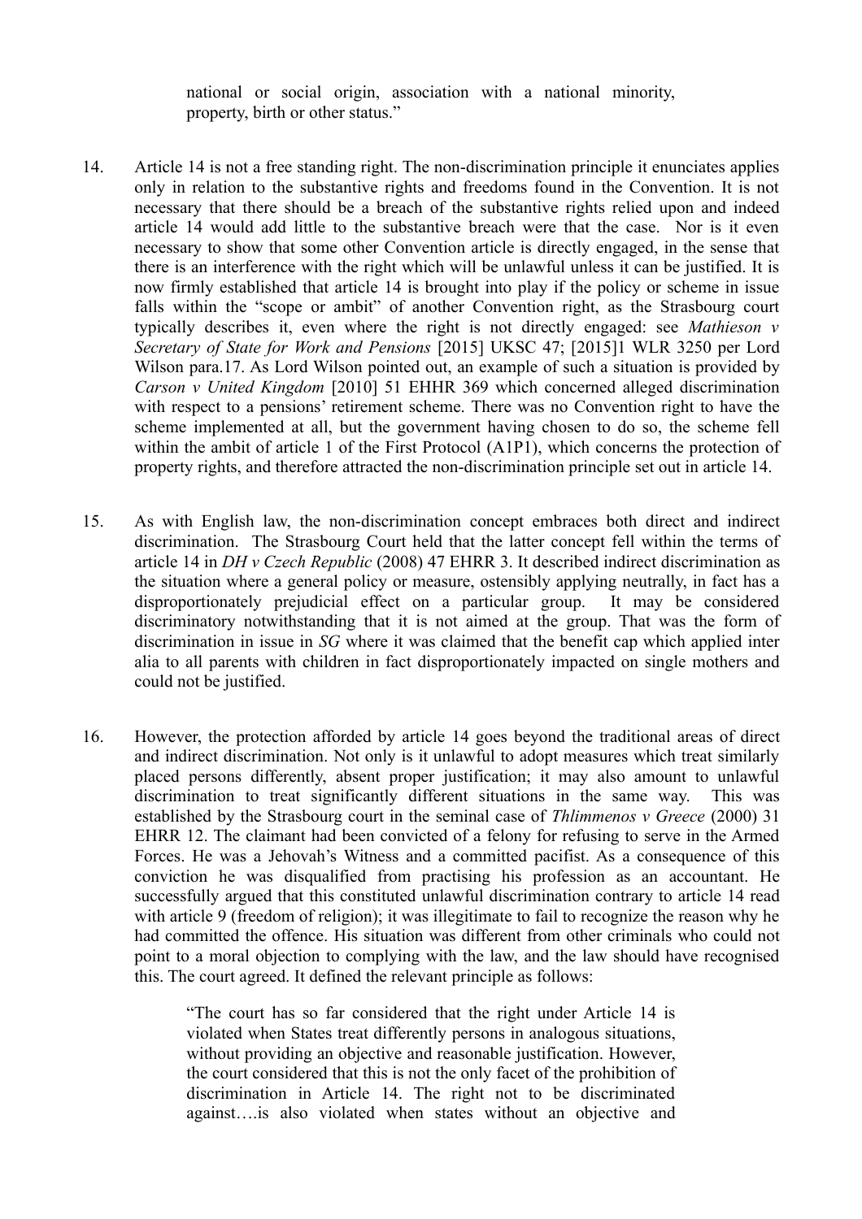> national or social origin, association with a national minority, property, birth or other status."

14. Article 14 is not a free standing right. The non-discrimination principle it enunciates applies only in relation to the substantive rights and freedoms found in the Convention. It is not necessary that there should be a breach of the substantive rights relied upon and indeed article 14 would add little to the substantive breach were that the case. Nor is it even necessary to show that some other Convention article is directly engaged, in the sense that there is an interference with the right which will be unlawful unless it can be justified. It is now firmly established that article 14 is brought into play if the policy or scheme in issue falls within the "scope or ambit" of another Convention right, as the Strasbourg court typically describes it, even where the right is not directly engaged: see *Mathieson v Secretary of State for Work and Pensions* [2015] UKSC 47; [2015]1 WLR 3250 per Lord Wilson para.17. As Lord Wilson pointed out, an example of such a situation is provided by *Carson v United Kingdom* [2010] 51 EHHR 369 which concerned alleged discrimination with respect to a pensions' retirement scheme. There was no Convention right to have the scheme implemented at all, but the government having chosen to do so, the scheme fell within the ambit of article 1 of the First Protocol (A1P1), which concerns the protection of property rights, and therefore attracted the non-discrimination principle set out in article 14.

15. As with English law, the non-discrimination concept embraces both direct and indirect discrimination. The Strasbourg Court held that the latter concept fell within the terms of article 14 in *DH v Czech Republic* (2008) 47 EHRR 3. It described indirect discrimination as the situation where a general policy or measure, ostensibly applying neutrally, in fact has a disproportionately prejudicial effect on a particular group. It may be considered discriminatory notwithstanding that it is not aimed at the group. That was the form of discrimination in issue in *SG* where it was claimed that the benefit cap which applied inter alia to all parents with children in fact disproportionately impacted on single mothers and could not be justified.

16. However, the protection afforded by article 14 goes beyond the traditional areas of direct and indirect discrimination. Not only is it unlawful to adopt measures which treat similarly placed persons differently, absent proper justification; it may also amount to unlawful discrimination to treat significantly different situations in the same way. This was established by the Strasbourg court in the seminal case of *Thlimmenos v Greece* (2000) 31 EHRR 12. The claimant had been convicted of a felony for refusing to serve in the Armed Forces. He was a Jehovah's Witness and a committed pacifist. As a consequence of this conviction he was disqualified from practising his profession as an accountant. He successfully argued that this constituted unlawful discrimination contrary to article 14 read with article 9 (freedom of religion); it was illegitimate to fail to recognize the reason why he had committed the offence. His situation was different from other criminals who could not point to a moral objection to complying with the law, and the law should have recognised this. The court agreed. It defined the relevant principle as follows:

> "The court has so far considered that the right under Article 14 is violated when States treat differently persons in analogous situations, without providing an objective and reasonable justification. However, the court considered that this is not the only facet of the prohibition of discrimination in Article 14. The right not to be discriminated against….is also violated when states without an objective and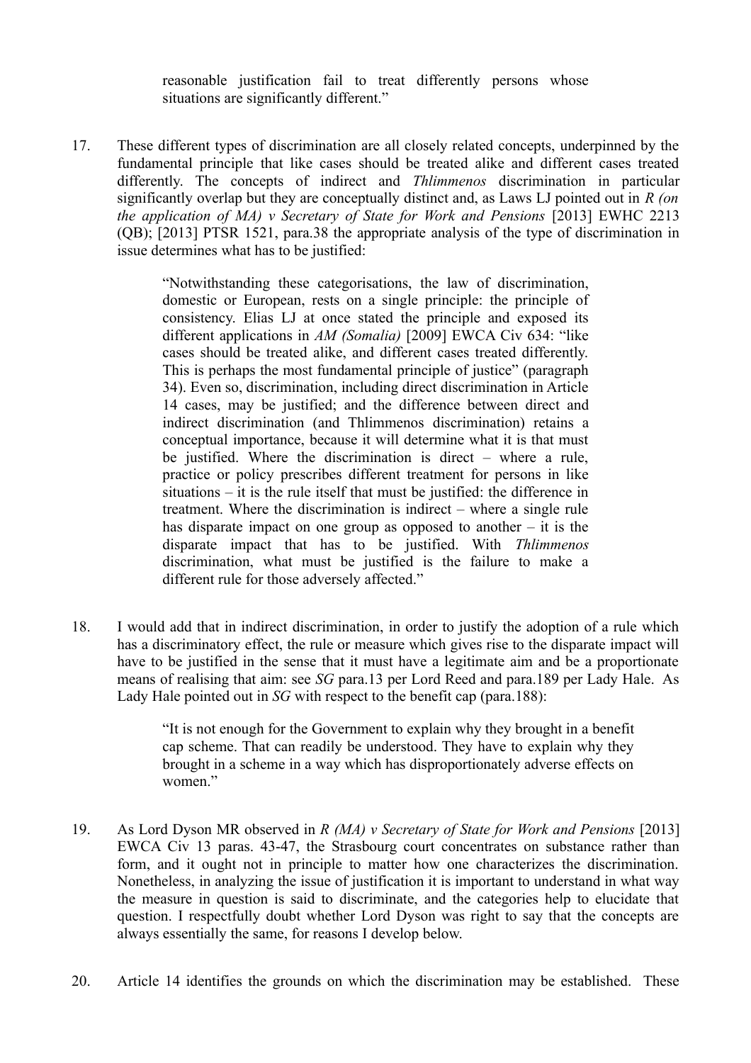> reasonable justification fail to treat differently persons whose situations are significantly different."

17. These different types of discrimination are all closely related concepts, underpinned by the fundamental principle that like cases should be treated alike and different cases treated differently. The concepts of indirect and *Thlimmenos* discrimination in particular significantly overlap but they are conceptually distinct and, as Laws LJ pointed out in *R (on the application of MA) v Secretary of State for Work and Pensions* [2013] EWHC 2213 (QB); [2013] PTSR 1521, para.38 the appropriate analysis of the type of discrimination in issue determines what has to be justified:

> "Notwithstanding these categorisations, the law of discrimination, domestic or European, rests on a single principle: the principle of consistency. Elias LJ at once stated the principle and exposed its different applications in *AM (Somalia)* [2009] EWCA Civ 634: "like cases should be treated alike, and different cases treated differently. This is perhaps the most fundamental principle of justice" (paragraph 34). Even so, discrimination, including direct discrimination in Article 14 cases, may be justified; and the difference between direct and indirect discrimination (and Thlimmenos discrimination) retains a conceptual importance, because it will determine what it is that must be justified. Where the discrimination is direct – where a rule, practice or policy prescribes different treatment for persons in like situations – it is the rule itself that must be justified: the difference in treatment. Where the discrimination is indirect – where a single rule has disparate impact on one group as opposed to another – it is the disparate impact that has to be justified. With *Thlimmenos* discrimination, what must be justified is the failure to make a different rule for those adversely affected."

18. I would add that in indirect discrimination, in order to justify the adoption of a rule which has a discriminatory effect, the rule or measure which gives rise to the disparate impact will have to be justified in the sense that it must have a legitimate aim and be a proportionate means of realising that aim: see *SG* para.13 per Lord Reed and para.189 per Lady Hale. As Lady Hale pointed out in *SG* with respect to the benefit cap (para.188):

> "It is not enough for the Government to explain why they brought in a benefit cap scheme. That can readily be understood. They have to explain why they brought in a scheme in a way which has disproportionately adverse effects on women."

19. As Lord Dyson MR observed in *R (MA) v Secretary of State for Work and Pensions* [2013] EWCA Civ 13 paras. 43-47, the Strasbourg court concentrates on substance rather than form, and it ought not in principle to matter how one characterizes the discrimination. Nonetheless, in analyzing the issue of justification it is important to understand in what way the measure in question is said to discriminate, and the categories help to elucidate that question. I respectfully doubt whether Lord Dyson was right to say that the concepts are always essentially the same, for reasons I develop below.

20. Article 14 identifies the grounds on which the discrimination may be established. These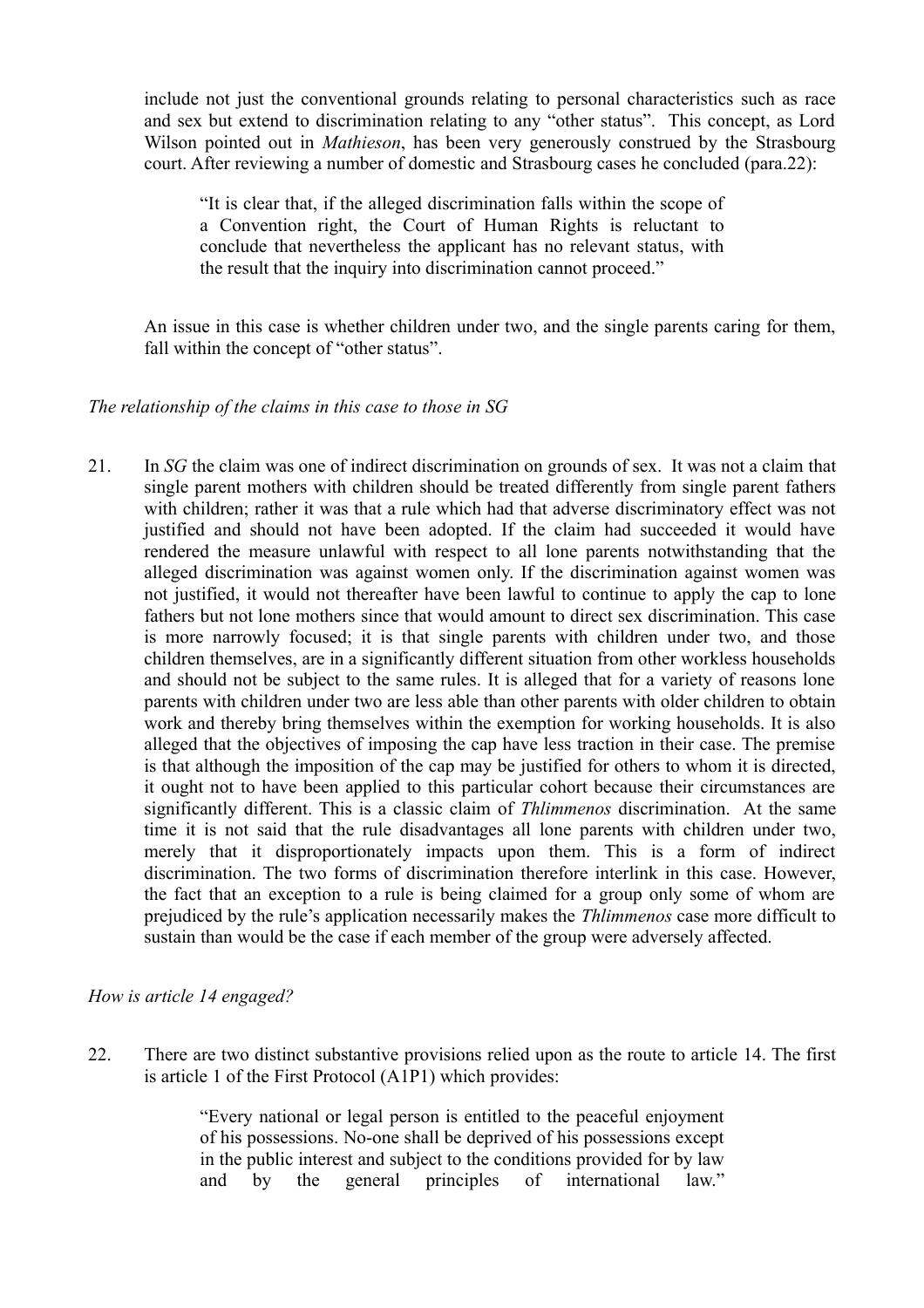include not just the conventional grounds relating to personal characteristics such as race and sex but extend to discrimination relating to any "other status". This concept, as Lord Wilson pointed out in *Mathieson*, has been very generously construed by the Strasbourg court. After reviewing a number of domestic and Strasbourg cases he concluded (para.22):

> "It is clear that, if the alleged discrimination falls within the scope of a Convention right, the Court of Human Rights is reluctant to conclude that nevertheless the applicant has no relevant status, with the result that the inquiry into discrimination cannot proceed."

An issue in this case is whether children under two, and the single parents caring for them, fall within the concept of "other status".

*The relationship of the claims in this case to those in SG*

21. In *SG* the claim was one of indirect discrimination on grounds of sex. It was not a claim that single parent mothers with children should be treated differently from single parent fathers with children; rather it was that a rule which had that adverse discriminatory effect was not justified and should not have been adopted. If the claim had succeeded it would have rendered the measure unlawful with respect to all lone parents notwithstanding that the alleged discrimination was against women only. If the discrimination against women was not justified, it would not thereafter have been lawful to continue to apply the cap to lone fathers but not lone mothers since that would amount to direct sex discrimination. This case is more narrowly focused; it is that single parents with children under two, and those children themselves, are in a significantly different situation from other workless households and should not be subject to the same rules. It is alleged that for a variety of reasons lone parents with children under two are less able than other parents with older children to obtain work and thereby bring themselves within the exemption for working households. It is also alleged that the objectives of imposing the cap have less traction in their case. The premise is that although the imposition of the cap may be justified for others to whom it is directed, it ought not to have been applied to this particular cohort because their circumstances are significantly different. This is a classic claim of *Thlimmenos* discrimination. At the same time it is not said that the rule disadvantages all lone parents with children under two, merely that it disproportionately impacts upon them. This is a form of indirect discrimination. The two forms of discrimination therefore interlink in this case. However, the fact that an exception to a rule is being claimed for a group only some of whom are prejudiced by the rule's application necessarily makes the *Thlimmenos* case more difficult to sustain than would be the case if each member of the group were adversely affected.

*How is article 14 engaged?*

22. There are two distinct substantive provisions relied upon as the route to article 14. The first is article 1 of the First Protocol (A1P1) which provides:

> "Every national or legal person is entitled to the peaceful enjoyment of his possessions. No-one shall be deprived of his possessions except in the public interest and subject to the conditions provided for by law and by the general principles of international law."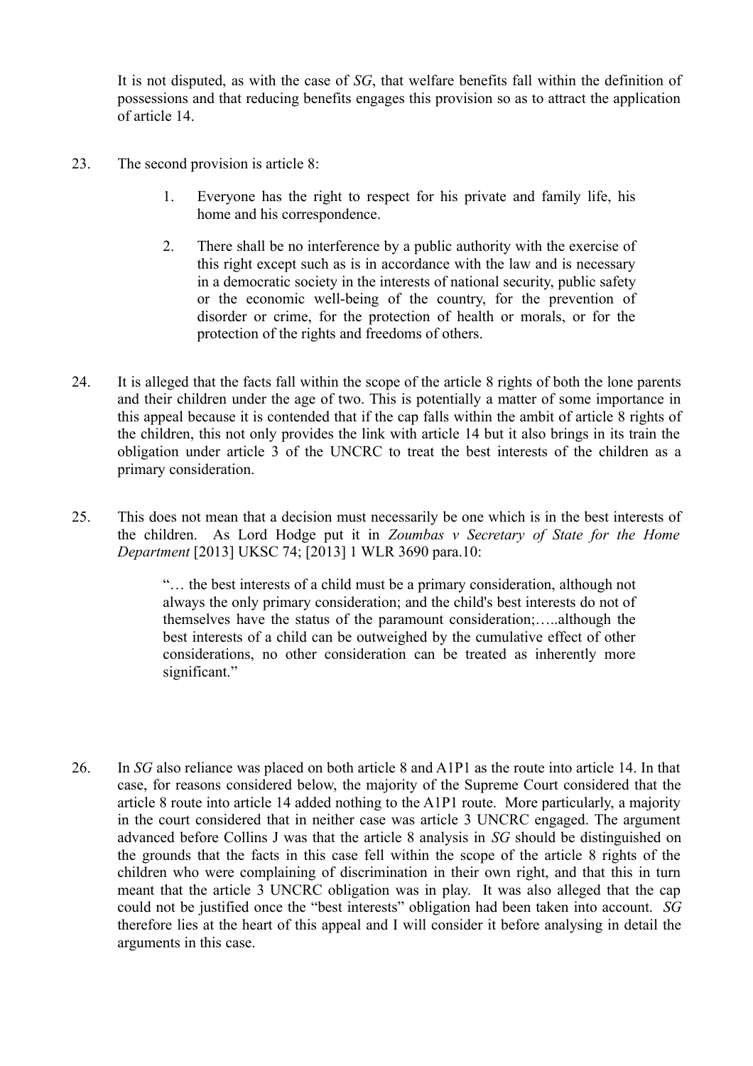It is not disputed, as with the case of *SG*, that welfare benefits fall within the definition of possessions and that reducing benefits engages this provision so as to attract the application of article 14.

23. The second provision is article 8:

    1. Everyone has the right to respect for his private and family life, his home and his correspondence.

    2. There shall be no interference by a public authority with the exercise of this right except such as is in accordance with the law and is necessary in a democratic society in the interests of national security, public safety or the economic well-being of the country, for the prevention of disorder or crime, for the protection of health or morals, or for the protection of the rights and freedoms of others.

24. It is alleged that the facts fall within the scope of the article 8 rights of both the lone parents and their children under the age of two. This is potentially a matter of some importance in this appeal because it is contended that if the cap falls within the ambit of article 8 rights of the children, this not only provides the link with article 14 but it also brings in its train the obligation under article 3 of the UNCRC to treat the best interests of the children as a primary consideration.

25. This does not mean that a decision must necessarily be one which is in the best interests of the children. As Lord Hodge put it in *Zoumbas v Secretary of State for the Home Department* [2013] UKSC 74; [2013] 1 WLR 3690 para.10:

    > "… the best interests of a child must be a primary consideration, although not always the only primary consideration; and the child's best interests do not of themselves have the status of the paramount consideration;…..although the best interests of a child can be outweighed by the cumulative effect of other considerations, no other consideration can be treated as inherently more significant."

26. In *SG* also reliance was placed on both article 8 and A1P1 as the route into article 14. In that case, for reasons considered below, the majority of the Supreme Court considered that the article 8 route into article 14 added nothing to the A1P1 route. More particularly, a majority in the court considered that in neither case was article 3 UNCRC engaged. The argument advanced before Collins J was that the article 8 analysis in *SG* should be distinguished on the grounds that the facts in this case fell within the scope of the article 8 rights of the children who were complaining of discrimination in their own right, and that this in turn meant that the article 3 UNCRC obligation was in play. It was also alleged that the cap could not be justified once the "best interests" obligation had been taken into account. *SG* therefore lies at the heart of this appeal and I will consider it before analysing in detail the arguments in this case.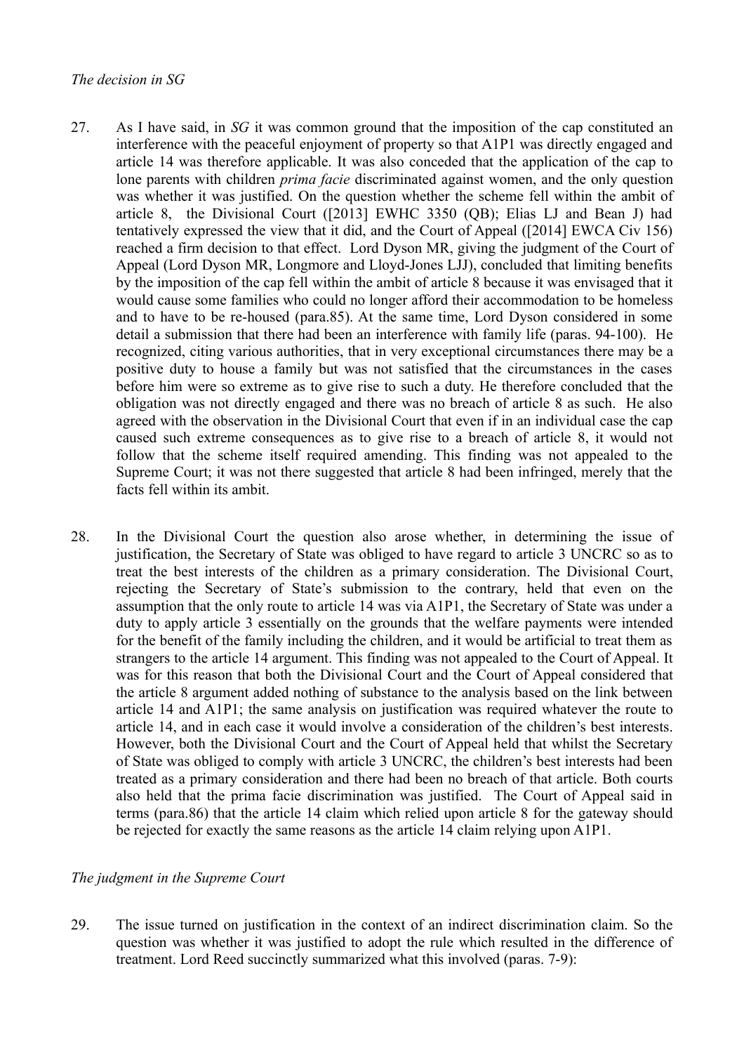*The decision in SG*

27. As I have said, in *SG* it was common ground that the imposition of the cap constituted an interference with the peaceful enjoyment of property so that A1P1 was directly engaged and article 14 was therefore applicable. It was also conceded that the application of the cap to lone parents with children *prima facie* discriminated against women, and the only question was whether it was justified. On the question whether the scheme fell within the ambit of article 8, the Divisional Court ([2013] EWHC 3350 (QB); Elias LJ and Bean J) had tentatively expressed the view that it did, and the Court of Appeal ([2014] EWCA Civ 156) reached a firm decision to that effect. Lord Dyson MR, giving the judgment of the Court of Appeal (Lord Dyson MR, Longmore and Lloyd-Jones LJJ), concluded that limiting benefits by the imposition of the cap fell within the ambit of article 8 because it was envisaged that it would cause some families who could no longer afford their accommodation to be homeless and to have to be re-housed (para.85). At the same time, Lord Dyson considered in some detail a submission that there had been an interference with family life (paras. 94-100). He recognized, citing various authorities, that in very exceptional circumstances there may be a positive duty to house a family but was not satisfied that the circumstances in the cases before him were so extreme as to give rise to such a duty. He therefore concluded that the obligation was not directly engaged and there was no breach of article 8 as such. He also agreed with the observation in the Divisional Court that even if in an individual case the cap caused such extreme consequences as to give rise to a breach of article 8, it would not follow that the scheme itself required amending. This finding was not appealed to the Supreme Court; it was not there suggested that article 8 had been infringed, merely that the facts fell within its ambit.

28. In the Divisional Court the question also arose whether, in determining the issue of justification, the Secretary of State was obliged to have regard to article 3 UNCRC so as to treat the best interests of the children as a primary consideration. The Divisional Court, rejecting the Secretary of State's submission to the contrary, held that even on the assumption that the only route to article 14 was via A1P1, the Secretary of State was under a duty to apply article 3 essentially on the grounds that the welfare payments were intended for the benefit of the family including the children, and it would be artificial to treat them as strangers to the article 14 argument. This finding was not appealed to the Court of Appeal. It was for this reason that both the Divisional Court and the Court of Appeal considered that the article 8 argument added nothing of substance to the analysis based on the link between article 14 and A1P1; the same analysis on justification was required whatever the route to article 14, and in each case it would involve a consideration of the children's best interests. However, both the Divisional Court and the Court of Appeal held that whilst the Secretary of State was obliged to comply with article 3 UNCRC, the children's best interests had been treated as a primary consideration and there had been no breach of that article. Both courts also held that the prima facie discrimination was justified. The Court of Appeal said in terms (para.86) that the article 14 claim which relied upon article 8 for the gateway should be rejected for exactly the same reasons as the article 14 claim relying upon A1P1.

*The judgment in the Supreme Court*

29. The issue turned on justification in the context of an indirect discrimination claim. So the question was whether it was justified to adopt the rule which resulted in the difference of treatment. Lord Reed succinctly summarized what this involved (paras. 7-9):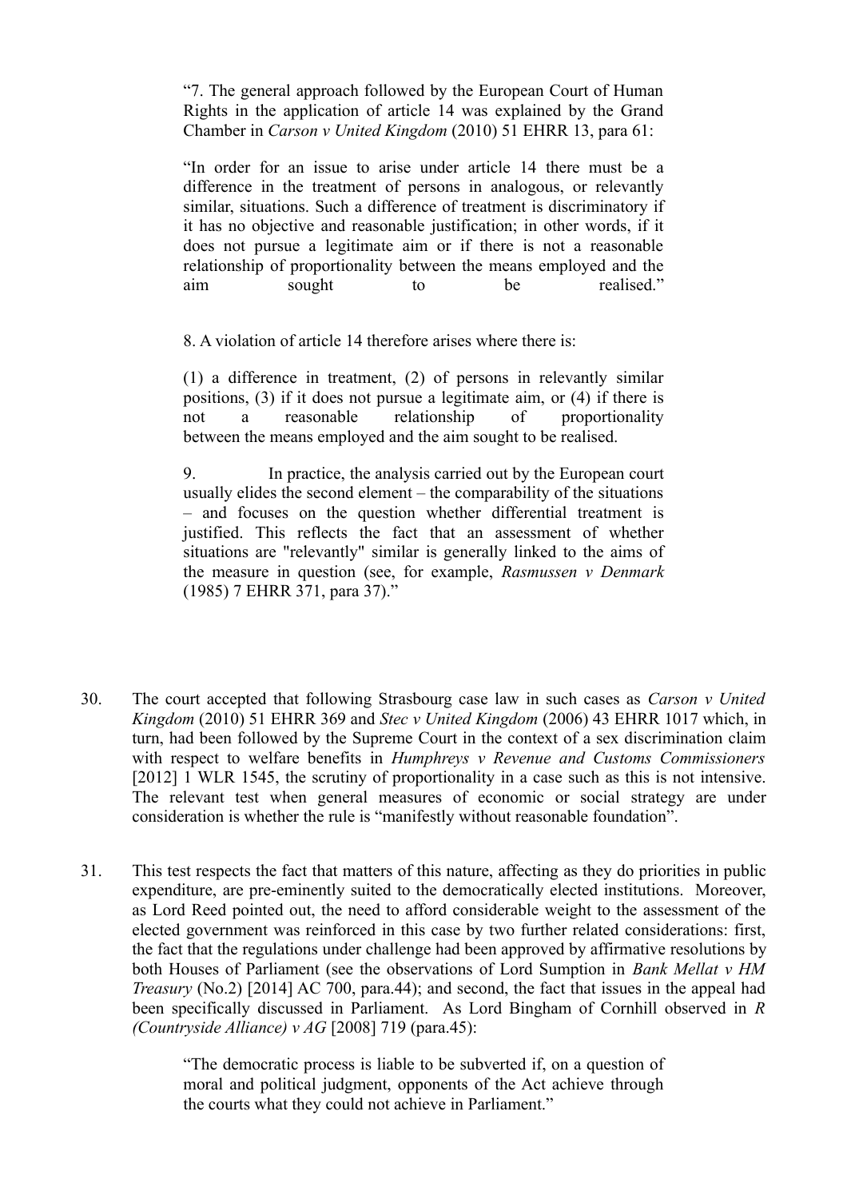> "7. The general approach followed by the European Court of Human Rights in the application of article 14 was explained by the Grand Chamber in *Carson v United Kingdom* (2010) 51 EHRR 13, para 61:
>
> "In order for an issue to arise under article 14 there must be a difference in the treatment of persons in analogous, or relevantly similar, situations. Such a difference of treatment is discriminatory if it has no objective and reasonable justification; in other words, if it does not pursue a legitimate aim or if there is not a reasonable relationship of proportionality between the means employed and the aim sought to be realised."
>
> 8. A violation of article 14 therefore arises where there is:
>
> (1) a difference in treatment, (2) of persons in relevantly similar positions, (3) if it does not pursue a legitimate aim, or (4) if there is not a reasonable relationship of proportionality between the means employed and the aim sought to be realised.
>
> 9. In practice, the analysis carried out by the European court usually elides the second element – the comparability of the situations – and focuses on the question whether differential treatment is justified. This reflects the fact that an assessment of whether situations are "relevantly" similar is generally linked to the aims of the measure in question (see, for example, *Rasmussen v Denmark* (1985) 7 EHRR 371, para 37)."

30. The court accepted that following Strasbourg case law in such cases as *Carson v United Kingdom* (2010) 51 EHRR 369 and *Stec v United Kingdom* (2006) 43 EHRR 1017 which, in turn, had been followed by the Supreme Court in the context of a sex discrimination claim with respect to welfare benefits in *Humphreys v Revenue and Customs Commissioners* [2012] 1 WLR 1545, the scrutiny of proportionality in a case such as this is not intensive. The relevant test when general measures of economic or social strategy are under consideration is whether the rule is "manifestly without reasonable foundation".

31. This test respects the fact that matters of this nature, affecting as they do priorities in public expenditure, are pre-eminently suited to the democratically elected institutions. Moreover, as Lord Reed pointed out, the need to afford considerable weight to the assessment of the elected government was reinforced in this case by two further related considerations: first, the fact that the regulations under challenge had been approved by affirmative resolutions by both Houses of Parliament (see the observations of Lord Sumption in *Bank Mellat v HM Treasury* (No.2) [2014] AC 700, para.44); and second, the fact that issues in the appeal had been specifically discussed in Parliament. As Lord Bingham of Cornhill observed in *R (Countryside Alliance) v AG* [2008] 719 (para.45):

> "The democratic process is liable to be subverted if, on a question of moral and political judgment, opponents of the Act achieve through the courts what they could not achieve in Parliament."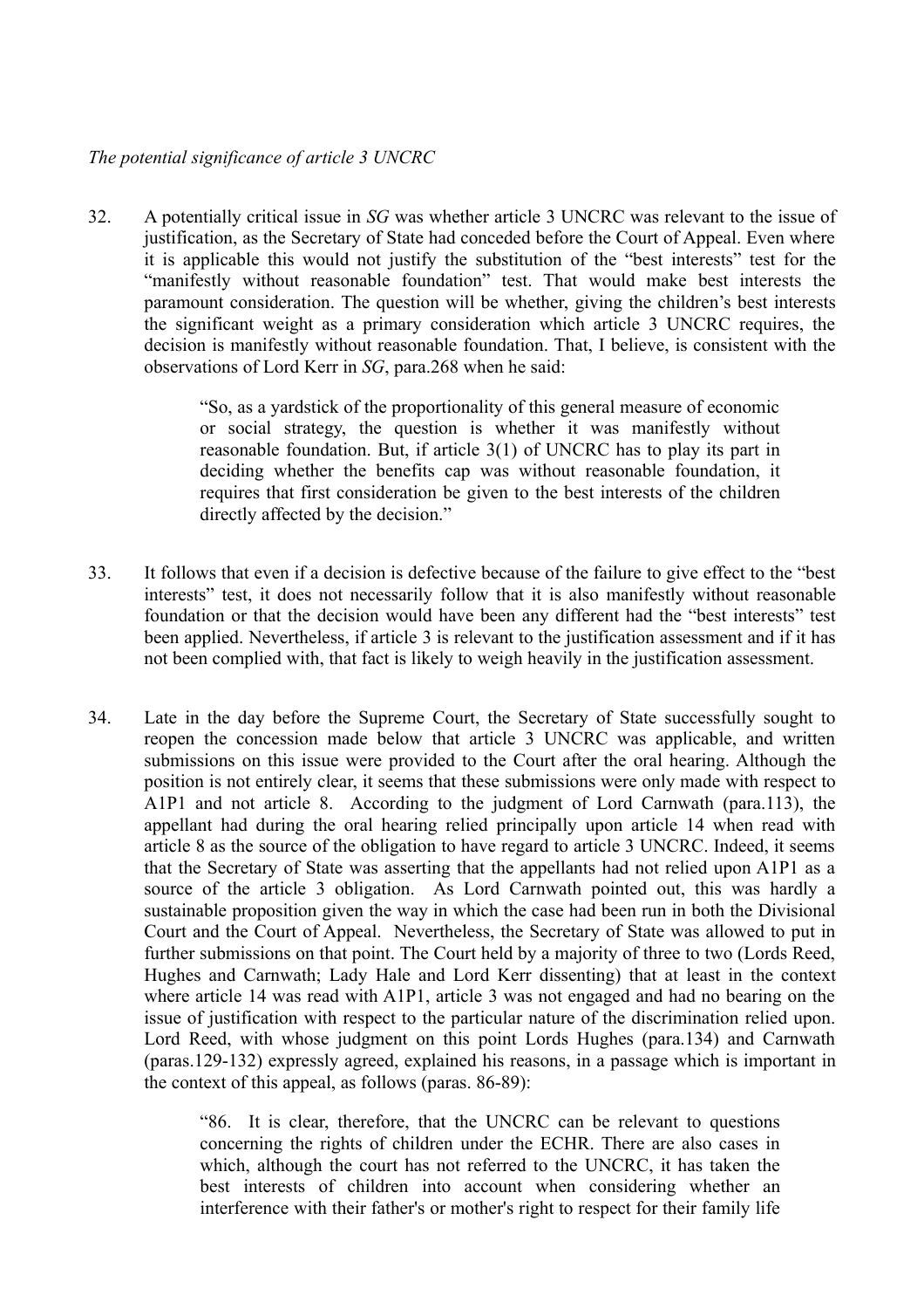*The potential significance of article 3 UNCRC*

32. A potentially critical issue in *SG* was whether article 3 UNCRC was relevant to the issue of justification, as the Secretary of State had conceded before the Court of Appeal. Even where it is applicable this would not justify the substitution of the "best interests" test for the "manifestly without reasonable foundation" test. That would make best interests the paramount consideration. The question will be whether, giving the children's best interests the significant weight as a primary consideration which article 3 UNCRC requires, the decision is manifestly without reasonable foundation. That, I believe, is consistent with the observations of Lord Kerr in *SG*, para.268 when he said:

> "So, as a yardstick of the proportionality of this general measure of economic or social strategy, the question is whether it was manifestly without reasonable foundation. But, if article 3(1) of UNCRC has to play its part in deciding whether the benefits cap was without reasonable foundation, it requires that first consideration be given to the best interests of the children directly affected by the decision."

33. It follows that even if a decision is defective because of the failure to give effect to the "best interests" test, it does not necessarily follow that it is also manifestly without reasonable foundation or that the decision would have been any different had the "best interests" test been applied. Nevertheless, if article 3 is relevant to the justification assessment and if it has not been complied with, that fact is likely to weigh heavily in the justification assessment.

34. Late in the day before the Supreme Court, the Secretary of State successfully sought to reopen the concession made below that article 3 UNCRC was applicable, and written submissions on this issue were provided to the Court after the oral hearing. Although the position is not entirely clear, it seems that these submissions were only made with respect to A1P1 and not article 8. According to the judgment of Lord Carnwath (para.113), the appellant had during the oral hearing relied principally upon article 14 when read with article 8 as the source of the obligation to have regard to article 3 UNCRC. Indeed, it seems that the Secretary of State was asserting that the appellants had not relied upon A1P1 as a source of the article 3 obligation. As Lord Carnwath pointed out, this was hardly a sustainable proposition given the way in which the case had been run in both the Divisional Court and the Court of Appeal. Nevertheless, the Secretary of State was allowed to put in further submissions on that point. The Court held by a majority of three to two (Lords Reed, Hughes and Carnwath; Lady Hale and Lord Kerr dissenting) that at least in the context where article 14 was read with A1P1, article 3 was not engaged and had no bearing on the issue of justification with respect to the particular nature of the discrimination relied upon. Lord Reed, with whose judgment on this point Lords Hughes (para.134) and Carnwath (paras.129-132) expressly agreed, explained his reasons, in a passage which is important in the context of this appeal, as follows (paras. 86-89):

> "86. It is clear, therefore, that the UNCRC can be relevant to questions concerning the rights of children under the ECHR. There are also cases in which, although the court has not referred to the UNCRC, it has taken the best interests of children into account when considering whether an interference with their father's or mother's right to respect for their family life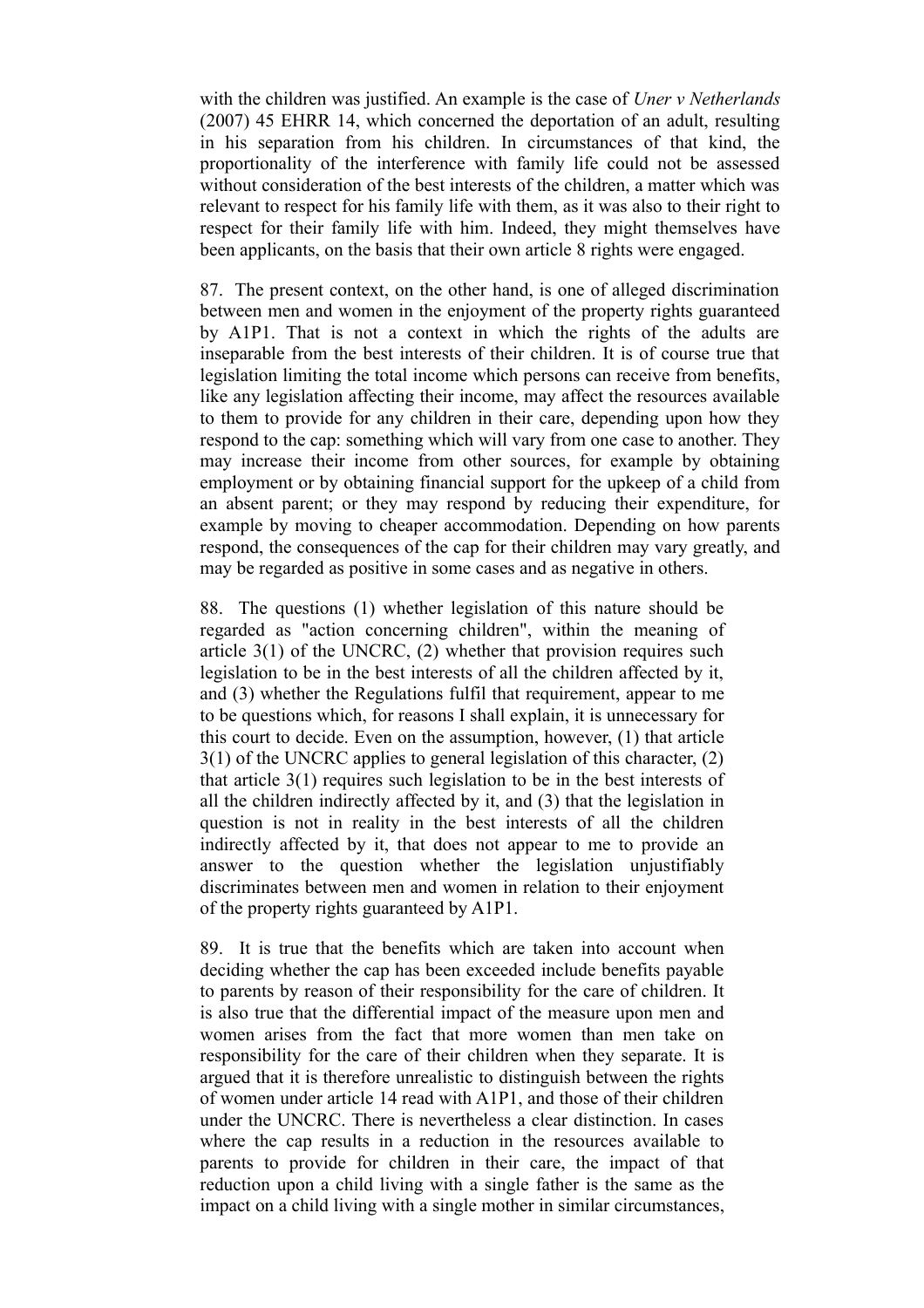with the children was justified. An example is the case of *Uner v Netherlands* (2007) 45 EHRR 14, which concerned the deportation of an adult, resulting in his separation from his children. In circumstances of that kind, the proportionality of the interference with family life could not be assessed without consideration of the best interests of the children, a matter which was relevant to respect for his family life with them, as it was also to their right to respect for their family life with him. Indeed, they might themselves have been applicants, on the basis that their own article 8 rights were engaged.

87. The present context, on the other hand, is one of alleged discrimination between men and women in the enjoyment of the property rights guaranteed by A1P1. That is not a context in which the rights of the adults are inseparable from the best interests of their children. It is of course true that legislation limiting the total income which persons can receive from benefits, like any legislation affecting their income, may affect the resources available to them to provide for any children in their care, depending upon how they respond to the cap: something which will vary from one case to another. They may increase their income from other sources, for example by obtaining employment or by obtaining financial support for the upkeep of a child from an absent parent; or they may respond by reducing their expenditure, for example by moving to cheaper accommodation. Depending on how parents respond, the consequences of the cap for their children may vary greatly, and may be regarded as positive in some cases and as negative in others.

88. The questions (1) whether legislation of this nature should be regarded as "action concerning children", within the meaning of article 3(1) of the UNCRC, (2) whether that provision requires such legislation to be in the best interests of all the children affected by it, and (3) whether the Regulations fulfil that requirement, appear to me to be questions which, for reasons I shall explain, it is unnecessary for this court to decide. Even on the assumption, however, (1) that article 3(1) of the UNCRC applies to general legislation of this character, (2) that article 3(1) requires such legislation to be in the best interests of all the children indirectly affected by it, and (3) that the legislation in question is not in reality in the best interests of all the children indirectly affected by it, that does not appear to me to provide an answer to the question whether the legislation unjustifiably discriminates between men and women in relation to their enjoyment of the property rights guaranteed by A1P1.

89. It is true that the benefits which are taken into account when deciding whether the cap has been exceeded include benefits payable to parents by reason of their responsibility for the care of children. It is also true that the differential impact of the measure upon men and women arises from the fact that more women than men take on responsibility for the care of their children when they separate. It is argued that it is therefore unrealistic to distinguish between the rights of women under article 14 read with A1P1, and those of their children under the UNCRC. There is nevertheless a clear distinction. In cases where the cap results in a reduction in the resources available to parents to provide for children in their care, the impact of that reduction upon a child living with a single father is the same as the impact on a child living with a single mother in similar circumstances,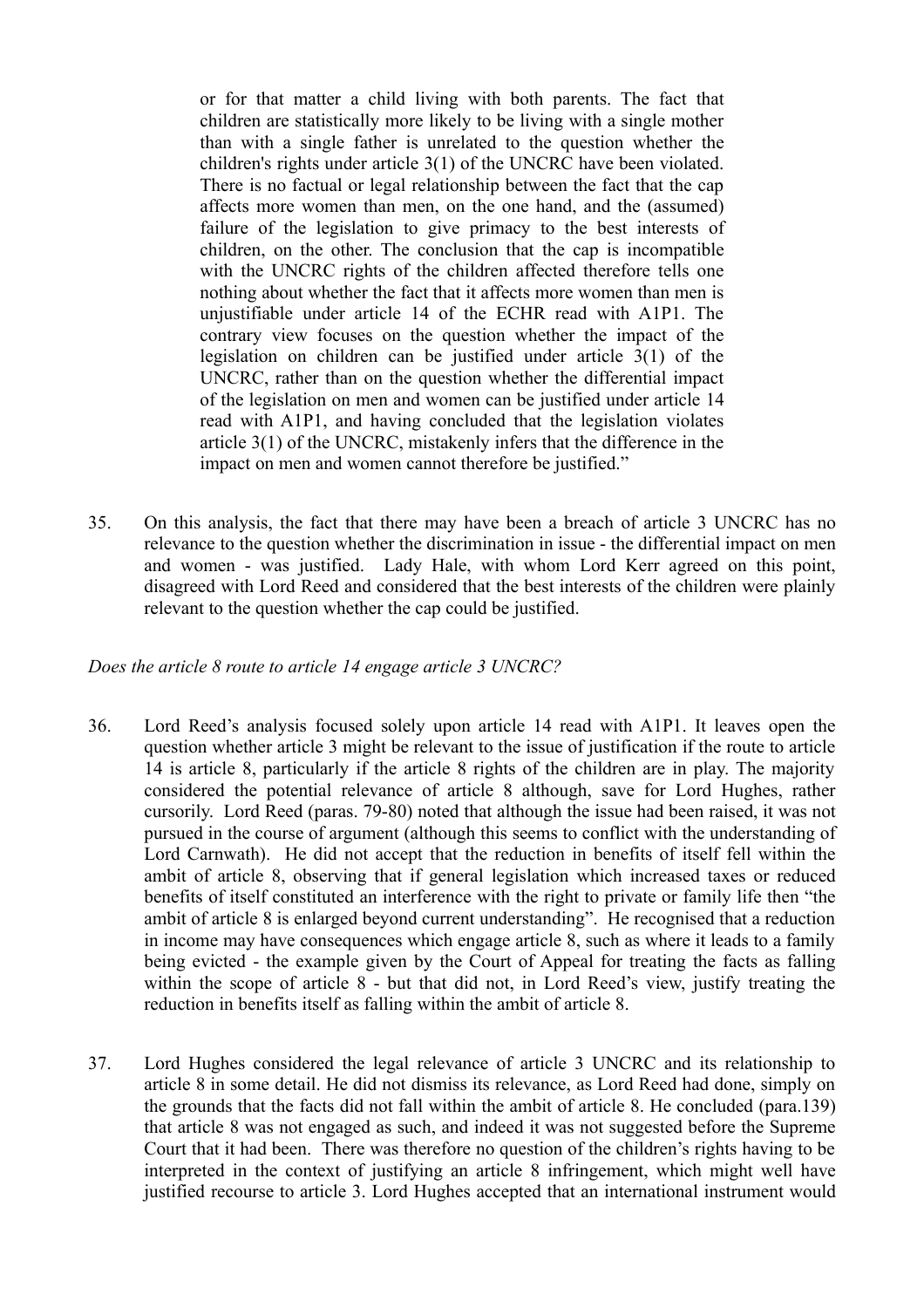> or for that matter a child living with both parents. The fact that children are statistically more likely to be living with a single mother than with a single father is unrelated to the question whether the children's rights under article 3(1) of the UNCRC have been violated. There is no factual or legal relationship between the fact that the cap affects more women than men, on the one hand, and the (assumed) failure of the legislation to give primacy to the best interests of children, on the other. The conclusion that the cap is incompatible with the UNCRC rights of the children affected therefore tells one nothing about whether the fact that it affects more women than men is unjustifiable under article 14 of the ECHR read with A1P1. The contrary view focuses on the question whether the impact of the legislation on children can be justified under article 3(1) of the UNCRC, rather than on the question whether the differential impact of the legislation on men and women can be justified under article 14 read with A1P1, and having concluded that the legislation violates article 3(1) of the UNCRC, mistakenly infers that the difference in the impact on men and women cannot therefore be justified."

35. On this analysis, the fact that there may have been a breach of article 3 UNCRC has no relevance to the question whether the discrimination in issue - the differential impact on men and women - was justified. Lady Hale, with whom Lord Kerr agreed on this point, disagreed with Lord Reed and considered that the best interests of the children were plainly relevant to the question whether the cap could be justified.

*Does the article 8 route to article 14 engage article 3 UNCRC?*

36. Lord Reed's analysis focused solely upon article 14 read with A1P1. It leaves open the question whether article 3 might be relevant to the issue of justification if the route to article 14 is article 8, particularly if the article 8 rights of the children are in play. The majority considered the potential relevance of article 8 although, save for Lord Hughes, rather cursorily. Lord Reed (paras. 79-80) noted that although the issue had been raised, it was not pursued in the course of argument (although this seems to conflict with the understanding of Lord Carnwath). He did not accept that the reduction in benefits of itself fell within the ambit of article 8, observing that if general legislation which increased taxes or reduced benefits of itself constituted an interference with the right to private or family life then "the ambit of article 8 is enlarged beyond current understanding". He recognised that a reduction in income may have consequences which engage article 8, such as where it leads to a family being evicted - the example given by the Court of Appeal for treating the facts as falling within the scope of article 8 - but that did not, in Lord Reed's view, justify treating the reduction in benefits itself as falling within the ambit of article 8.

37. Lord Hughes considered the legal relevance of article 3 UNCRC and its relationship to article 8 in some detail. He did not dismiss its relevance, as Lord Reed had done, simply on the grounds that the facts did not fall within the ambit of article 8. He concluded (para.139) that article 8 was not engaged as such, and indeed it was not suggested before the Supreme Court that it had been. There was therefore no question of the children's rights having to be interpreted in the context of justifying an article 8 infringement, which might well have justified recourse to article 3. Lord Hughes accepted that an international instrument would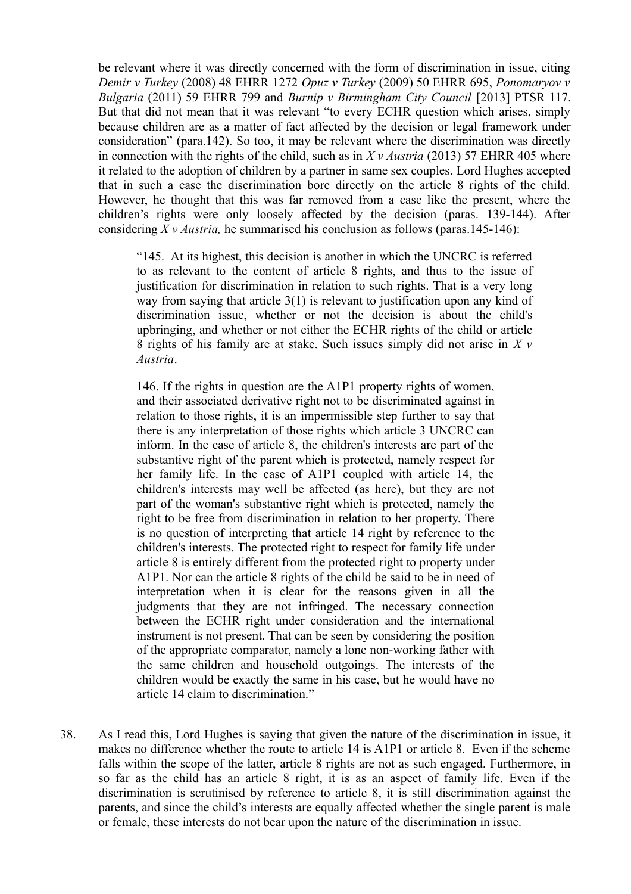be relevant where it was directly concerned with the form of discrimination in issue, citing *Demir v Turkey* (2008) 48 EHRR 1272 *Opuz v Turkey* (2009) 50 EHRR 695, *Ponomaryov v Bulgaria* (2011) 59 EHRR 799 and *Burnip v Birmingham City Council* [2013] PTSR 117. But that did not mean that it was relevant "to every ECHR question which arises, simply because children are as a matter of fact affected by the decision or legal framework under consideration" (para.142). So too, it may be relevant where the discrimination was directly in connection with the rights of the child, such as in *X v Austria* (2013) 57 EHRR 405 where it related to the adoption of children by a partner in same sex couples. Lord Hughes accepted that in such a case the discrimination bore directly on the article 8 rights of the child. However, he thought that this was far removed from a case like the present, where the children's rights were only loosely affected by the decision (paras. 139-144). After considering *X v Austria,* he summarised his conclusion as follows (paras.145-146):

> "145. At its highest, this decision is another in which the UNCRC is referred to as relevant to the content of article 8 rights, and thus to the issue of justification for discrimination in relation to such rights. That is a very long way from saying that article 3(1) is relevant to justification upon any kind of discrimination issue, whether or not the decision is about the child's upbringing, and whether or not either the ECHR rights of the child or article 8 rights of his family are at stake. Such issues simply did not arise in *X v Austria*.
>
> 146. If the rights in question are the A1P1 property rights of women, and their associated derivative right not to be discriminated against in relation to those rights, it is an impermissible step further to say that there is any interpretation of those rights which article 3 UNCRC can inform. In the case of article 8, the children's interests are part of the substantive right of the parent which is protected, namely respect for her family life. In the case of A1P1 coupled with article 14, the children's interests may well be affected (as here), but they are not part of the woman's substantive right which is protected, namely the right to be free from discrimination in relation to her property. There is no question of interpreting that article 14 right by reference to the children's interests. The protected right to respect for family life under article 8 is entirely different from the protected right to property under A1P1. Nor can the article 8 rights of the child be said to be in need of interpretation when it is clear for the reasons given in all the judgments that they are not infringed. The necessary connection between the ECHR right under consideration and the international instrument is not present. That can be seen by considering the position of the appropriate comparator, namely a lone non-working father with the same children and household outgoings. The interests of the children would be exactly the same in his case, but he would have no article 14 claim to discrimination."

38. As I read this, Lord Hughes is saying that given the nature of the discrimination in issue, it makes no difference whether the route to article 14 is A1P1 or article 8. Even if the scheme falls within the scope of the latter, article 8 rights are not as such engaged. Furthermore, in so far as the child has an article 8 right, it is as an aspect of family life. Even if the discrimination is scrutinised by reference to article 8, it is still discrimination against the parents, and since the child's interests are equally affected whether the single parent is male or female, these interests do not bear upon the nature of the discrimination in issue.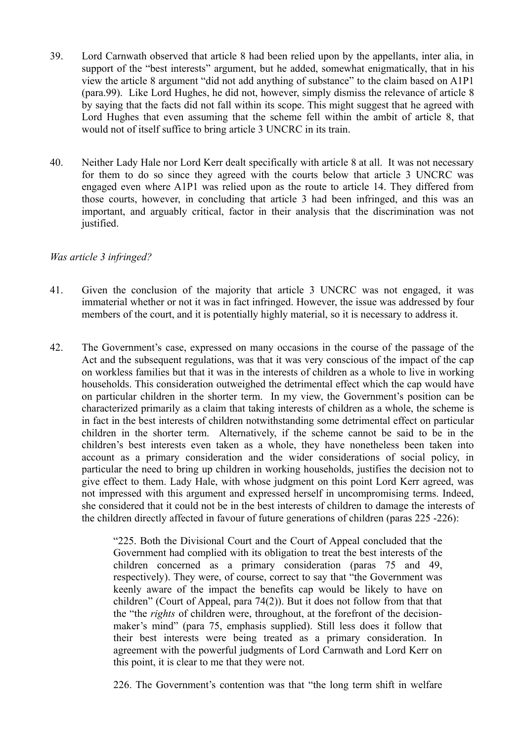39. Lord Carnwath observed that article 8 had been relied upon by the appellants, inter alia, in support of the "best interests" argument, but he added, somewhat enigmatically, that in his view the article 8 argument "did not add anything of substance" to the claim based on A1P1 (para.99). Like Lord Hughes, he did not, however, simply dismiss the relevance of article 8 by saying that the facts did not fall within its scope. This might suggest that he agreed with Lord Hughes that even assuming that the scheme fell within the ambit of article 8, that would not of itself suffice to bring article 3 UNCRC in its train.

40. Neither Lady Hale nor Lord Kerr dealt specifically with article 8 at all. It was not necessary for them to do so since they agreed with the courts below that article 3 UNCRC was engaged even where A1P1 was relied upon as the route to article 14. They differed from those courts, however, in concluding that article 3 had been infringed, and this was an important, and arguably critical, factor in their analysis that the discrimination was not justified.

*Was article 3 infringed?*

41. Given the conclusion of the majority that article 3 UNCRC was not engaged, it was immaterial whether or not it was in fact infringed. However, the issue was addressed by four members of the court, and it is potentially highly material, so it is necessary to address it.

42. The Government's case, expressed on many occasions in the course of the passage of the Act and the subsequent regulations, was that it was very conscious of the impact of the cap on workless families but that it was in the interests of children as a whole to live in working households. This consideration outweighed the detrimental effect which the cap would have on particular children in the shorter term. In my view, the Government's position can be characterized primarily as a claim that taking interests of children as a whole, the scheme is in fact in the best interests of children notwithstanding some detrimental effect on particular children in the shorter term. Alternatively, if the scheme cannot be said to be in the children's best interests even taken as a whole, they have nonetheless been taken into account as a primary consideration and the wider considerations of social policy, in particular the need to bring up children in working households, justifies the decision not to give effect to them. Lady Hale, with whose judgment on this point Lord Kerr agreed, was not impressed with this argument and expressed herself in uncompromising terms. Indeed, she considered that it could not be in the best interests of children to damage the interests of the children directly affected in favour of future generations of children (paras 225 -226):

> "225. Both the Divisional Court and the Court of Appeal concluded that the Government had complied with its obligation to treat the best interests of the children concerned as a primary consideration (paras 75 and 49, respectively). They were, of course, correct to say that "the Government was keenly aware of the impact the benefits cap would be likely to have on children" (Court of Appeal, para 74(2)). But it does not follow from that that the "the *rights* of children were, throughout, at the forefront of the decision-maker's mind" (para 75, emphasis supplied). Still less does it follow that their best interests were being treated as a primary consideration. In agreement with the powerful judgments of Lord Carnwath and Lord Kerr on this point, it is clear to me that they were not.
>
> 226. The Government's contention was that "the long term shift in welfare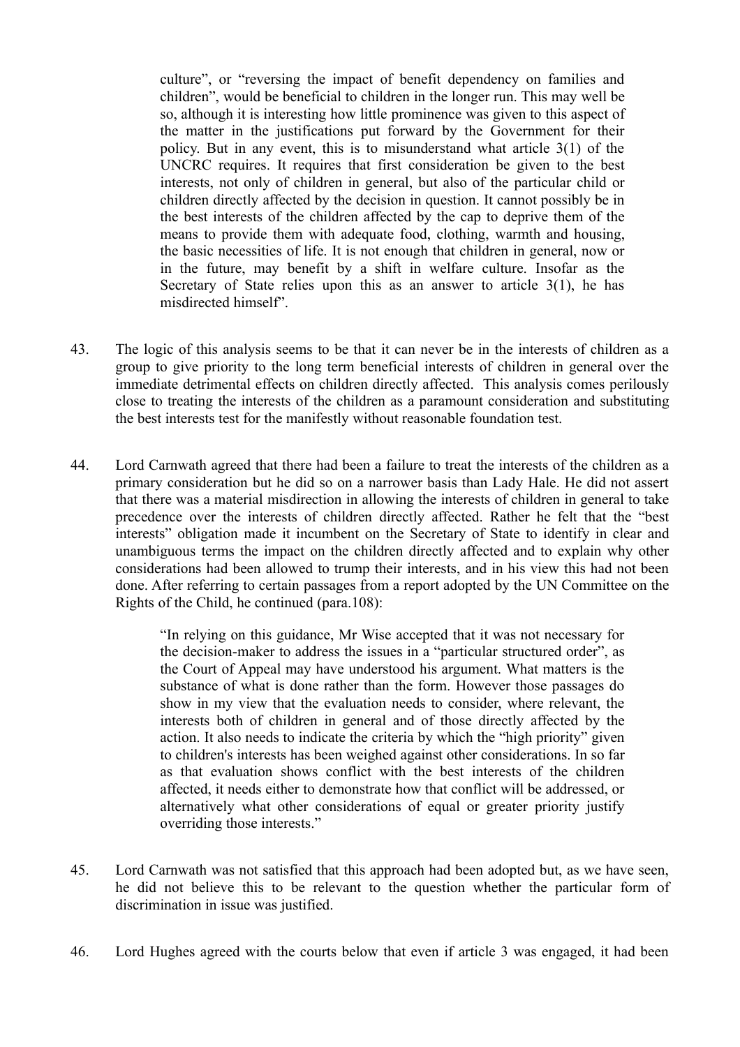> culture", or "reversing the impact of benefit dependency on families and children", would be beneficial to children in the longer run. This may well be so, although it is interesting how little prominence was given to this aspect of the matter in the justifications put forward by the Government for their policy. But in any event, this is to misunderstand what article 3(1) of the UNCRC requires. It requires that first consideration be given to the best interests, not only of children in general, but also of the particular child or children directly affected by the decision in question. It cannot possibly be in the best interests of the children affected by the cap to deprive them of the means to provide them with adequate food, clothing, warmth and housing, the basic necessities of life. It is not enough that children in general, now or in the future, may benefit by a shift in welfare culture. Insofar as the Secretary of State relies upon this as an answer to article 3(1), he has misdirected himself".

43. The logic of this analysis seems to be that it can never be in the interests of children as a group to give priority to the long term beneficial interests of children in general over the immediate detrimental effects on children directly affected. This analysis comes perilously close to treating the interests of the children as a paramount consideration and substituting the best interests test for the manifestly without reasonable foundation test.

44. Lord Carnwath agreed that there had been a failure to treat the interests of the children as a primary consideration but he did so on a narrower basis than Lady Hale. He did not assert that there was a material misdirection in allowing the interests of children in general to take precedence over the interests of children directly affected. Rather he felt that the "best interests" obligation made it incumbent on the Secretary of State to identify in clear and unambiguous terms the impact on the children directly affected and to explain why other considerations had been allowed to trump their interests, and in his view this had not been done. After referring to certain passages from a report adopted by the UN Committee on the Rights of the Child, he continued (para.108):

> "In relying on this guidance, Mr Wise accepted that it was not necessary for the decision-maker to address the issues in a "particular structured order", as the Court of Appeal may have understood his argument. What matters is the substance of what is done rather than the form. However those passages do show in my view that the evaluation needs to consider, where relevant, the interests both of children in general and of those directly affected by the action. It also needs to indicate the criteria by which the "high priority" given to children's interests has been weighed against other considerations. In so far as that evaluation shows conflict with the best interests of the children affected, it needs either to demonstrate how that conflict will be addressed, or alternatively what other considerations of equal or greater priority justify overriding those interests."

45. Lord Carnwath was not satisfied that this approach had been adopted but, as we have seen, he did not believe this to be relevant to the question whether the particular form of discrimination in issue was justified.

46. Lord Hughes agreed with the courts below that even if article 3 was engaged, it had been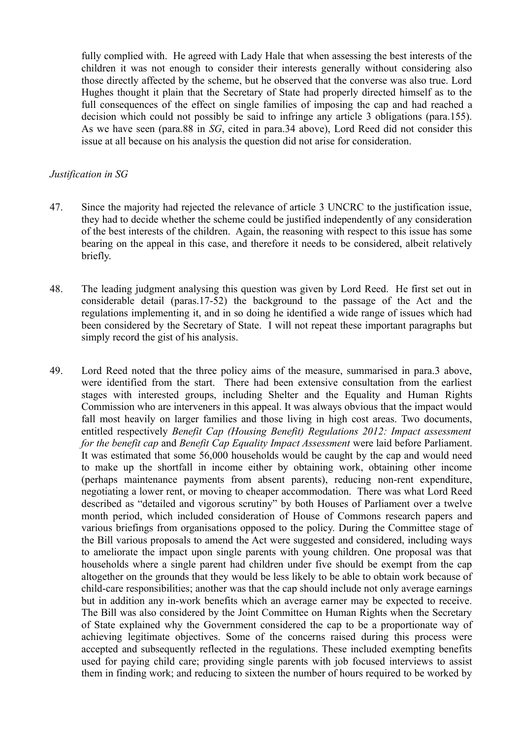fully complied with. He agreed with Lady Hale that when assessing the best interests of the children it was not enough to consider their interests generally without considering also those directly affected by the scheme, but he observed that the converse was also true. Lord Hughes thought it plain that the Secretary of State had properly directed himself as to the full consequences of the effect on single families of imposing the cap and had reached a decision which could not possibly be said to infringe any article 3 obligations (para.155). As we have seen (para.88 in *SG*, cited in para.34 above), Lord Reed did not consider this issue at all because on his analysis the question did not arise for consideration.

*Justification in SG*

47. Since the majority had rejected the relevance of article 3 UNCRC to the justification issue, they had to decide whether the scheme could be justified independently of any consideration of the best interests of the children. Again, the reasoning with respect to this issue has some bearing on the appeal in this case, and therefore it needs to be considered, albeit relatively briefly.

48. The leading judgment analysing this question was given by Lord Reed. He first set out in considerable detail (paras.17-52) the background to the passage of the Act and the regulations implementing it, and in so doing he identified a wide range of issues which had been considered by the Secretary of State. I will not repeat these important paragraphs but simply record the gist of his analysis.

49. Lord Reed noted that the three policy aims of the measure, summarised in para.3 above, were identified from the start. There had been extensive consultation from the earliest stages with interested groups, including Shelter and the Equality and Human Rights Commission who are interveners in this appeal. It was always obvious that the impact would fall most heavily on larger families and those living in high cost areas. Two documents, entitled respectively *Benefit Cap (Housing Benefit) Regulations 2012: Impact assessment for the benefit cap* and *Benefit Cap Equality Impact Assessment* were laid before Parliament. It was estimated that some 56,000 households would be caught by the cap and would need to make up the shortfall in income either by obtaining work, obtaining other income (perhaps maintenance payments from absent parents), reducing non-rent expenditure, negotiating a lower rent, or moving to cheaper accommodation. There was what Lord Reed described as "detailed and vigorous scrutiny" by both Houses of Parliament over a twelve month period, which included consideration of House of Commons research papers and various briefings from organisations opposed to the policy. During the Committee stage of the Bill various proposals to amend the Act were suggested and considered, including ways to ameliorate the impact upon single parents with young children. One proposal was that households where a single parent had children under five should be exempt from the cap altogether on the grounds that they would be less likely to be able to obtain work because of child-care responsibilities; another was that the cap should include not only average earnings but in addition any in-work benefits which an average earner may be expected to receive. The Bill was also considered by the Joint Committee on Human Rights when the Secretary of State explained why the Government considered the cap to be a proportionate way of achieving legitimate objectives. Some of the concerns raised during this process were accepted and subsequently reflected in the regulations. These included exempting benefits used for paying child care; providing single parents with job focused interviews to assist them in finding work; and reducing to sixteen the number of hours required to be worked by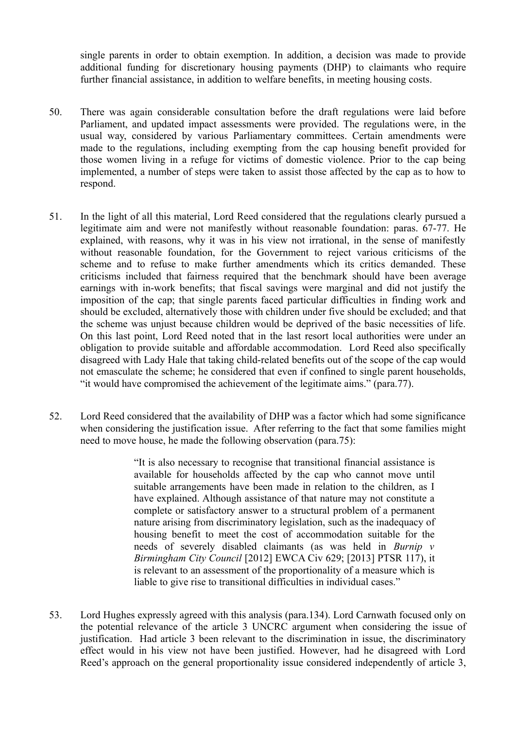single parents in order to obtain exemption. In addition, a decision was made to provide additional funding for discretionary housing payments (DHP) to claimants who require further financial assistance, in addition to welfare benefits, in meeting housing costs.

50. There was again considerable consultation before the draft regulations were laid before Parliament, and updated impact assessments were provided. The regulations were, in the usual way, considered by various Parliamentary committees. Certain amendments were made to the regulations, including exempting from the cap housing benefit provided for those women living in a refuge for victims of domestic violence. Prior to the cap being implemented, a number of steps were taken to assist those affected by the cap as to how to respond.

51. In the light of all this material, Lord Reed considered that the regulations clearly pursued a legitimate aim and were not manifestly without reasonable foundation: paras. 67-77. He explained, with reasons, why it was in his view not irrational, in the sense of manifestly without reasonable foundation, for the Government to reject various criticisms of the scheme and to refuse to make further amendments which its critics demanded. These criticisms included that fairness required that the benchmark should have been average earnings with in-work benefits; that fiscal savings were marginal and did not justify the imposition of the cap; that single parents faced particular difficulties in finding work and should be excluded, alternatively those with children under five should be excluded; and that the scheme was unjust because children would be deprived of the basic necessities of life. On this last point, Lord Reed noted that in the last resort local authorities were under an obligation to provide suitable and affordable accommodation. Lord Reed also specifically disagreed with Lady Hale that taking child-related benefits out of the scope of the cap would not emasculate the scheme; he considered that even if confined to single parent households, "it would have compromised the achievement of the legitimate aims." (para.77).

52. Lord Reed considered that the availability of DHP was a factor which had some significance when considering the justification issue. After referring to the fact that some families might need to move house, he made the following observation (para.75):

> "It is also necessary to recognise that transitional financial assistance is available for households affected by the cap who cannot move until suitable arrangements have been made in relation to the children, as I have explained. Although assistance of that nature may not constitute a complete or satisfactory answer to a structural problem of a permanent nature arising from discriminatory legislation, such as the inadequacy of housing benefit to meet the cost of accommodation suitable for the needs of severely disabled claimants (as was held in *Burnip v Birmingham City Council* [2012] EWCA Civ 629; [2013] PTSR 117), it is relevant to an assessment of the proportionality of a measure which is liable to give rise to transitional difficulties in individual cases."

53. Lord Hughes expressly agreed with this analysis (para.134). Lord Carnwath focused only on the potential relevance of the article 3 UNCRC argument when considering the issue of justification. Had article 3 been relevant to the discrimination in issue, the discriminatory effect would in his view not have been justified. However, had he disagreed with Lord Reed's approach on the general proportionality issue considered independently of article 3,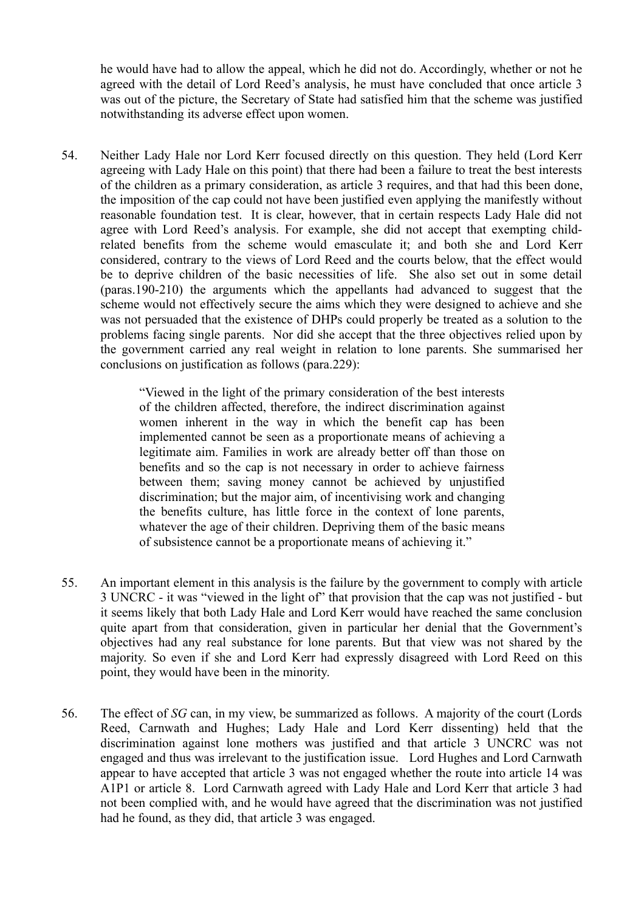he would have had to allow the appeal, which he did not do. Accordingly, whether or not he agreed with the detail of Lord Reed's analysis, he must have concluded that once article 3 was out of the picture, the Secretary of State had satisfied him that the scheme was justified notwithstanding its adverse effect upon women.

54. Neither Lady Hale nor Lord Kerr focused directly on this question. They held (Lord Kerr agreeing with Lady Hale on this point) that there had been a failure to treat the best interests of the children as a primary consideration, as article 3 requires, and that had this been done, the imposition of the cap could not have been justified even applying the manifestly without reasonable foundation test. It is clear, however, that in certain respects Lady Hale did not agree with Lord Reed's analysis. For example, she did not accept that exempting child-related benefits from the scheme would emasculate it; and both she and Lord Kerr considered, contrary to the views of Lord Reed and the courts below, that the effect would be to deprive children of the basic necessities of life. She also set out in some detail (paras.190-210) the arguments which the appellants had advanced to suggest that the scheme would not effectively secure the aims which they were designed to achieve and she was not persuaded that the existence of DHPs could properly be treated as a solution to the problems facing single parents. Nor did she accept that the three objectives relied upon by the government carried any real weight in relation to lone parents. She summarised her conclusions on justification as follows (para.229):

> "Viewed in the light of the primary consideration of the best interests of the children affected, therefore, the indirect discrimination against women inherent in the way in which the benefit cap has been implemented cannot be seen as a proportionate means of achieving a legitimate aim. Families in work are already better off than those on benefits and so the cap is not necessary in order to achieve fairness between them; saving money cannot be achieved by unjustified discrimination; but the major aim, of incentivising work and changing the benefits culture, has little force in the context of lone parents, whatever the age of their children. Depriving them of the basic means of subsistence cannot be a proportionate means of achieving it."

55. An important element in this analysis is the failure by the government to comply with article 3 UNCRC - it was "viewed in the light of" that provision that the cap was not justified - but it seems likely that both Lady Hale and Lord Kerr would have reached the same conclusion quite apart from that consideration, given in particular her denial that the Government's objectives had any real substance for lone parents. But that view was not shared by the majority. So even if she and Lord Kerr had expressly disagreed with Lord Reed on this point, they would have been in the minority.

56. The effect of *SG* can, in my view, be summarized as follows. A majority of the court (Lords Reed, Carnwath and Hughes; Lady Hale and Lord Kerr dissenting) held that the discrimination against lone mothers was justified and that article 3 UNCRC was not engaged and thus was irrelevant to the justification issue. Lord Hughes and Lord Carnwath appear to have accepted that article 3 was not engaged whether the route into article 14 was A1P1 or article 8. Lord Carnwath agreed with Lady Hale and Lord Kerr that article 3 had not been complied with, and he would have agreed that the discrimination was not justified had he found, as they did, that article 3 was engaged.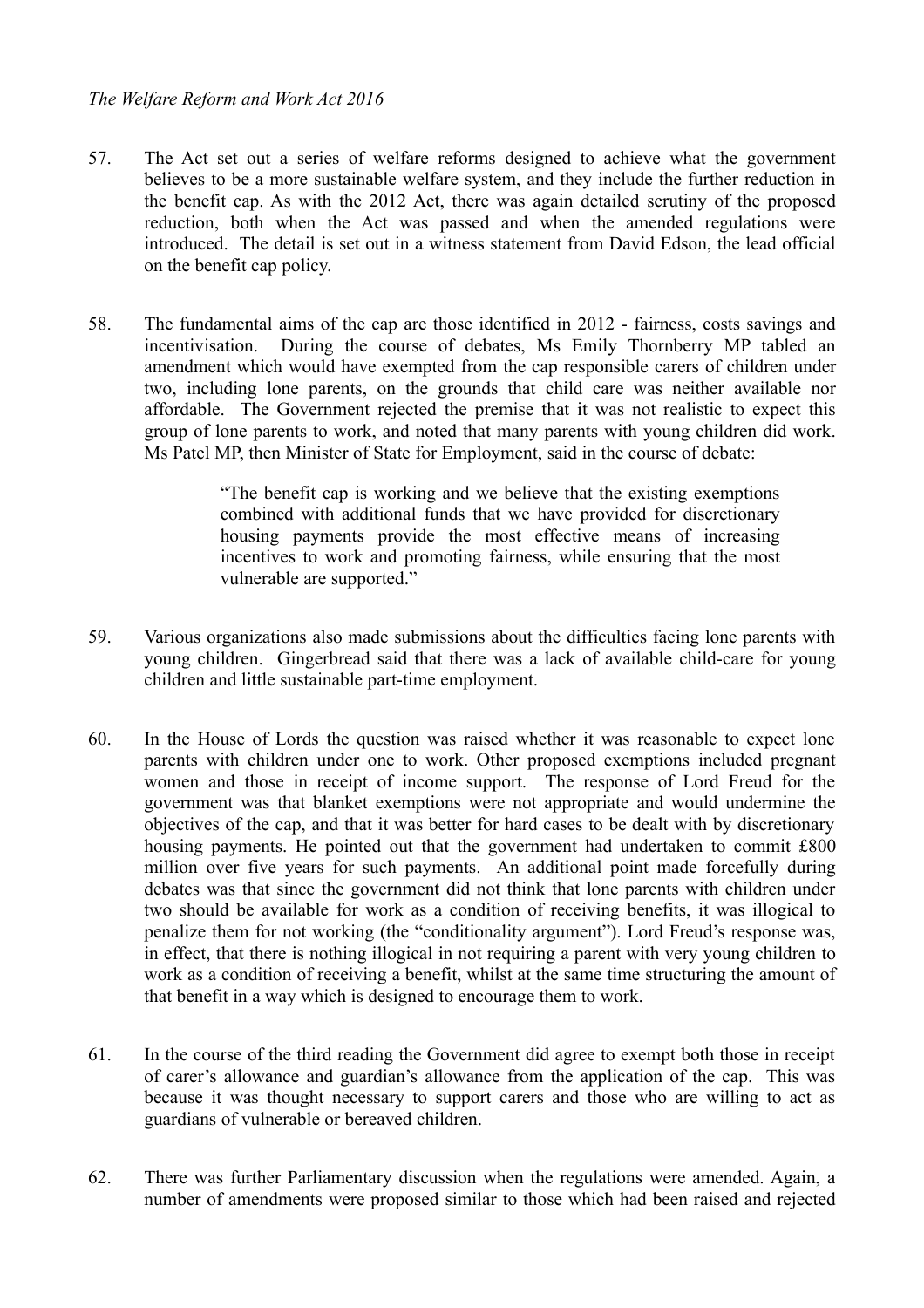*The Welfare Reform and Work Act 2016*

57. The Act set out a series of welfare reforms designed to achieve what the government believes to be a more sustainable welfare system, and they include the further reduction in the benefit cap. As with the 2012 Act, there was again detailed scrutiny of the proposed reduction, both when the Act was passed and when the amended regulations were introduced. The detail is set out in a witness statement from David Edson, the lead official on the benefit cap policy.

58. The fundamental aims of the cap are those identified in 2012 - fairness, costs savings and incentivisation. During the course of debates, Ms Emily Thornberry MP tabled an amendment which would have exempted from the cap responsible carers of children under two, including lone parents, on the grounds that child care was neither available nor affordable. The Government rejected the premise that it was not realistic to expect this group of lone parents to work, and noted that many parents with young children did work. Ms Patel MP, then Minister of State for Employment, said in the course of debate:

> "The benefit cap is working and we believe that the existing exemptions combined with additional funds that we have provided for discretionary housing payments provide the most effective means of increasing incentives to work and promoting fairness, while ensuring that the most vulnerable are supported."

59. Various organizations also made submissions about the difficulties facing lone parents with young children. Gingerbread said that there was a lack of available child-care for young children and little sustainable part-time employment.

60. In the House of Lords the question was raised whether it was reasonable to expect lone parents with children under one to work. Other proposed exemptions included pregnant women and those in receipt of income support. The response of Lord Freud for the government was that blanket exemptions were not appropriate and would undermine the objectives of the cap, and that it was better for hard cases to be dealt with by discretionary housing payments. He pointed out that the government had undertaken to commit £800 million over five years for such payments. An additional point made forcefully during debates was that since the government did not think that lone parents with children under two should be available for work as a condition of receiving benefits, it was illogical to penalize them for not working (the "conditionality argument"). Lord Freud's response was, in effect, that there is nothing illogical in not requiring a parent with very young children to work as a condition of receiving a benefit, whilst at the same time structuring the amount of that benefit in a way which is designed to encourage them to work.

61. In the course of the third reading the Government did agree to exempt both those in receipt of carer's allowance and guardian's allowance from the application of the cap. This was because it was thought necessary to support carers and those who are willing to act as guardians of vulnerable or bereaved children.

62. There was further Parliamentary discussion when the regulations were amended. Again, a number of amendments were proposed similar to those which had been raised and rejected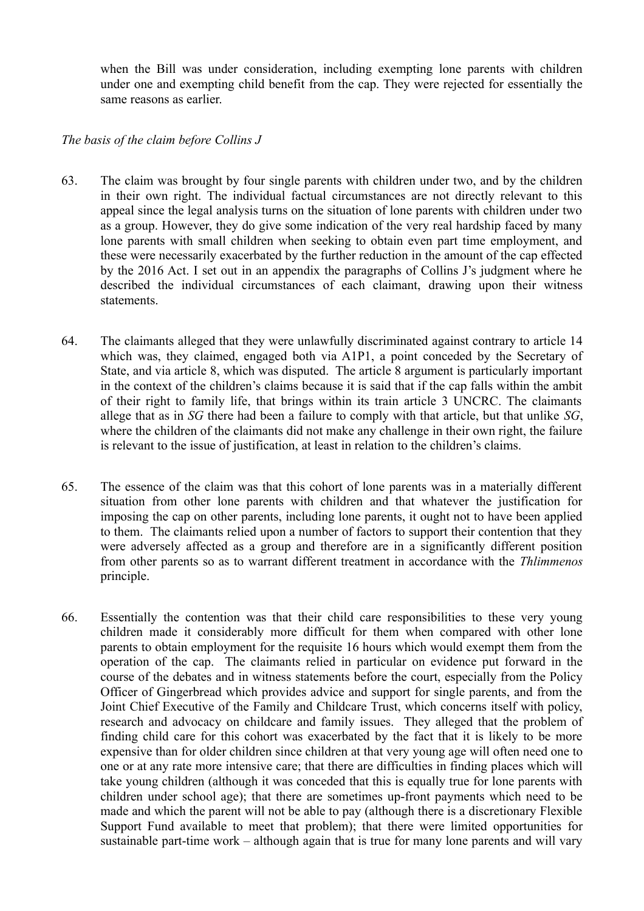when the Bill was under consideration, including exempting lone parents with children under one and exempting child benefit from the cap. They were rejected for essentially the same reasons as earlier.

*The basis of the claim before Collins J*

63. The claim was brought by four single parents with children under two, and by the children in their own right. The individual factual circumstances are not directly relevant to this appeal since the legal analysis turns on the situation of lone parents with children under two as a group. However, they do give some indication of the very real hardship faced by many lone parents with small children when seeking to obtain even part time employment, and these were necessarily exacerbated by the further reduction in the amount of the cap effected by the 2016 Act. I set out in an appendix the paragraphs of Collins J's judgment where he described the individual circumstances of each claimant, drawing upon their witness statements.

64. The claimants alleged that they were unlawfully discriminated against contrary to article 14 which was, they claimed, engaged both via A1P1, a point conceded by the Secretary of State, and via article 8, which was disputed. The article 8 argument is particularly important in the context of the children's claims because it is said that if the cap falls within the ambit of their right to family life, that brings within its train article 3 UNCRC. The claimants allege that as in *SG* there had been a failure to comply with that article, but that unlike *SG*, where the children of the claimants did not make any challenge in their own right, the failure is relevant to the issue of justification, at least in relation to the children's claims.

65. The essence of the claim was that this cohort of lone parents was in a materially different situation from other lone parents with children and that whatever the justification for imposing the cap on other parents, including lone parents, it ought not to have been applied to them. The claimants relied upon a number of factors to support their contention that they were adversely affected as a group and therefore are in a significantly different position from other parents so as to warrant different treatment in accordance with the *Thlimmenos* principle.

66. Essentially the contention was that their child care responsibilities to these very young children made it considerably more difficult for them when compared with other lone parents to obtain employment for the requisite 16 hours which would exempt them from the operation of the cap. The claimants relied in particular on evidence put forward in the course of the debates and in witness statements before the court, especially from the Policy Officer of Gingerbread which provides advice and support for single parents, and from the Joint Chief Executive of the Family and Childcare Trust, which concerns itself with policy, research and advocacy on childcare and family issues. They alleged that the problem of finding child care for this cohort was exacerbated by the fact that it is likely to be more expensive than for older children since children at that very young age will often need one to one or at any rate more intensive care; that there are difficulties in finding places which will take young children (although it was conceded that this is equally true for lone parents with children under school age); that there are sometimes up-front payments which need to be made and which the parent will not be able to pay (although there is a discretionary Flexible Support Fund available to meet that problem); that there were limited opportunities for sustainable part-time work – although again that is true for many lone parents and will vary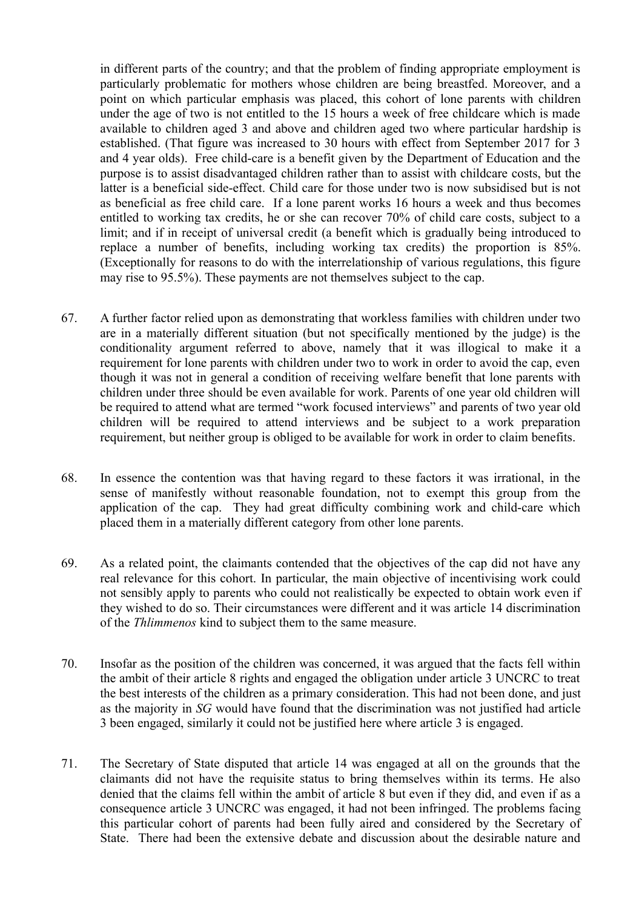in different parts of the country; and that the problem of finding appropriate employment is particularly problematic for mothers whose children are being breastfed. Moreover, and a point on which particular emphasis was placed, this cohort of lone parents with children under the age of two is not entitled to the 15 hours a week of free childcare which is made available to children aged 3 and above and children aged two where particular hardship is established. (That figure was increased to 30 hours with effect from September 2017 for 3 and 4 year olds). Free child-care is a benefit given by the Department of Education and the purpose is to assist disadvantaged children rather than to assist with childcare costs, but the latter is a beneficial side-effect. Child care for those under two is now subsidised but is not as beneficial as free child care. If a lone parent works 16 hours a week and thus becomes entitled to working tax credits, he or she can recover 70% of child care costs, subject to a limit; and if in receipt of universal credit (a benefit which is gradually being introduced to replace a number of benefits, including working tax credits) the proportion is 85%. (Exceptionally for reasons to do with the interrelationship of various regulations, this figure may rise to 95.5%). These payments are not themselves subject to the cap.

67. A further factor relied upon as demonstrating that workless families with children under two are in a materially different situation (but not specifically mentioned by the judge) is the conditionality argument referred to above, namely that it was illogical to make it a requirement for lone parents with children under two to work in order to avoid the cap, even though it was not in general a condition of receiving welfare benefit that lone parents with children under three should be even available for work. Parents of one year old children will be required to attend what are termed "work focused interviews" and parents of two year old children will be required to attend interviews and be subject to a work preparation requirement, but neither group is obliged to be available for work in order to claim benefits.

68. In essence the contention was that having regard to these factors it was irrational, in the sense of manifestly without reasonable foundation, not to exempt this group from the application of the cap. They had great difficulty combining work and child-care which placed them in a materially different category from other lone parents.

69. As a related point, the claimants contended that the objectives of the cap did not have any real relevance for this cohort. In particular, the main objective of incentivising work could not sensibly apply to parents who could not realistically be expected to obtain work even if they wished to do so. Their circumstances were different and it was article 14 discrimination of the *Thlimmenos* kind to subject them to the same measure.

70. Insofar as the position of the children was concerned, it was argued that the facts fell within the ambit of their article 8 rights and engaged the obligation under article 3 UNCRC to treat the best interests of the children as a primary consideration. This had not been done, and just as the majority in *SG* would have found that the discrimination was not justified had article 3 been engaged, similarly it could not be justified here where article 3 is engaged.

71. The Secretary of State disputed that article 14 was engaged at all on the grounds that the claimants did not have the requisite status to bring themselves within its terms. He also denied that the claims fell within the ambit of article 8 but even if they did, and even if as a consequence article 3 UNCRC was engaged, it had not been infringed. The problems facing this particular cohort of parents had been fully aired and considered by the Secretary of State. There had been the extensive debate and discussion about the desirable nature and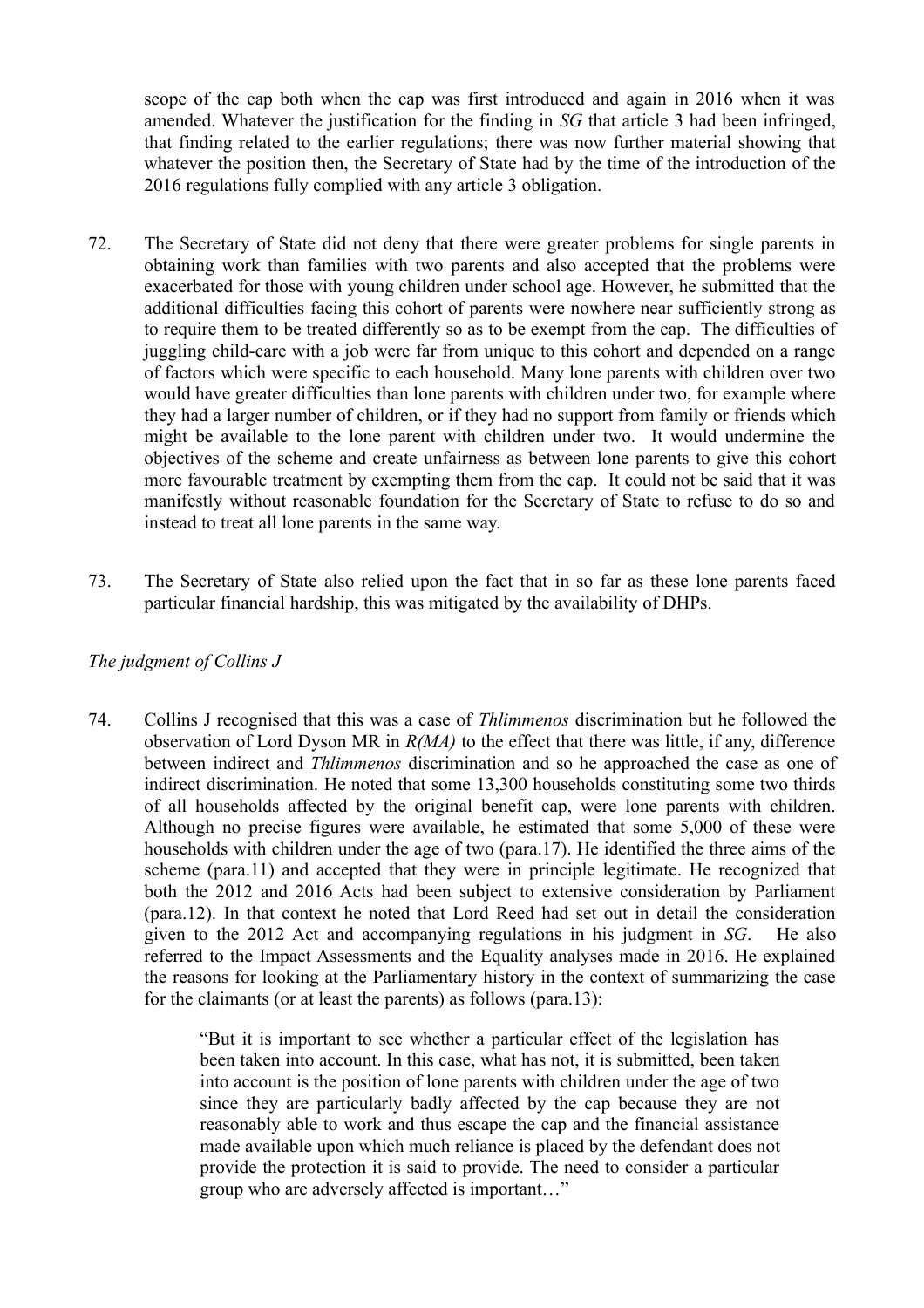scope of the cap both when the cap was first introduced and again in 2016 when it was amended. Whatever the justification for the finding in *SG* that article 3 had been infringed, that finding related to the earlier regulations; there was now further material showing that whatever the position then, the Secretary of State had by the time of the introduction of the 2016 regulations fully complied with any article 3 obligation.

72. The Secretary of State did not deny that there were greater problems for single parents in obtaining work than families with two parents and also accepted that the problems were exacerbated for those with young children under school age. However, he submitted that the additional difficulties facing this cohort of parents were nowhere near sufficiently strong as to require them to be treated differently so as to be exempt from the cap. The difficulties of juggling child-care with a job were far from unique to this cohort and depended on a range of factors which were specific to each household. Many lone parents with children over two would have greater difficulties than lone parents with children under two, for example where they had a larger number of children, or if they had no support from family or friends which might be available to the lone parent with children under two. It would undermine the objectives of the scheme and create unfairness as between lone parents to give this cohort more favourable treatment by exempting them from the cap. It could not be said that it was manifestly without reasonable foundation for the Secretary of State to refuse to do so and instead to treat all lone parents in the same way.

73. The Secretary of State also relied upon the fact that in so far as these lone parents faced particular financial hardship, this was mitigated by the availability of DHPs.

*The judgment of Collins J*

74. Collins J recognised that this was a case of *Thlimmenos* discrimination but he followed the observation of Lord Dyson MR in *R(MA)* to the effect that there was little, if any, difference between indirect and *Thlimmenos* discrimination and so he approached the case as one of indirect discrimination. He noted that some 13,300 households constituting some two thirds of all households affected by the original benefit cap, were lone parents with children. Although no precise figures were available, he estimated that some 5,000 of these were households with children under the age of two (para.17). He identified the three aims of the scheme (para.11) and accepted that they were in principle legitimate. He recognized that both the 2012 and 2016 Acts had been subject to extensive consideration by Parliament (para.12). In that context he noted that Lord Reed had set out in detail the consideration given to the 2012 Act and accompanying regulations in his judgment in *SG*. He also referred to the Impact Assessments and the Equality analyses made in 2016. He explained the reasons for looking at the Parliamentary history in the context of summarizing the case for the claimants (or at least the parents) as follows (para.13):

> "But it is important to see whether a particular effect of the legislation has been taken into account. In this case, what has not, it is submitted, been taken into account is the position of lone parents with children under the age of two since they are particularly badly affected by the cap because they are not reasonably able to work and thus escape the cap and the financial assistance made available upon which much reliance is placed by the defendant does not provide the protection it is said to provide. The need to consider a particular group who are adversely affected is important…"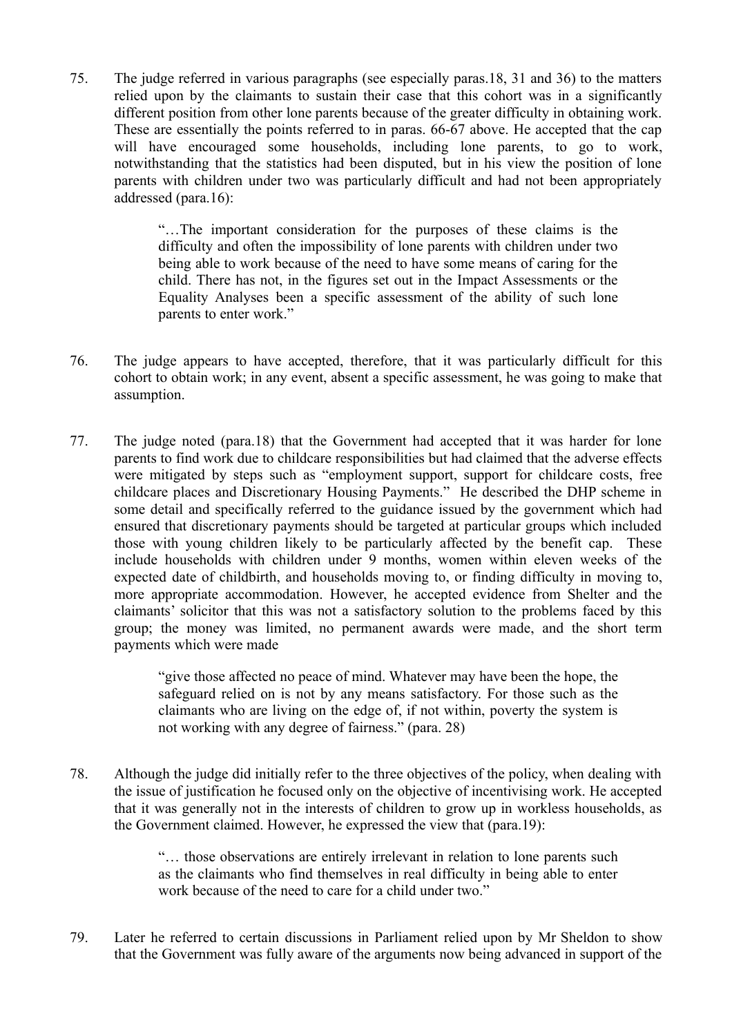75. The judge referred in various paragraphs (see especially paras.18, 31 and 36) to the matters relied upon by the claimants to sustain their case that this cohort was in a significantly different position from other lone parents because of the greater difficulty in obtaining work. These are essentially the points referred to in paras. 66-67 above. He accepted that the cap will have encouraged some households, including lone parents, to go to work, notwithstanding that the statistics had been disputed, but in his view the position of lone parents with children under two was particularly difficult and had not been appropriately addressed (para.16):

> "…The important consideration for the purposes of these claims is the difficulty and often the impossibility of lone parents with children under two being able to work because of the need to have some means of caring for the child. There has not, in the figures set out in the Impact Assessments or the Equality Analyses been a specific assessment of the ability of such lone parents to enter work."

76. The judge appears to have accepted, therefore, that it was particularly difficult for this cohort to obtain work; in any event, absent a specific assessment, he was going to make that assumption.

77. The judge noted (para.18) that the Government had accepted that it was harder for lone parents to find work due to childcare responsibilities but had claimed that the adverse effects were mitigated by steps such as "employment support, support for childcare costs, free childcare places and Discretionary Housing Payments." He described the DHP scheme in some detail and specifically referred to the guidance issued by the government which had ensured that discretionary payments should be targeted at particular groups which included those with young children likely to be particularly affected by the benefit cap. These include households with children under 9 months, women within eleven weeks of the expected date of childbirth, and households moving to, or finding difficulty in moving to, more appropriate accommodation. However, he accepted evidence from Shelter and the claimants' solicitor that this was not a satisfactory solution to the problems faced by this group; the money was limited, no permanent awards were made, and the short term payments which were made

> "give those affected no peace of mind. Whatever may have been the hope, the safeguard relied on is not by any means satisfactory. For those such as the claimants who are living on the edge of, if not within, poverty the system is not working with any degree of fairness." (para. 28)

78. Although the judge did initially refer to the three objectives of the policy, when dealing with the issue of justification he focused only on the objective of incentivising work. He accepted that it was generally not in the interests of children to grow up in workless households, as the Government claimed. However, he expressed the view that (para.19):

> "… those observations are entirely irrelevant in relation to lone parents such as the claimants who find themselves in real difficulty in being able to enter work because of the need to care for a child under two."

79. Later he referred to certain discussions in Parliament relied upon by Mr Sheldon to show that the Government was fully aware of the arguments now being advanced in support of the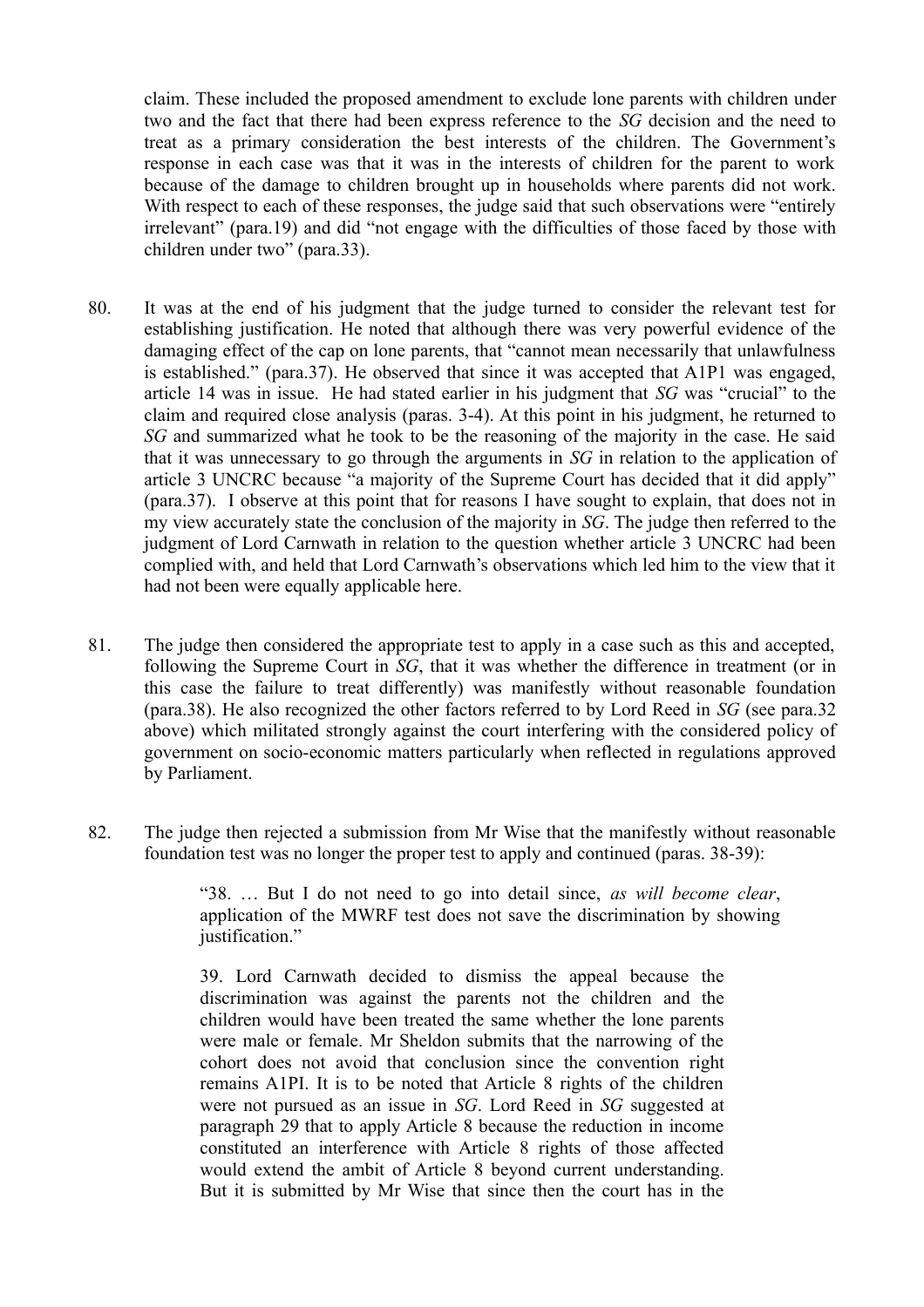claim. These included the proposed amendment to exclude lone parents with children under two and the fact that there had been express reference to the *SG* decision and the need to treat as a primary consideration the best interests of the children. The Government's response in each case was that it was in the interests of children for the parent to work because of the damage to children brought up in households where parents did not work. With respect to each of these responses, the judge said that such observations were "entirely irrelevant" (para.19) and did "not engage with the difficulties of those faced by those with children under two" (para.33).

80. It was at the end of his judgment that the judge turned to consider the relevant test for establishing justification. He noted that although there was very powerful evidence of the damaging effect of the cap on lone parents, that "cannot mean necessarily that unlawfulness is established." (para.37). He observed that since it was accepted that A1P1 was engaged, article 14 was in issue. He had stated earlier in his judgment that *SG* was "crucial" to the claim and required close analysis (paras. 3-4). At this point in his judgment, he returned to *SG* and summarized what he took to be the reasoning of the majority in the case. He said that it was unnecessary to go through the arguments in *SG* in relation to the application of article 3 UNCRC because "a majority of the Supreme Court has decided that it did apply" (para.37). I observe at this point that for reasons I have sought to explain, that does not in my view accurately state the conclusion of the majority in *SG*. The judge then referred to the judgment of Lord Carnwath in relation to the question whether article 3 UNCRC had been complied with, and held that Lord Carnwath's observations which led him to the view that it had not been were equally applicable here.

81. The judge then considered the appropriate test to apply in a case such as this and accepted, following the Supreme Court in *SG*, that it was whether the difference in treatment (or in this case the failure to treat differently) was manifestly without reasonable foundation (para.38). He also recognized the other factors referred to by Lord Reed in *SG* (see para.32 above) which militated strongly against the court interfering with the considered policy of government on socio-economic matters particularly when reflected in regulations approved by Parliament.

82. The judge then rejected a submission from Mr Wise that the manifestly without reasonable foundation test was no longer the proper test to apply and continued (paras. 38-39):

> "38. … But I do not need to go into detail since, *as will become clear*, application of the MWRF test does not save the discrimination by showing justification."
>
> 39. Lord Carnwath decided to dismiss the appeal because the discrimination was against the parents not the children and the children would have been treated the same whether the lone parents were male or female. Mr Sheldon submits that the narrowing of the cohort does not avoid that conclusion since the convention right remains A1PI. It is to be noted that Article 8 rights of the children were not pursued as an issue in *SG*. Lord Reed in *SG* suggested at paragraph 29 that to apply Article 8 because the reduction in income constituted an interference with Article 8 rights of those affected would extend the ambit of Article 8 beyond current understanding. But it is submitted by Mr Wise that since then the court has in the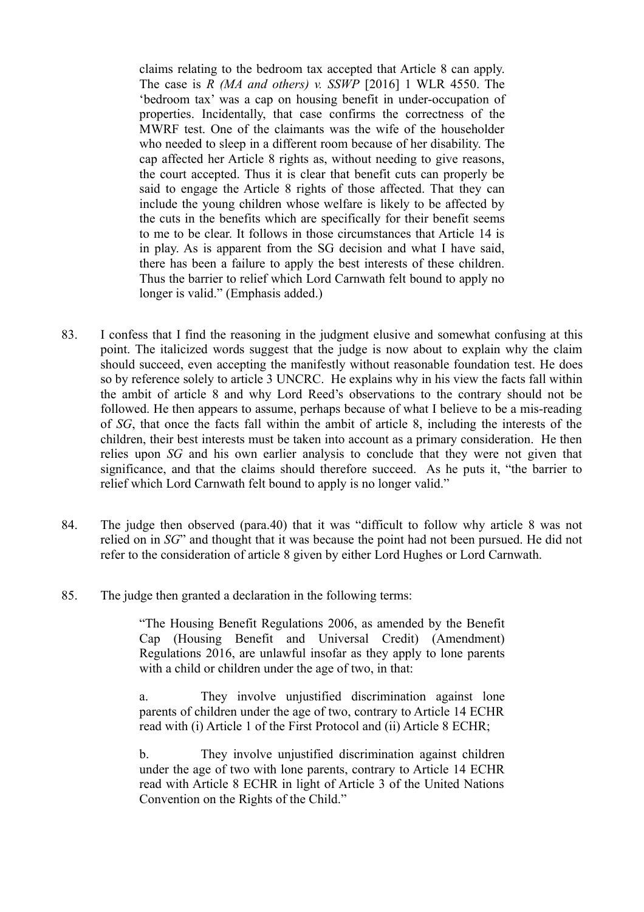> claims relating to the bedroom tax accepted that Article 8 can apply. The case is *R (MA and others) v. SSWP* [2016] 1 WLR 4550. The 'bedroom tax' was a cap on housing benefit in under-occupation of properties. Incidentally, that case confirms the correctness of the MWRF test. One of the claimants was the wife of the householder who needed to sleep in a different room because of her disability. The cap affected her Article 8 rights as, without needing to give reasons, the court accepted. Thus it is clear that benefit cuts can properly be said to engage the Article 8 rights of those affected. That they can include the young children whose welfare is likely to be affected by the cuts in the benefits which are specifically for their benefit seems to me to be clear. It follows in those circumstances that Article 14 is in play. As is apparent from the SG decision and what I have said, there has been a failure to apply the best interests of these children. Thus the barrier to relief which Lord Carnwath felt bound to apply no longer is valid." (Emphasis added.)

83. I confess that I find the reasoning in the judgment elusive and somewhat confusing at this point. The italicized words suggest that the judge is now about to explain why the claim should succeed, even accepting the manifestly without reasonable foundation test. He does so by reference solely to article 3 UNCRC. He explains why in his view the facts fall within the ambit of article 8 and why Lord Reed's observations to the contrary should not be followed. He then appears to assume, perhaps because of what I believe to be a mis-reading of *SG*, that once the facts fall within the ambit of article 8, including the interests of the children, their best interests must be taken into account as a primary consideration. He then relies upon *SG* and his own earlier analysis to conclude that they were not given that significance, and that the claims should therefore succeed. As he puts it, "the barrier to relief which Lord Carnwath felt bound to apply is no longer valid."

84. The judge then observed (para.40) that it was "difficult to follow why article 8 was not relied on in *SG*" and thought that it was because the point had not been pursued. He did not refer to the consideration of article 8 given by either Lord Hughes or Lord Carnwath.

85. The judge then granted a declaration in the following terms:

> "The Housing Benefit Regulations 2006, as amended by the Benefit Cap (Housing Benefit and Universal Credit) (Amendment) Regulations 2016, are unlawful insofar as they apply to lone parents with a child or children under the age of two, in that:
>
> a. They involve unjustified discrimination against lone parents of children under the age of two, contrary to Article 14 ECHR read with (i) Article 1 of the First Protocol and (ii) Article 8 ECHR;
>
> b. They involve unjustified discrimination against children under the age of two with lone parents, contrary to Article 14 ECHR read with Article 8 ECHR in light of Article 3 of the United Nations Convention on the Rights of the Child."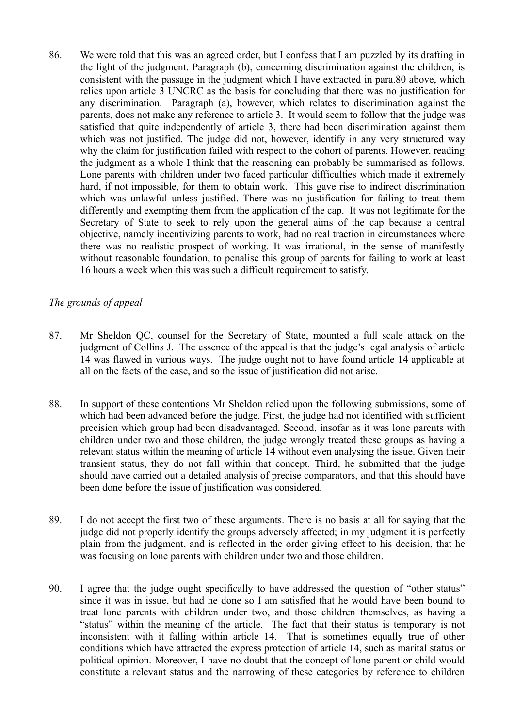86. We were told that this was an agreed order, but I confess that I am puzzled by its drafting in the light of the judgment. Paragraph (b), concerning discrimination against the children, is consistent with the passage in the judgment which I have extracted in para.80 above, which relies upon article 3 UNCRC as the basis for concluding that there was no justification for any discrimination. Paragraph (a), however, which relates to discrimination against the parents, does not make any reference to article 3. It would seem to follow that the judge was satisfied that quite independently of article 3, there had been discrimination against them which was not justified. The judge did not, however, identify in any very structured way why the claim for justification failed with respect to the cohort of parents. However, reading the judgment as a whole I think that the reasoning can probably be summarised as follows. Lone parents with children under two faced particular difficulties which made it extremely hard, if not impossible, for them to obtain work. This gave rise to indirect discrimination which was unlawful unless justified. There was no justification for failing to treat them differently and exempting them from the application of the cap. It was not legitimate for the Secretary of State to seek to rely upon the general aims of the cap because a central objective, namely incentivizing parents to work, had no real traction in circumstances where there was no realistic prospect of working. It was irrational, in the sense of manifestly without reasonable foundation, to penalise this group of parents for failing to work at least 16 hours a week when this was such a difficult requirement to satisfy.

*The grounds of appeal*

87. Mr Sheldon QC, counsel for the Secretary of State, mounted a full scale attack on the judgment of Collins J. The essence of the appeal is that the judge's legal analysis of article 14 was flawed in various ways. The judge ought not to have found article 14 applicable at all on the facts of the case, and so the issue of justification did not arise.

88. In support of these contentions Mr Sheldon relied upon the following submissions, some of which had been advanced before the judge. First, the judge had not identified with sufficient precision which group had been disadvantaged. Second, insofar as it was lone parents with children under two and those children, the judge wrongly treated these groups as having a relevant status within the meaning of article 14 without even analysing the issue. Given their transient status, they do not fall within that concept. Third, he submitted that the judge should have carried out a detailed analysis of precise comparators, and that this should have been done before the issue of justification was considered.

89. I do not accept the first two of these arguments. There is no basis at all for saying that the judge did not properly identify the groups adversely affected; in my judgment it is perfectly plain from the judgment, and is reflected in the order giving effect to his decision, that he was focusing on lone parents with children under two and those children.

90. I agree that the judge ought specifically to have addressed the question of "other status" since it was in issue, but had he done so I am satisfied that he would have been bound to treat lone parents with children under two, and those children themselves, as having a "status" within the meaning of the article. The fact that their status is temporary is not inconsistent with it falling within article 14. That is sometimes equally true of other conditions which have attracted the express protection of article 14, such as marital status or political opinion. Moreover, I have no doubt that the concept of lone parent or child would constitute a relevant status and the narrowing of these categories by reference to children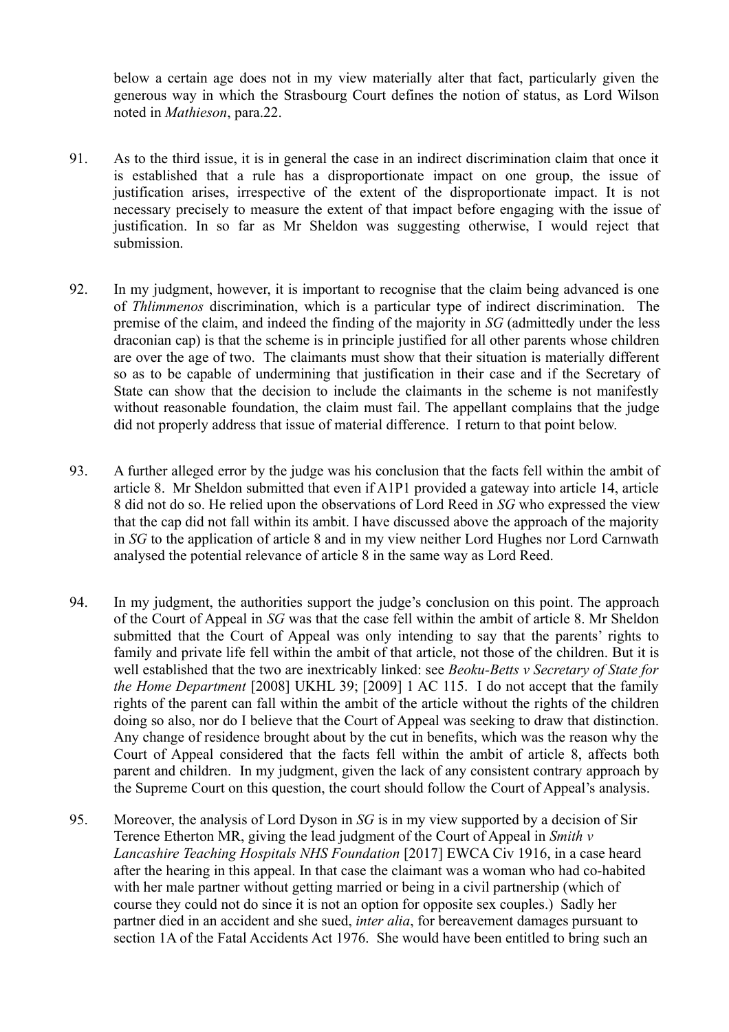below a certain age does not in my view materially alter that fact, particularly given the generous way in which the Strasbourg Court defines the notion of status, as Lord Wilson noted in *Mathieson*, para.22.

91. As to the third issue, it is in general the case in an indirect discrimination claim that once it is established that a rule has a disproportionate impact on one group, the issue of justification arises, irrespective of the extent of the disproportionate impact. It is not necessary precisely to measure the extent of that impact before engaging with the issue of justification. In so far as Mr Sheldon was suggesting otherwise, I would reject that submission.

92. In my judgment, however, it is important to recognise that the claim being advanced is one of *Thlimmenos* discrimination, which is a particular type of indirect discrimination. The premise of the claim, and indeed the finding of the majority in *SG* (admittedly under the less draconian cap) is that the scheme is in principle justified for all other parents whose children are over the age of two. The claimants must show that their situation is materially different so as to be capable of undermining that justification in their case and if the Secretary of State can show that the decision to include the claimants in the scheme is not manifestly without reasonable foundation, the claim must fail. The appellant complains that the judge did not properly address that issue of material difference. I return to that point below.

93. A further alleged error by the judge was his conclusion that the facts fell within the ambit of article 8. Mr Sheldon submitted that even if A1P1 provided a gateway into article 14, article 8 did not do so. He relied upon the observations of Lord Reed in *SG* who expressed the view that the cap did not fall within its ambit. I have discussed above the approach of the majority in *SG* to the application of article 8 and in my view neither Lord Hughes nor Lord Carnwath analysed the potential relevance of article 8 in the same way as Lord Reed.

94. In my judgment, the authorities support the judge's conclusion on this point. The approach of the Court of Appeal in *SG* was that the case fell within the ambit of article 8. Mr Sheldon submitted that the Court of Appeal was only intending to say that the parents' rights to family and private life fell within the ambit of that article, not those of the children. But it is well established that the two are inextricably linked: see *Beoku-Betts v Secretary of State for the Home Department* [2008] UKHL 39; [2009] 1 AC 115. I do not accept that the family rights of the parent can fall within the ambit of the article without the rights of the children doing so also, nor do I believe that the Court of Appeal was seeking to draw that distinction. Any change of residence brought about by the cut in benefits, which was the reason why the Court of Appeal considered that the facts fell within the ambit of article 8, affects both parent and children. In my judgment, given the lack of any consistent contrary approach by the Supreme Court on this question, the court should follow the Court of Appeal's analysis.

95. Moreover, the analysis of Lord Dyson in *SG* is in my view supported by a decision of Sir Terence Etherton MR, giving the lead judgment of the Court of Appeal in *Smith v Lancashire Teaching Hospitals NHS Foundation* [2017] EWCA Civ 1916, in a case heard after the hearing in this appeal. In that case the claimant was a woman who had co-habited with her male partner without getting married or being in a civil partnership (which of course they could not do since it is not an option for opposite sex couples.) Sadly her partner died in an accident and she sued, *inter alia*, for bereavement damages pursuant to section 1A of the Fatal Accidents Act 1976. She would have been entitled to bring such an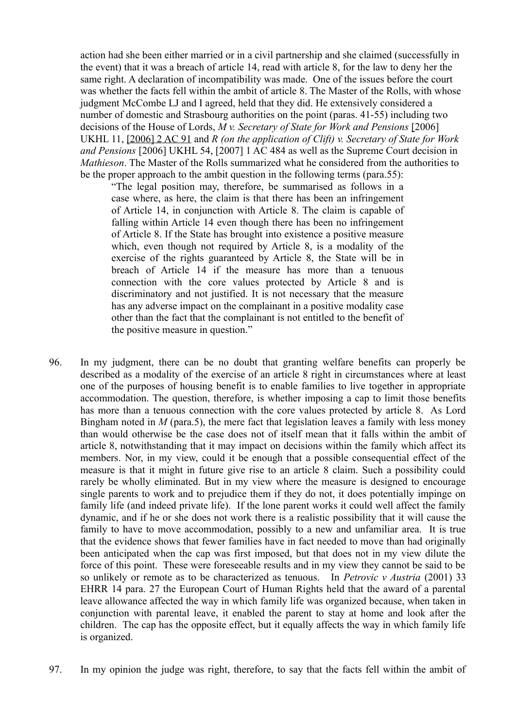action had she been either married or in a civil partnership and she claimed (successfully in the event) that it was a breach of article 14, read with article 8, for the law to deny her the same right. A declaration of incompatibility was made. One of the issues before the court was whether the facts fell within the ambit of article 8. The Master of the Rolls, with whose judgment McCombe LJ and I agreed, held that they did. He extensively considered a number of domestic and Strasbourg authorities on the point (paras. 41-55) including two decisions of the House of Lords, *M v. Secretary of State for Work and Pensions* [2006] UKHL 11, [2006] 2 AC 91 and *R (on the application of Clift) v. Secretary of State for Work and Pensions* [2006] UKHL 54, [2007] 1 AC 484 as well as the Supreme Court decision in *Mathieson*. The Master of the Rolls summarized what he considered from the authorities to be the proper approach to the ambit question in the following terms (para.55):

> "The legal position may, therefore, be summarised as follows in a case where, as here, the claim is that there has been an infringement of Article 14, in conjunction with Article 8. The claim is capable of falling within Article 14 even though there has been no infringement of Article 8. If the State has brought into existence a positive measure which, even though not required by Article 8, is a modality of the exercise of the rights guaranteed by Article 8, the State will be in breach of Article 14 if the measure has more than a tenuous connection with the core values protected by Article 8 and is discriminatory and not justified. It is not necessary that the measure has any adverse impact on the complainant in a positive modality case other than the fact that the complainant is not entitled to the benefit of the positive measure in question."

96. In my judgment, there can be no doubt that granting welfare benefits can properly be described as a modality of the exercise of an article 8 right in circumstances where at least one of the purposes of housing benefit is to enable families to live together in appropriate accommodation. The question, therefore, is whether imposing a cap to limit those benefits has more than a tenuous connection with the core values protected by article 8. As Lord Bingham noted in *M* (para.5), the mere fact that legislation leaves a family with less money than would otherwise be the case does not of itself mean that it falls within the ambit of article 8, notwithstanding that it may impact on decisions within the family which affect its members. Nor, in my view, could it be enough that a possible consequential effect of the measure is that it might in future give rise to an article 8 claim. Such a possibility could rarely be wholly eliminated. But in my view where the measure is designed to encourage single parents to work and to prejudice them if they do not, it does potentially impinge on family life (and indeed private life). If the lone parent works it could well affect the family dynamic, and if he or she does not work there is a realistic possibility that it will cause the family to have to move accommodation, possibly to a new and unfamiliar area. It is true that the evidence shows that fewer families have in fact needed to move than had originally been anticipated when the cap was first imposed, but that does not in my view dilute the force of this point. These were foreseeable results and in my view they cannot be said to be so unlikely or remote as to be characterized as tenuous. In *Petrovic v Austria* (2001) 33 EHRR 14 para. 27 the European Court of Human Rights held that the award of a parental leave allowance affected the way in which family life was organized because, when taken in conjunction with parental leave, it enabled the parent to stay at home and look after the children. The cap has the opposite effect, but it equally affects the way in which family life is organized.

97. In my opinion the judge was right, therefore, to say that the facts fell within the ambit of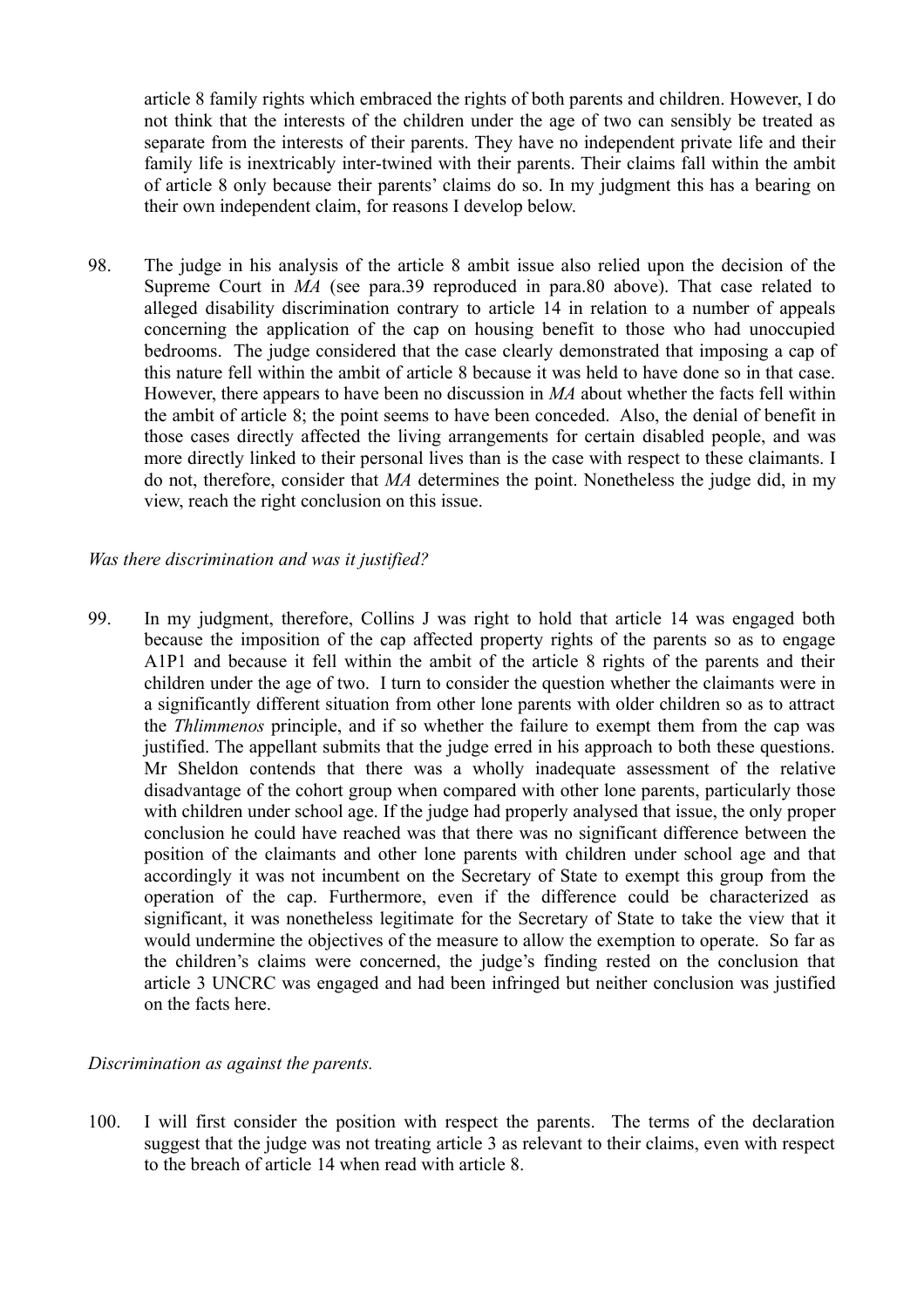article 8 family rights which embraced the rights of both parents and children. However, I do not think that the interests of the children under the age of two can sensibly be treated as separate from the interests of their parents. They have no independent private life and their family life is inextricably inter-twined with their parents. Their claims fall within the ambit of article 8 only because their parents' claims do so. In my judgment this has a bearing on their own independent claim, for reasons I develop below.

98. The judge in his analysis of the article 8 ambit issue also relied upon the decision of the Supreme Court in *MA* (see para.39 reproduced in para.80 above). That case related to alleged disability discrimination contrary to article 14 in relation to a number of appeals concerning the application of the cap on housing benefit to those who had unoccupied bedrooms. The judge considered that the case clearly demonstrated that imposing a cap of this nature fell within the ambit of article 8 because it was held to have done so in that case. However, there appears to have been no discussion in *MA* about whether the facts fell within the ambit of article 8; the point seems to have been conceded. Also, the denial of benefit in those cases directly affected the living arrangements for certain disabled people, and was more directly linked to their personal lives than is the case with respect to these claimants. I do not, therefore, consider that *MA* determines the point. Nonetheless the judge did, in my view, reach the right conclusion on this issue.

*Was there discrimination and was it justified?*

99. In my judgment, therefore, Collins J was right to hold that article 14 was engaged both because the imposition of the cap affected property rights of the parents so as to engage A1P1 and because it fell within the ambit of the article 8 rights of the parents and their children under the age of two. I turn to consider the question whether the claimants were in a significantly different situation from other lone parents with older children so as to attract the *Thlimmenos* principle, and if so whether the failure to exempt them from the cap was justified. The appellant submits that the judge erred in his approach to both these questions. Mr Sheldon contends that there was a wholly inadequate assessment of the relative disadvantage of the cohort group when compared with other lone parents, particularly those with children under school age. If the judge had properly analysed that issue, the only proper conclusion he could have reached was that there was no significant difference between the position of the claimants and other lone parents with children under school age and that accordingly it was not incumbent on the Secretary of State to exempt this group from the operation of the cap. Furthermore, even if the difference could be characterized as significant, it was nonetheless legitimate for the Secretary of State to take the view that it would undermine the objectives of the measure to allow the exemption to operate. So far as the children's claims were concerned, the judge's finding rested on the conclusion that article 3 UNCRC was engaged and had been infringed but neither conclusion was justified on the facts here.

*Discrimination as against the parents.*

100. I will first consider the position with respect the parents. The terms of the declaration suggest that the judge was not treating article 3 as relevant to their claims, even with respect to the breach of article 14 when read with article 8.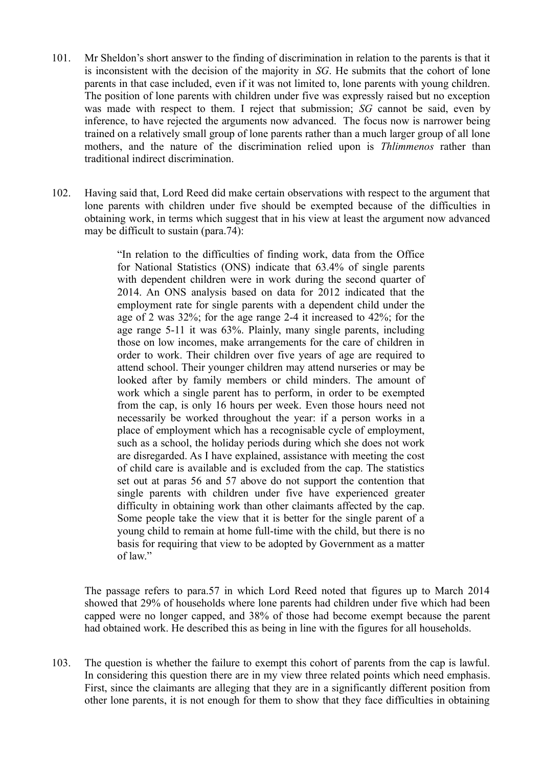101. Mr Sheldon's short answer to the finding of discrimination in relation to the parents is that it is inconsistent with the decision of the majority in *SG*. He submits that the cohort of lone parents in that case included, even if it was not limited to, lone parents with young children. The position of lone parents with children under five was expressly raised but no exception was made with respect to them. I reject that submission; *SG* cannot be said, even by inference, to have rejected the arguments now advanced. The focus now is narrower being trained on a relatively small group of lone parents rather than a much larger group of all lone mothers, and the nature of the discrimination relied upon is *Thlimmenos* rather than traditional indirect discrimination.

102. Having said that, Lord Reed did make certain observations with respect to the argument that lone parents with children under five should be exempted because of the difficulties in obtaining work, in terms which suggest that in his view at least the argument now advanced may be difficult to sustain (para.74):

> "In relation to the difficulties of finding work, data from the Office for National Statistics (ONS) indicate that 63.4% of single parents with dependent children were in work during the second quarter of 2014. An ONS analysis based on data for 2012 indicated that the employment rate for single parents with a dependent child under the age of 2 was 32%; for the age range 2-4 it increased to 42%; for the age range 5-11 it was 63%. Plainly, many single parents, including those on low incomes, make arrangements for the care of children in order to work. Their children over five years of age are required to attend school. Their younger children may attend nurseries or may be looked after by family members or child minders. The amount of work which a single parent has to perform, in order to be exempted from the cap, is only 16 hours per week. Even those hours need not necessarily be worked throughout the year: if a person works in a place of employment which has a recognisable cycle of employment, such as a school, the holiday periods during which she does not work are disregarded. As I have explained, assistance with meeting the cost of child care is available and is excluded from the cap. The statistics set out at paras 56 and 57 above do not support the contention that single parents with children under five have experienced greater difficulty in obtaining work than other claimants affected by the cap. Some people take the view that it is better for the single parent of a young child to remain at home full-time with the child, but there is no basis for requiring that view to be adopted by Government as a matter of law."

The passage refers to para.57 in which Lord Reed noted that figures up to March 2014 showed that 29% of households where lone parents had children under five which had been capped were no longer capped, and 38% of those had become exempt because the parent had obtained work. He described this as being in line with the figures for all households.

103. The question is whether the failure to exempt this cohort of parents from the cap is lawful. In considering this question there are in my view three related points which need emphasis. First, since the claimants are alleging that they are in a significantly different position from other lone parents, it is not enough for them to show that they face difficulties in obtaining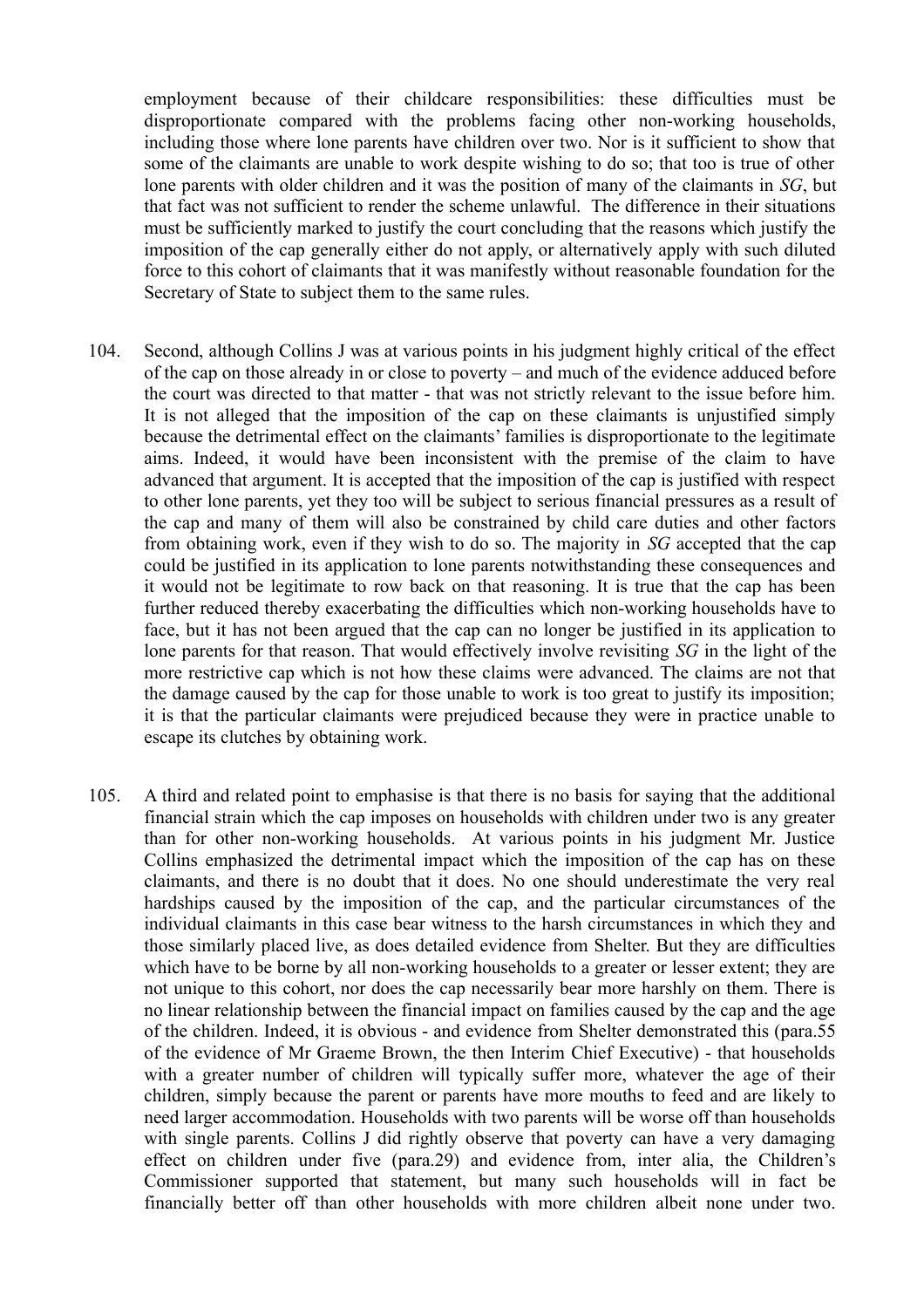employment because of their childcare responsibilities: these difficulties must be disproportionate compared with the problems facing other non-working households, including those where lone parents have children over two. Nor is it sufficient to show that some of the claimants are unable to work despite wishing to do so; that too is true of other lone parents with older children and it was the position of many of the claimants in *SG*, but that fact was not sufficient to render the scheme unlawful. The difference in their situations must be sufficiently marked to justify the court concluding that the reasons which justify the imposition of the cap generally either do not apply, or alternatively apply with such diluted force to this cohort of claimants that it was manifestly without reasonable foundation for the Secretary of State to subject them to the same rules.

104. Second, although Collins J was at various points in his judgment highly critical of the effect of the cap on those already in or close to poverty – and much of the evidence adduced before the court was directed to that matter - that was not strictly relevant to the issue before him. It is not alleged that the imposition of the cap on these claimants is unjustified simply because the detrimental effect on the claimants' families is disproportionate to the legitimate aims. Indeed, it would have been inconsistent with the premise of the claim to have advanced that argument. It is accepted that the imposition of the cap is justified with respect to other lone parents, yet they too will be subject to serious financial pressures as a result of the cap and many of them will also be constrained by child care duties and other factors from obtaining work, even if they wish to do so. The majority in *SG* accepted that the cap could be justified in its application to lone parents notwithstanding these consequences and it would not be legitimate to row back on that reasoning. It is true that the cap has been further reduced thereby exacerbating the difficulties which non-working households have to face, but it has not been argued that the cap can no longer be justified in its application to lone parents for that reason. That would effectively involve revisiting *SG* in the light of the more restrictive cap which is not how these claims were advanced. The claims are not that the damage caused by the cap for those unable to work is too great to justify its imposition; it is that the particular claimants were prejudiced because they were in practice unable to escape its clutches by obtaining work.

105. A third and related point to emphasise is that there is no basis for saying that the additional financial strain which the cap imposes on households with children under two is any greater than for other non-working households. At various points in his judgment Mr. Justice Collins emphasized the detrimental impact which the imposition of the cap has on these claimants, and there is no doubt that it does. No one should underestimate the very real hardships caused by the imposition of the cap, and the particular circumstances of the individual claimants in this case bear witness to the harsh circumstances in which they and those similarly placed live, as does detailed evidence from Shelter. But they are difficulties which have to be borne by all non-working households to a greater or lesser extent; they are not unique to this cohort, nor does the cap necessarily bear more harshly on them. There is no linear relationship between the financial impact on families caused by the cap and the age of the children. Indeed, it is obvious - and evidence from Shelter demonstrated this (para.55 of the evidence of Mr Graeme Brown, the then Interim Chief Executive) - that households with a greater number of children will typically suffer more, whatever the age of their children, simply because the parent or parents have more mouths to feed and are likely to need larger accommodation. Households with two parents will be worse off than households with single parents. Collins J did rightly observe that poverty can have a very damaging effect on children under five (para.29) and evidence from, inter alia, the Children's Commissioner supported that statement, but many such households will in fact be financially better off than other households with more children albeit none under two.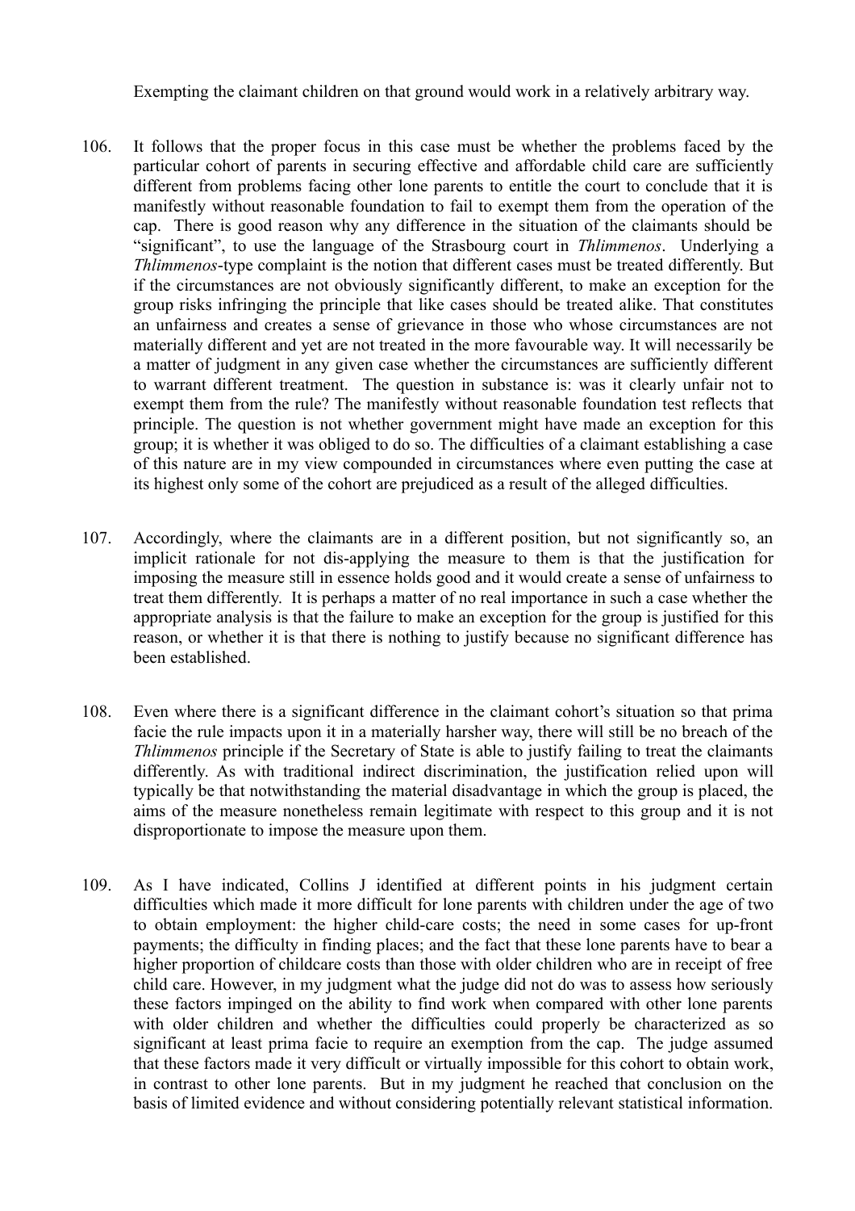Exempting the claimant children on that ground would work in a relatively arbitrary way.

106. It follows that the proper focus in this case must be whether the problems faced by the particular cohort of parents in securing effective and affordable child care are sufficiently different from problems facing other lone parents to entitle the court to conclude that it is manifestly without reasonable foundation to fail to exempt them from the operation of the cap. There is good reason why any difference in the situation of the claimants should be "significant", to use the language of the Strasbourg court in *Thlimmenos*. Underlying a *Thlimmenos*-type complaint is the notion that different cases must be treated differently. But if the circumstances are not obviously significantly different, to make an exception for the group risks infringing the principle that like cases should be treated alike. That constitutes an unfairness and creates a sense of grievance in those who whose circumstances are not materially different and yet are not treated in the more favourable way. It will necessarily be a matter of judgment in any given case whether the circumstances are sufficiently different to warrant different treatment. The question in substance is: was it clearly unfair not to exempt them from the rule? The manifestly without reasonable foundation test reflects that principle. The question is not whether government might have made an exception for this group; it is whether it was obliged to do so. The difficulties of a claimant establishing a case of this nature are in my view compounded in circumstances where even putting the case at its highest only some of the cohort are prejudiced as a result of the alleged difficulties.

107. Accordingly, where the claimants are in a different position, but not significantly so, an implicit rationale for not dis-applying the measure to them is that the justification for imposing the measure still in essence holds good and it would create a sense of unfairness to treat them differently. It is perhaps a matter of no real importance in such a case whether the appropriate analysis is that the failure to make an exception for the group is justified for this reason, or whether it is that there is nothing to justify because no significant difference has been established.

108. Even where there is a significant difference in the claimant cohort's situation so that prima facie the rule impacts upon it in a materially harsher way, there will still be no breach of the *Thlimmenos* principle if the Secretary of State is able to justify failing to treat the claimants differently. As with traditional indirect discrimination, the justification relied upon will typically be that notwithstanding the material disadvantage in which the group is placed, the aims of the measure nonetheless remain legitimate with respect to this group and it is not disproportionate to impose the measure upon them.

109. As I have indicated, Collins J identified at different points in his judgment certain difficulties which made it more difficult for lone parents with children under the age of two to obtain employment: the higher child-care costs; the need in some cases for up-front payments; the difficulty in finding places; and the fact that these lone parents have to bear a higher proportion of childcare costs than those with older children who are in receipt of free child care. However, in my judgment what the judge did not do was to assess how seriously these factors impinged on the ability to find work when compared with other lone parents with older children and whether the difficulties could properly be characterized as so significant at least prima facie to require an exemption from the cap. The judge assumed that these factors made it very difficult or virtually impossible for this cohort to obtain work, in contrast to other lone parents. But in my judgment he reached that conclusion on the basis of limited evidence and without considering potentially relevant statistical information.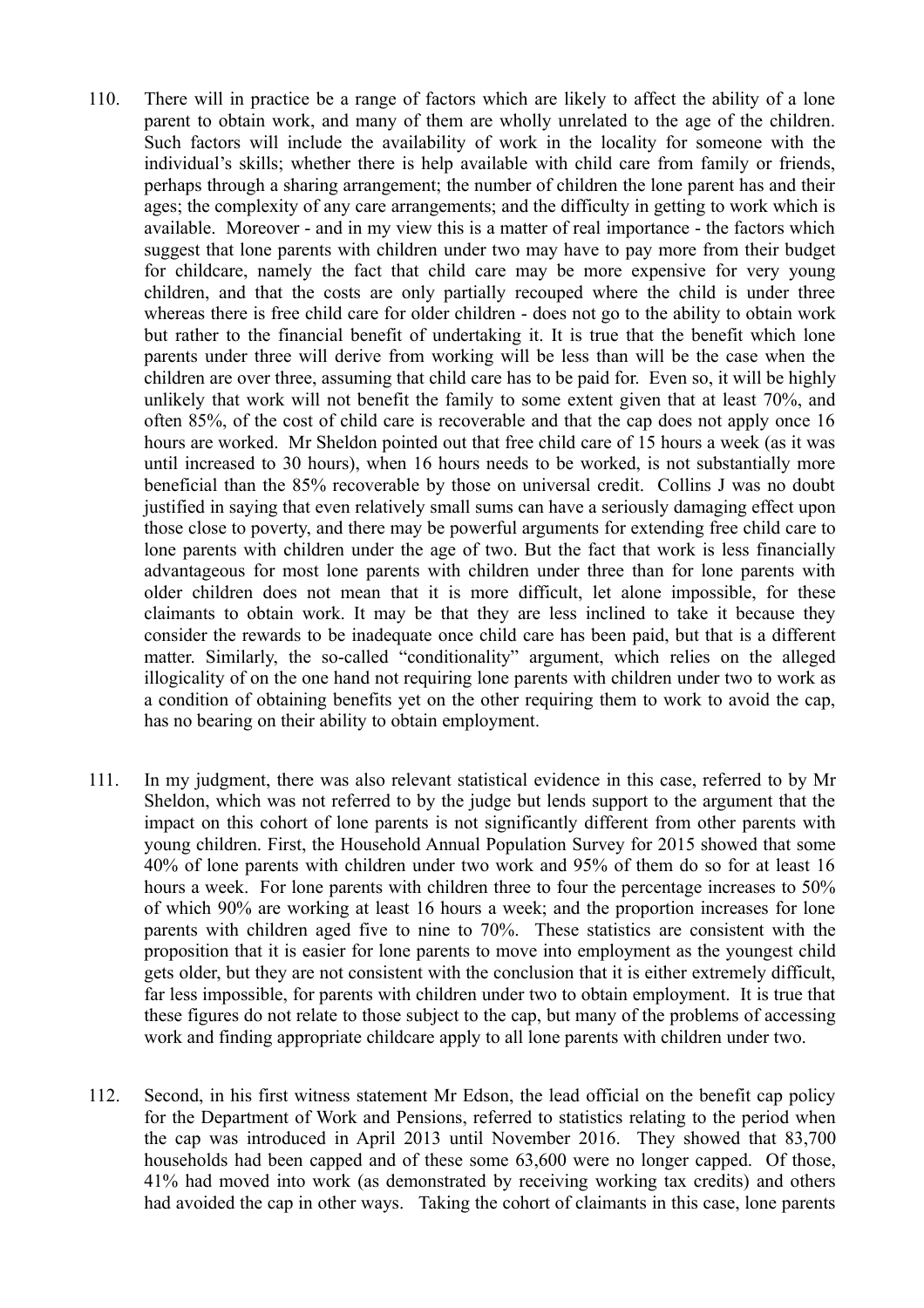110. There will in practice be a range of factors which are likely to affect the ability of a lone parent to obtain work, and many of them are wholly unrelated to the age of the children. Such factors will include the availability of work in the locality for someone with the individual's skills; whether there is help available with child care from family or friends, perhaps through a sharing arrangement; the number of children the lone parent has and their ages; the complexity of any care arrangements; and the difficulty in getting to work which is available. Moreover - and in my view this is a matter of real importance - the factors which suggest that lone parents with children under two may have to pay more from their budget for childcare, namely the fact that child care may be more expensive for very young children, and that the costs are only partially recouped where the child is under three whereas there is free child care for older children - does not go to the ability to obtain work but rather to the financial benefit of undertaking it. It is true that the benefit which lone parents under three will derive from working will be less than will be the case when the children are over three, assuming that child care has to be paid for. Even so, it will be highly unlikely that work will not benefit the family to some extent given that at least 70%, and often 85%, of the cost of child care is recoverable and that the cap does not apply once 16 hours are worked. Mr Sheldon pointed out that free child care of 15 hours a week (as it was until increased to 30 hours), when 16 hours needs to be worked, is not substantially more beneficial than the 85% recoverable by those on universal credit. Collins J was no doubt justified in saying that even relatively small sums can have a seriously damaging effect upon those close to poverty, and there may be powerful arguments for extending free child care to lone parents with children under the age of two. But the fact that work is less financially advantageous for most lone parents with children under three than for lone parents with older children does not mean that it is more difficult, let alone impossible, for these claimants to obtain work. It may be that they are less inclined to take it because they consider the rewards to be inadequate once child care has been paid, but that is a different matter. Similarly, the so-called "conditionality" argument, which relies on the alleged illogicality of on the one hand not requiring lone parents with children under two to work as a condition of obtaining benefits yet on the other requiring them to work to avoid the cap, has no bearing on their ability to obtain employment.

111. In my judgment, there was also relevant statistical evidence in this case, referred to by Mr Sheldon, which was not referred to by the judge but lends support to the argument that the impact on this cohort of lone parents is not significantly different from other parents with young children. First, the Household Annual Population Survey for 2015 showed that some 40% of lone parents with children under two work and 95% of them do so for at least 16 hours a week. For lone parents with children three to four the percentage increases to 50% of which 90% are working at least 16 hours a week; and the proportion increases for lone parents with children aged five to nine to 70%. These statistics are consistent with the proposition that it is easier for lone parents to move into employment as the youngest child gets older, but they are not consistent with the conclusion that it is either extremely difficult, far less impossible, for parents with children under two to obtain employment. It is true that these figures do not relate to those subject to the cap, but many of the problems of accessing work and finding appropriate childcare apply to all lone parents with children under two.

112. Second, in his first witness statement Mr Edson, the lead official on the benefit cap policy for the Department of Work and Pensions, referred to statistics relating to the period when the cap was introduced in April 2013 until November 2016. They showed that 83,700 households had been capped and of these some 63,600 were no longer capped. Of those, 41% had moved into work (as demonstrated by receiving working tax credits) and others had avoided the cap in other ways. Taking the cohort of claimants in this case, lone parents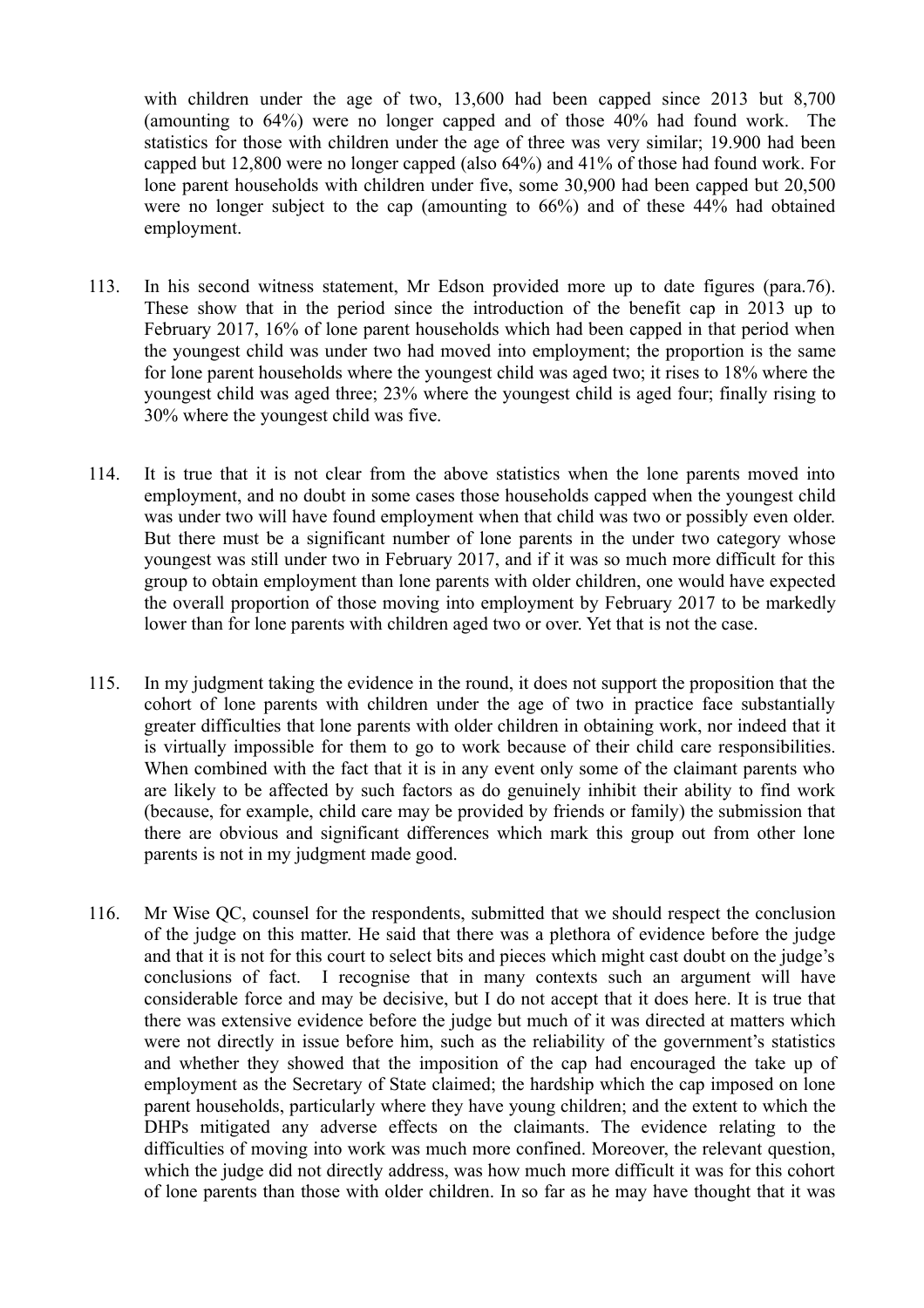with children under the age of two, 13,600 had been capped since 2013 but 8,700 (amounting to 64%) were no longer capped and of those 40% had found work. The statistics for those with children under the age of three was very similar; 19.900 had been capped but 12,800 were no longer capped (also 64%) and 41% of those had found work. For lone parent households with children under five, some 30,900 had been capped but 20,500 were no longer subject to the cap (amounting to 66%) and of these 44% had obtained employment.

113. In his second witness statement, Mr Edson provided more up to date figures (para.76). These show that in the period since the introduction of the benefit cap in 2013 up to February 2017, 16% of lone parent households which had been capped in that period when the youngest child was under two had moved into employment; the proportion is the same for lone parent households where the youngest child was aged two; it rises to 18% where the youngest child was aged three; 23% where the youngest child is aged four; finally rising to 30% where the youngest child was five.

114. It is true that it is not clear from the above statistics when the lone parents moved into employment, and no doubt in some cases those households capped when the youngest child was under two will have found employment when that child was two or possibly even older. But there must be a significant number of lone parents in the under two category whose youngest was still under two in February 2017, and if it was so much more difficult for this group to obtain employment than lone parents with older children, one would have expected the overall proportion of those moving into employment by February 2017 to be markedly lower than for lone parents with children aged two or over. Yet that is not the case.

115. In my judgment taking the evidence in the round, it does not support the proposition that the cohort of lone parents with children under the age of two in practice face substantially greater difficulties that lone parents with older children in obtaining work, nor indeed that it is virtually impossible for them to go to work because of their child care responsibilities. When combined with the fact that it is in any event only some of the claimant parents who are likely to be affected by such factors as do genuinely inhibit their ability to find work (because, for example, child care may be provided by friends or family) the submission that there are obvious and significant differences which mark this group out from other lone parents is not in my judgment made good.

116. Mr Wise QC, counsel for the respondents, submitted that we should respect the conclusion of the judge on this matter. He said that there was a plethora of evidence before the judge and that it is not for this court to select bits and pieces which might cast doubt on the judge's conclusions of fact. I recognise that in many contexts such an argument will have considerable force and may be decisive, but I do not accept that it does here. It is true that there was extensive evidence before the judge but much of it was directed at matters which were not directly in issue before him, such as the reliability of the government's statistics and whether they showed that the imposition of the cap had encouraged the take up of employment as the Secretary of State claimed; the hardship which the cap imposed on lone parent households, particularly where they have young children; and the extent to which the DHPs mitigated any adverse effects on the claimants. The evidence relating to the difficulties of moving into work was much more confined. Moreover, the relevant question, which the judge did not directly address, was how much more difficult it was for this cohort of lone parents than those with older children. In so far as he may have thought that it was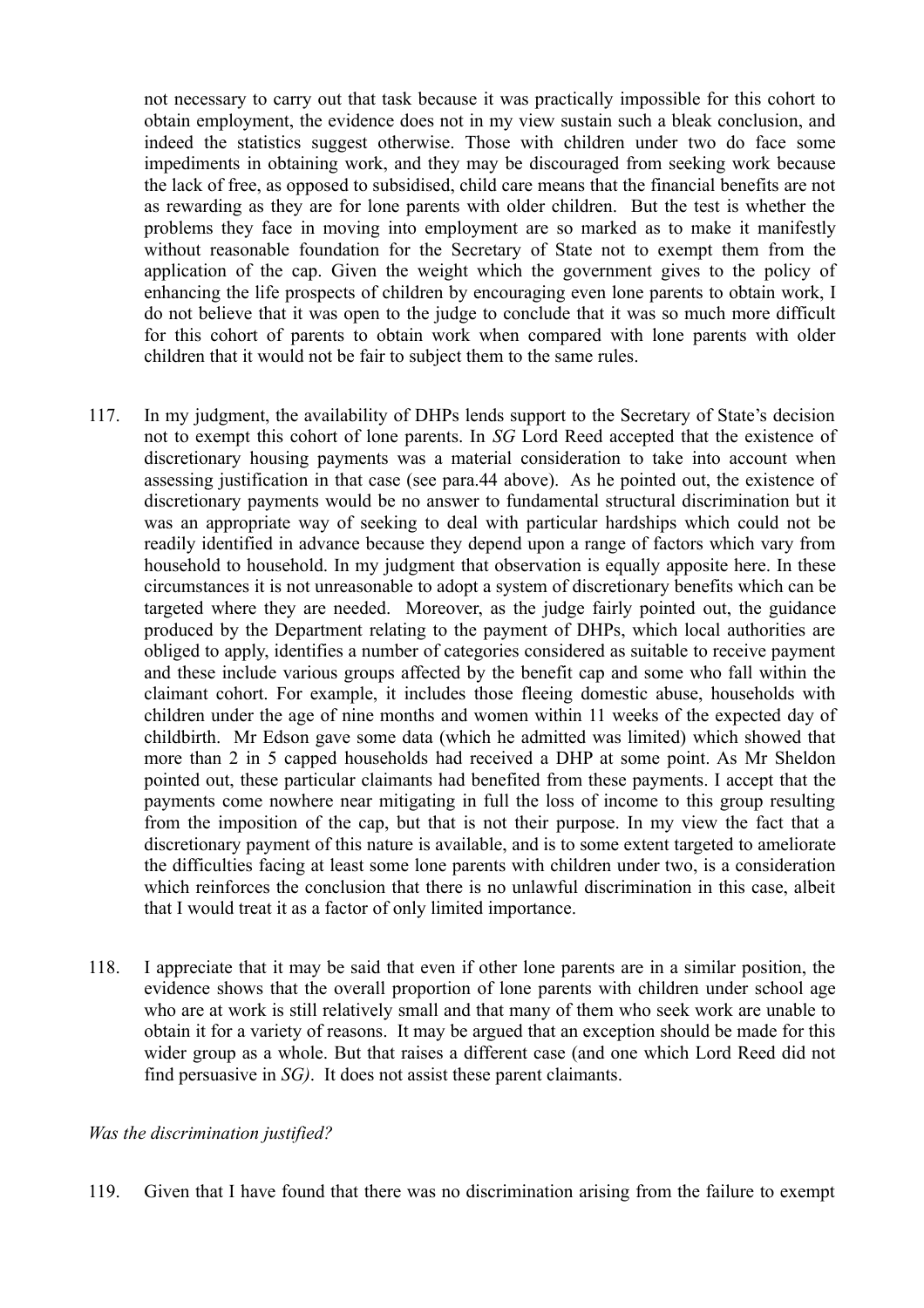not necessary to carry out that task because it was practically impossible for this cohort to obtain employment, the evidence does not in my view sustain such a bleak conclusion, and indeed the statistics suggest otherwise. Those with children under two do face some impediments in obtaining work, and they may be discouraged from seeking work because the lack of free, as opposed to subsidised, child care means that the financial benefits are not as rewarding as they are for lone parents with older children. But the test is whether the problems they face in moving into employment are so marked as to make it manifestly without reasonable foundation for the Secretary of State not to exempt them from the application of the cap. Given the weight which the government gives to the policy of enhancing the life prospects of children by encouraging even lone parents to obtain work, I do not believe that it was open to the judge to conclude that it was so much more difficult for this cohort of parents to obtain work when compared with lone parents with older children that it would not be fair to subject them to the same rules.

117. In my judgment, the availability of DHPs lends support to the Secretary of State's decision not to exempt this cohort of lone parents. In *SG* Lord Reed accepted that the existence of discretionary housing payments was a material consideration to take into account when assessing justification in that case (see para.44 above). As he pointed out, the existence of discretionary payments would be no answer to fundamental structural discrimination but it was an appropriate way of seeking to deal with particular hardships which could not be readily identified in advance because they depend upon a range of factors which vary from household to household. In my judgment that observation is equally apposite here. In these circumstances it is not unreasonable to adopt a system of discretionary benefits which can be targeted where they are needed. Moreover, as the judge fairly pointed out, the guidance produced by the Department relating to the payment of DHPs, which local authorities are obliged to apply, identifies a number of categories considered as suitable to receive payment and these include various groups affected by the benefit cap and some who fall within the claimant cohort. For example, it includes those fleeing domestic abuse, households with children under the age of nine months and women within 11 weeks of the expected day of childbirth. Mr Edson gave some data (which he admitted was limited) which showed that more than 2 in 5 capped households had received a DHP at some point. As Mr Sheldon pointed out, these particular claimants had benefited from these payments. I accept that the payments come nowhere near mitigating in full the loss of income to this group resulting from the imposition of the cap, but that is not their purpose. In my view the fact that a discretionary payment of this nature is available, and is to some extent targeted to ameliorate the difficulties facing at least some lone parents with children under two, is a consideration which reinforces the conclusion that there is no unlawful discrimination in this case, albeit that I would treat it as a factor of only limited importance.

118. I appreciate that it may be said that even if other lone parents are in a similar position, the evidence shows that the overall proportion of lone parents with children under school age who are at work is still relatively small and that many of them who seek work are unable to obtain it for a variety of reasons. It may be argued that an exception should be made for this wider group as a whole. But that raises a different case (and one which Lord Reed did not find persuasive in *SG)*. It does not assist these parent claimants.

*Was the discrimination justified?*

119. Given that I have found that there was no discrimination arising from the failure to exempt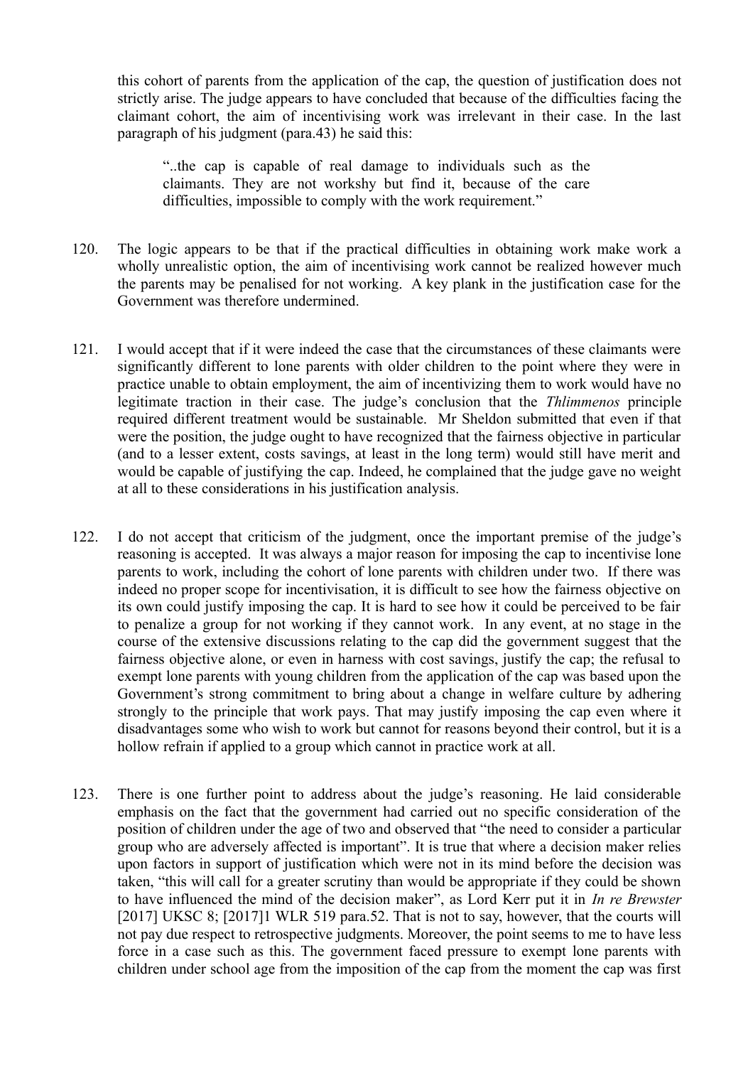this cohort of parents from the application of the cap, the question of justification does not strictly arise. The judge appears to have concluded that because of the difficulties facing the claimant cohort, the aim of incentivising work was irrelevant in their case. In the last paragraph of his judgment (para.43) he said this:

> "..the cap is capable of real damage to individuals such as the claimants. They are not workshy but find it, because of the care difficulties, impossible to comply with the work requirement."

120. The logic appears to be that if the practical difficulties in obtaining work make work a wholly unrealistic option, the aim of incentivising work cannot be realized however much the parents may be penalised for not working. A key plank in the justification case for the Government was therefore undermined.

121. I would accept that if it were indeed the case that the circumstances of these claimants were significantly different to lone parents with older children to the point where they were in practice unable to obtain employment, the aim of incentivizing them to work would have no legitimate traction in their case. The judge's conclusion that the *Thlimmenos* principle required different treatment would be sustainable. Mr Sheldon submitted that even if that were the position, the judge ought to have recognized that the fairness objective in particular (and to a lesser extent, costs savings, at least in the long term) would still have merit and would be capable of justifying the cap. Indeed, he complained that the judge gave no weight at all to these considerations in his justification analysis.

122. I do not accept that criticism of the judgment, once the important premise of the judge's reasoning is accepted. It was always a major reason for imposing the cap to incentivise lone parents to work, including the cohort of lone parents with children under two. If there was indeed no proper scope for incentivisation, it is difficult to see how the fairness objective on its own could justify imposing the cap. It is hard to see how it could be perceived to be fair to penalize a group for not working if they cannot work. In any event, at no stage in the course of the extensive discussions relating to the cap did the government suggest that the fairness objective alone, or even in harness with cost savings, justify the cap; the refusal to exempt lone parents with young children from the application of the cap was based upon the Government's strong commitment to bring about a change in welfare culture by adhering strongly to the principle that work pays. That may justify imposing the cap even where it disadvantages some who wish to work but cannot for reasons beyond their control, but it is a hollow refrain if applied to a group which cannot in practice work at all.

123. There is one further point to address about the judge's reasoning. He laid considerable emphasis on the fact that the government had carried out no specific consideration of the position of children under the age of two and observed that "the need to consider a particular group who are adversely affected is important". It is true that where a decision maker relies upon factors in support of justification which were not in its mind before the decision was taken, "this will call for a greater scrutiny than would be appropriate if they could be shown to have influenced the mind of the decision maker", as Lord Kerr put it in *In re Brewster* [2017] UKSC 8; [2017]1 WLR 519 para.52. That is not to say, however, that the courts will not pay due respect to retrospective judgments. Moreover, the point seems to me to have less force in a case such as this. The government faced pressure to exempt lone parents with children under school age from the imposition of the cap from the moment the cap was first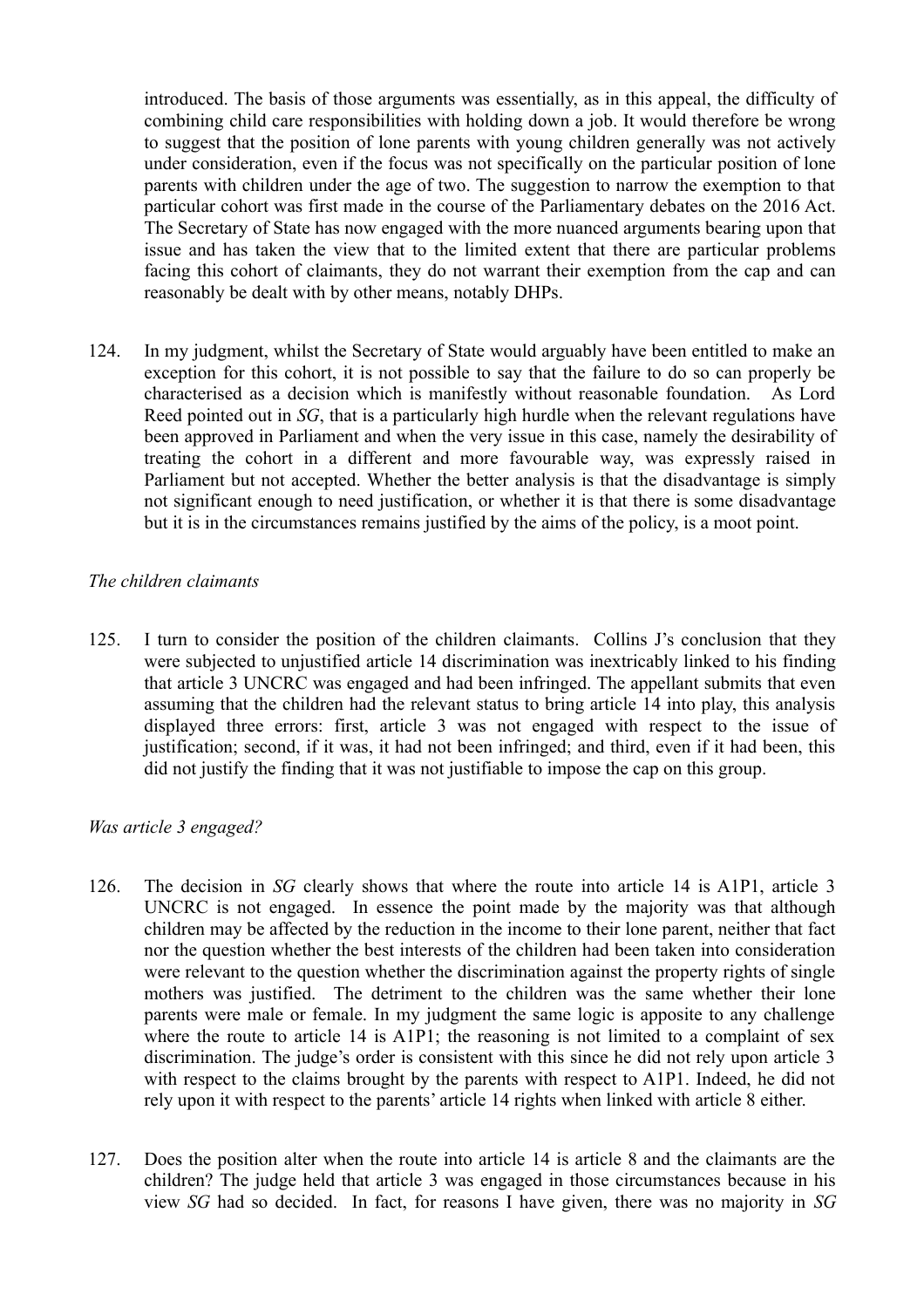introduced. The basis of those arguments was essentially, as in this appeal, the difficulty of combining child care responsibilities with holding down a job. It would therefore be wrong to suggest that the position of lone parents with young children generally was not actively under consideration, even if the focus was not specifically on the particular position of lone parents with children under the age of two. The suggestion to narrow the exemption to that particular cohort was first made in the course of the Parliamentary debates on the 2016 Act. The Secretary of State has now engaged with the more nuanced arguments bearing upon that issue and has taken the view that to the limited extent that there are particular problems facing this cohort of claimants, they do not warrant their exemption from the cap and can reasonably be dealt with by other means, notably DHPs.

124. In my judgment, whilst the Secretary of State would arguably have been entitled to make an exception for this cohort, it is not possible to say that the failure to do so can properly be characterised as a decision which is manifestly without reasonable foundation. As Lord Reed pointed out in *SG*, that is a particularly high hurdle when the relevant regulations have been approved in Parliament and when the very issue in this case, namely the desirability of treating the cohort in a different and more favourable way, was expressly raised in Parliament but not accepted. Whether the better analysis is that the disadvantage is simply not significant enough to need justification, or whether it is that there is some disadvantage but it is in the circumstances remains justified by the aims of the policy, is a moot point.

*The children claimants*

125. I turn to consider the position of the children claimants. Collins J's conclusion that they were subjected to unjustified article 14 discrimination was inextricably linked to his finding that article 3 UNCRC was engaged and had been infringed. The appellant submits that even assuming that the children had the relevant status to bring article 14 into play, this analysis displayed three errors: first, article 3 was not engaged with respect to the issue of justification; second, if it was, it had not been infringed; and third, even if it had been, this did not justify the finding that it was not justifiable to impose the cap on this group.

*Was article 3 engaged?*

126. The decision in *SG* clearly shows that where the route into article 14 is A1P1, article 3 UNCRC is not engaged. In essence the point made by the majority was that although children may be affected by the reduction in the income to their lone parent, neither that fact nor the question whether the best interests of the children had been taken into consideration were relevant to the question whether the discrimination against the property rights of single mothers was justified. The detriment to the children was the same whether their lone parents were male or female. In my judgment the same logic is apposite to any challenge where the route to article 14 is A1P1; the reasoning is not limited to a complaint of sex discrimination. The judge's order is consistent with this since he did not rely upon article 3 with respect to the claims brought by the parents with respect to A1P1. Indeed, he did not rely upon it with respect to the parents' article 14 rights when linked with article 8 either.

127. Does the position alter when the route into article 14 is article 8 and the claimants are the children? The judge held that article 3 was engaged in those circumstances because in his view *SG* had so decided. In fact, for reasons I have given, there was no majority in *SG*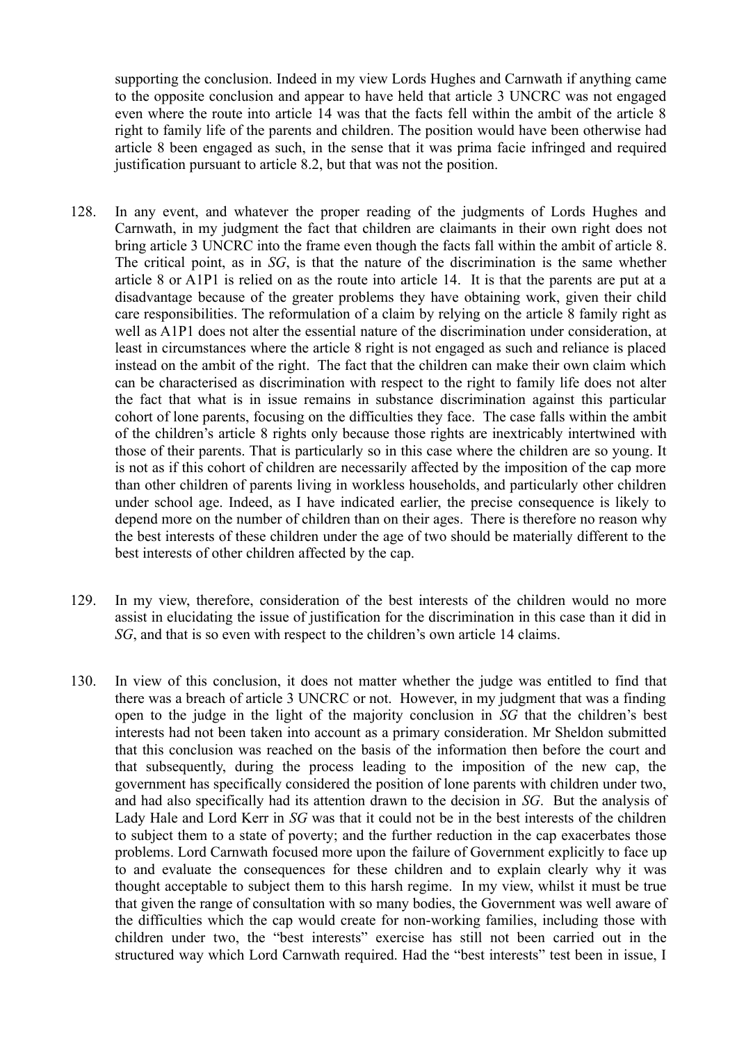supporting the conclusion. Indeed in my view Lords Hughes and Carnwath if anything came to the opposite conclusion and appear to have held that article 3 UNCRC was not engaged even where the route into article 14 was that the facts fell within the ambit of the article 8 right to family life of the parents and children. The position would have been otherwise had article 8 been engaged as such, in the sense that it was prima facie infringed and required justification pursuant to article 8.2, but that was not the position.

128. In any event, and whatever the proper reading of the judgments of Lords Hughes and Carnwath, in my judgment the fact that children are claimants in their own right does not bring article 3 UNCRC into the frame even though the facts fall within the ambit of article 8. The critical point, as in *SG*, is that the nature of the discrimination is the same whether article 8 or A1P1 is relied on as the route into article 14. It is that the parents are put at a disadvantage because of the greater problems they have obtaining work, given their child care responsibilities. The reformulation of a claim by relying on the article 8 family right as well as A1P1 does not alter the essential nature of the discrimination under consideration, at least in circumstances where the article 8 right is not engaged as such and reliance is placed instead on the ambit of the right. The fact that the children can make their own claim which can be characterised as discrimination with respect to the right to family life does not alter the fact that what is in issue remains in substance discrimination against this particular cohort of lone parents, focusing on the difficulties they face. The case falls within the ambit of the children's article 8 rights only because those rights are inextricably intertwined with those of their parents. That is particularly so in this case where the children are so young. It is not as if this cohort of children are necessarily affected by the imposition of the cap more than other children of parents living in workless households, and particularly other children under school age. Indeed, as I have indicated earlier, the precise consequence is likely to depend more on the number of children than on their ages. There is therefore no reason why the best interests of these children under the age of two should be materially different to the best interests of other children affected by the cap.

129. In my view, therefore, consideration of the best interests of the children would no more assist in elucidating the issue of justification for the discrimination in this case than it did in *SG*, and that is so even with respect to the children's own article 14 claims.

130. In view of this conclusion, it does not matter whether the judge was entitled to find that there was a breach of article 3 UNCRC or not. However, in my judgment that was a finding open to the judge in the light of the majority conclusion in *SG* that the children's best interests had not been taken into account as a primary consideration. Mr Sheldon submitted that this conclusion was reached on the basis of the information then before the court and that subsequently, during the process leading to the imposition of the new cap, the government has specifically considered the position of lone parents with children under two, and had also specifically had its attention drawn to the decision in *SG*. But the analysis of Lady Hale and Lord Kerr in *SG* was that it could not be in the best interests of the children to subject them to a state of poverty; and the further reduction in the cap exacerbates those problems. Lord Carnwath focused more upon the failure of Government explicitly to face up to and evaluate the consequences for these children and to explain clearly why it was thought acceptable to subject them to this harsh regime. In my view, whilst it must be true that given the range of consultation with so many bodies, the Government was well aware of the difficulties which the cap would create for non-working families, including those with children under two, the "best interests" exercise has still not been carried out in the structured way which Lord Carnwath required. Had the "best interests" test been in issue, I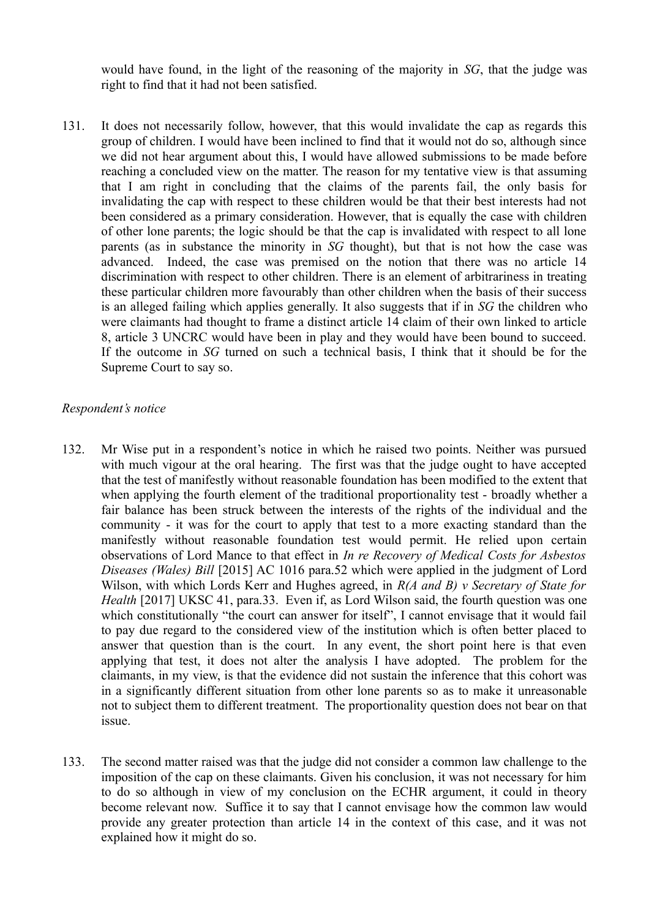would have found, in the light of the reasoning of the majority in *SG*, that the judge was right to find that it had not been satisfied.

131. It does not necessarily follow, however, that this would invalidate the cap as regards this group of children. I would have been inclined to find that it would not do so, although since we did not hear argument about this, I would have allowed submissions to be made before reaching a concluded view on the matter. The reason for my tentative view is that assuming that I am right in concluding that the claims of the parents fail, the only basis for invalidating the cap with respect to these children would be that their best interests had not been considered as a primary consideration. However, that is equally the case with children of other lone parents; the logic should be that the cap is invalidated with respect to all lone parents (as in substance the minority in *SG* thought), but that is not how the case was advanced. Indeed, the case was premised on the notion that there was no article 14 discrimination with respect to other children. There is an element of arbitrariness in treating these particular children more favourably than other children when the basis of their success is an alleged failing which applies generally. It also suggests that if in *SG* the children who were claimants had thought to frame a distinct article 14 claim of their own linked to article 8, article 3 UNCRC would have been in play and they would have been bound to succeed. If the outcome in *SG* turned on such a technical basis, I think that it should be for the Supreme Court to say so.

*Respondent's notice*

132. Mr Wise put in a respondent's notice in which he raised two points. Neither was pursued with much vigour at the oral hearing. The first was that the judge ought to have accepted that the test of manifestly without reasonable foundation has been modified to the extent that when applying the fourth element of the traditional proportionality test - broadly whether a fair balance has been struck between the interests of the rights of the individual and the community - it was for the court to apply that test to a more exacting standard than the manifestly without reasonable foundation test would permit. He relied upon certain observations of Lord Mance to that effect in *In re Recovery of Medical Costs for Asbestos Diseases (Wales) Bill* [2015] AC 1016 para.52 which were applied in the judgment of Lord Wilson, with which Lords Kerr and Hughes agreed, in *R(A and B) v Secretary of State for Health* [2017] UKSC 41, para.33. Even if, as Lord Wilson said, the fourth question was one which constitutionally "the court can answer for itself", I cannot envisage that it would fail to pay due regard to the considered view of the institution which is often better placed to answer that question than is the court. In any event, the short point here is that even applying that test, it does not alter the analysis I have adopted. The problem for the claimants, in my view, is that the evidence did not sustain the inference that this cohort was in a significantly different situation from other lone parents so as to make it unreasonable not to subject them to different treatment. The proportionality question does not bear on that issue.

133. The second matter raised was that the judge did not consider a common law challenge to the imposition of the cap on these claimants. Given his conclusion, it was not necessary for him to do so although in view of my conclusion on the ECHR argument, it could in theory become relevant now. Suffice it to say that I cannot envisage how the common law would provide any greater protection than article 14 in the context of this case, and it was not explained how it might do so.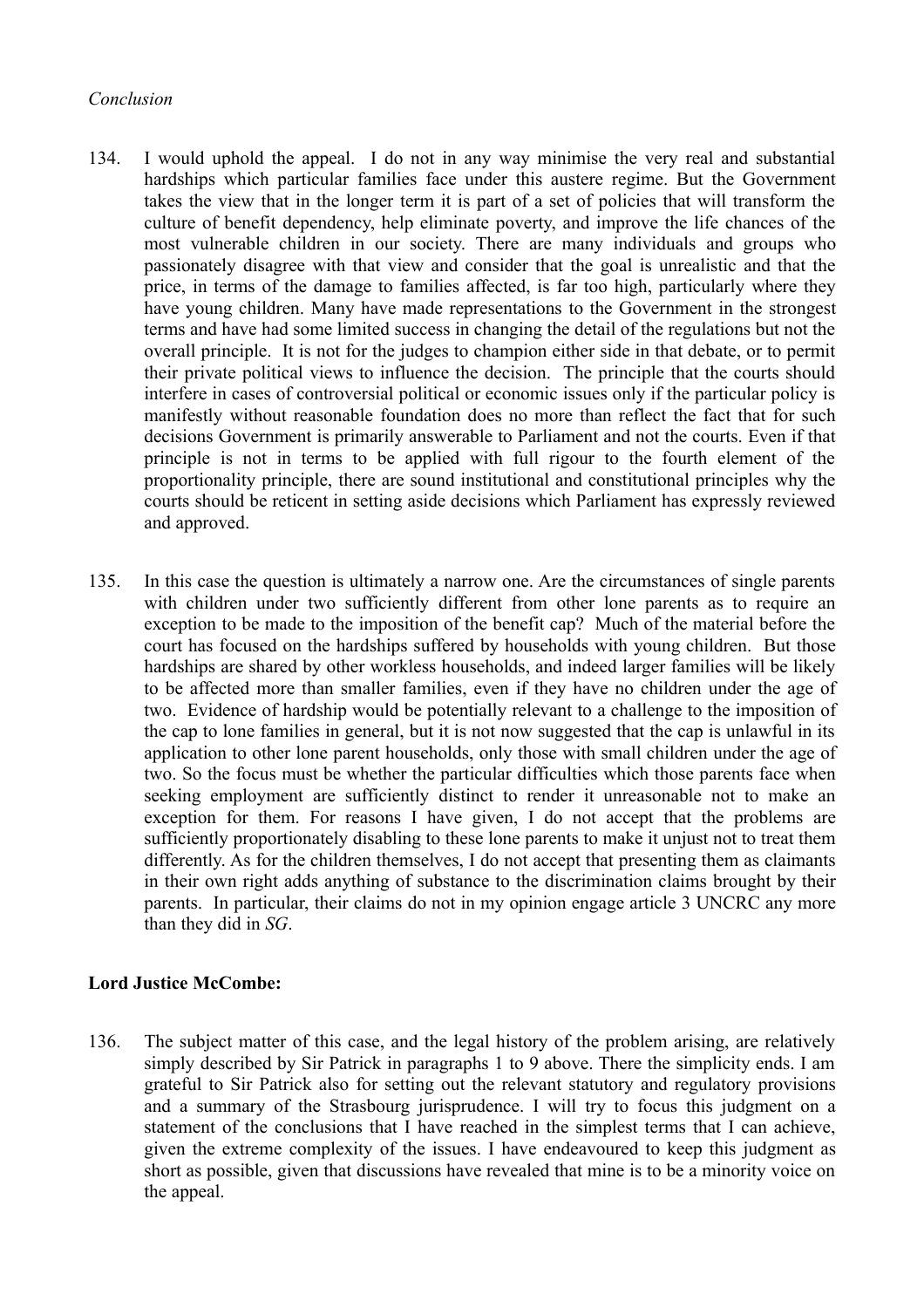*Conclusion*

134. I would uphold the appeal. I do not in any way minimise the very real and substantial hardships which particular families face under this austere regime. But the Government takes the view that in the longer term it is part of a set of policies that will transform the culture of benefit dependency, help eliminate poverty, and improve the life chances of the most vulnerable children in our society. There are many individuals and groups who passionately disagree with that view and consider that the goal is unrealistic and that the price, in terms of the damage to families affected, is far too high, particularly where they have young children. Many have made representations to the Government in the strongest terms and have had some limited success in changing the detail of the regulations but not the overall principle. It is not for the judges to champion either side in that debate, or to permit their private political views to influence the decision. The principle that the courts should interfere in cases of controversial political or economic issues only if the particular policy is manifestly without reasonable foundation does no more than reflect the fact that for such decisions Government is primarily answerable to Parliament and not the courts. Even if that principle is not in terms to be applied with full rigour to the fourth element of the proportionality principle, there are sound institutional and constitutional principles why the courts should be reticent in setting aside decisions which Parliament has expressly reviewed and approved.

135. In this case the question is ultimately a narrow one. Are the circumstances of single parents with children under two sufficiently different from other lone parents as to require an exception to be made to the imposition of the benefit cap? Much of the material before the court has focused on the hardships suffered by households with young children. But those hardships are shared by other workless households, and indeed larger families will be likely to be affected more than smaller families, even if they have no children under the age of two. Evidence of hardship would be potentially relevant to a challenge to the imposition of the cap to lone families in general, but it is not now suggested that the cap is unlawful in its application to other lone parent households, only those with small children under the age of two. So the focus must be whether the particular difficulties which those parents face when seeking employment are sufficiently distinct to render it unreasonable not to make an exception for them. For reasons I have given, I do not accept that the problems are sufficiently proportionately disabling to these lone parents to make it unjust not to treat them differently. As for the children themselves, I do not accept that presenting them as claimants in their own right adds anything of substance to the discrimination claims brought by their parents. In particular, their claims do not in my opinion engage article 3 UNCRC any more than they did in *SG*.

**Lord Justice McCombe:**

136. The subject matter of this case, and the legal history of the problem arising, are relatively simply described by Sir Patrick in paragraphs 1 to 9 above. There the simplicity ends. I am grateful to Sir Patrick also for setting out the relevant statutory and regulatory provisions and a summary of the Strasbourg jurisprudence. I will try to focus this judgment on a statement of the conclusions that I have reached in the simplest terms that I can achieve, given the extreme complexity of the issues. I have endeavoured to keep this judgment as short as possible, given that discussions have revealed that mine is to be a minority voice on the appeal.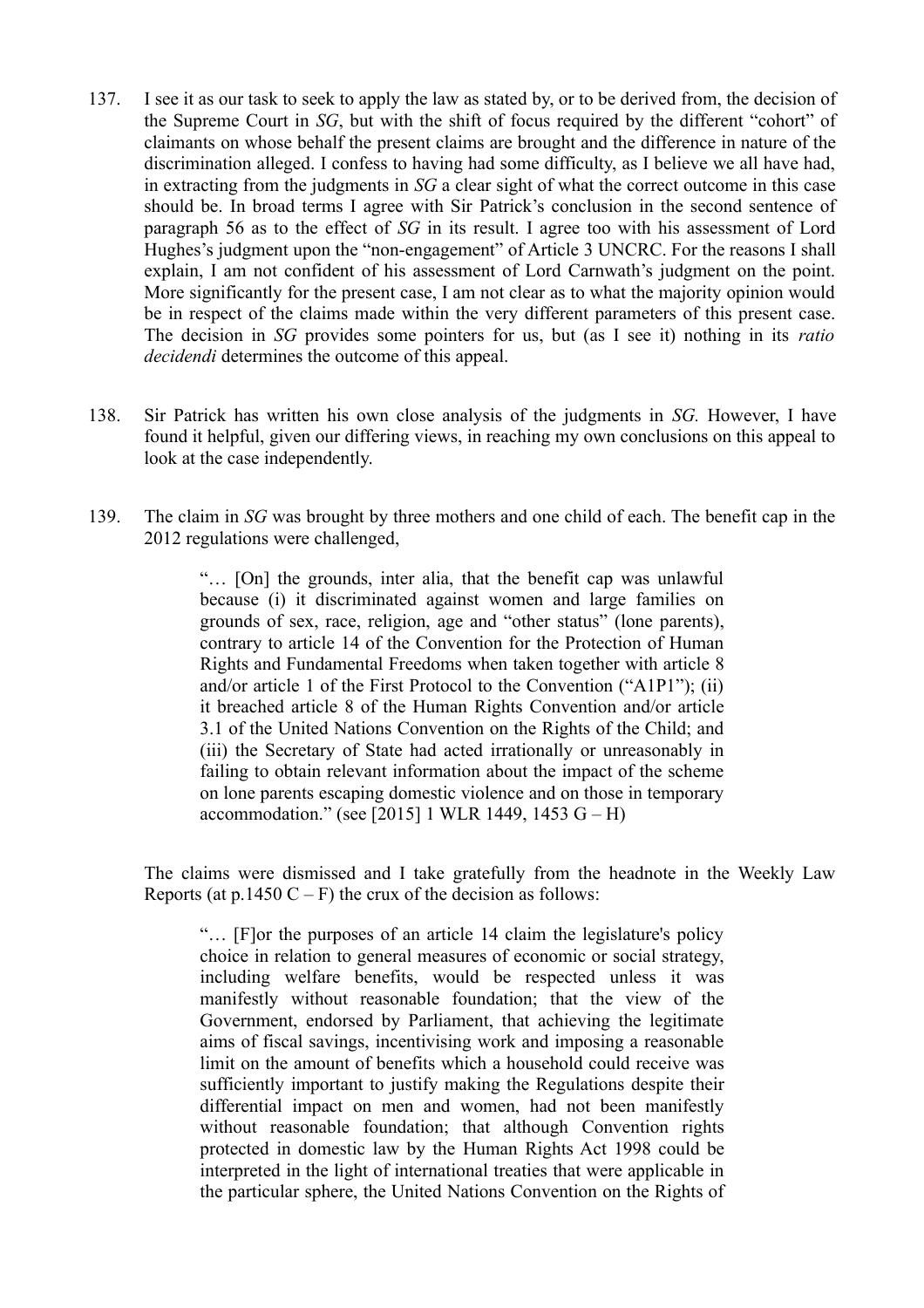137. I see it as our task to seek to apply the law as stated by, or to be derived from, the decision of the Supreme Court in *SG*, but with the shift of focus required by the different "cohort" of claimants on whose behalf the present claims are brought and the difference in nature of the discrimination alleged. I confess to having had some difficulty, as I believe we all have had, in extracting from the judgments in *SG* a clear sight of what the correct outcome in this case should be. In broad terms I agree with Sir Patrick's conclusion in the second sentence of paragraph 56 as to the effect of *SG* in its result. I agree too with his assessment of Lord Hughes's judgment upon the "non-engagement" of Article 3 UNCRC. For the reasons I shall explain, I am not confident of his assessment of Lord Carnwath's judgment on the point. More significantly for the present case, I am not clear as to what the majority opinion would be in respect of the claims made within the very different parameters of this present case. The decision in *SG* provides some pointers for us, but (as I see it) nothing in its *ratio decidendi* determines the outcome of this appeal.

138. Sir Patrick has written his own close analysis of the judgments in *SG.* However, I have found it helpful, given our differing views, in reaching my own conclusions on this appeal to look at the case independently.

139. The claim in *SG* was brought by three mothers and one child of each. The benefit cap in the 2012 regulations were challenged,

> "… [On] the grounds, inter alia, that the benefit cap was unlawful because (i) it discriminated against women and large families on grounds of sex, race, religion, age and "other status" (lone parents), contrary to article 14 of the Convention for the Protection of Human Rights and Fundamental Freedoms when taken together with article 8 and/or article 1 of the First Protocol to the Convention ("A1P1"); (ii) it breached article 8 of the Human Rights Convention and/or article 3.1 of the United Nations Convention on the Rights of the Child; and (iii) the Secretary of State had acted irrationally or unreasonably in failing to obtain relevant information about the impact of the scheme on lone parents escaping domestic violence and on those in temporary accommodation." (see [2015] 1 WLR 1449, 1453 G – H)

The claims were dismissed and I take gratefully from the headnote in the Weekly Law Reports (at p.1450 C – F) the crux of the decision as follows:

> "… [F]or the purposes of an article 14 claim the legislature's policy choice in relation to general measures of economic or social strategy, including welfare benefits, would be respected unless it was manifestly without reasonable foundation; that the view of the Government, endorsed by Parliament, that achieving the legitimate aims of fiscal savings, incentivising work and imposing a reasonable limit on the amount of benefits which a household could receive was sufficiently important to justify making the Regulations despite their differential impact on men and women, had not been manifestly without reasonable foundation; that although Convention rights protected in domestic law by the Human Rights Act 1998 could be interpreted in the light of international treaties that were applicable in the particular sphere, the United Nations Convention on the Rights of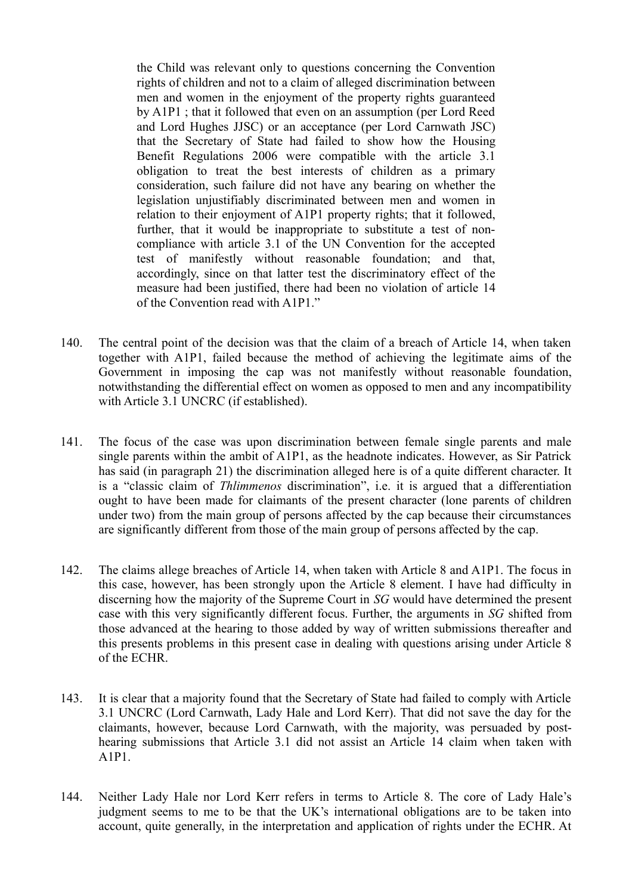> the Child was relevant only to questions concerning the Convention rights of children and not to a claim of alleged discrimination between men and women in the enjoyment of the property rights guaranteed by A1P1 ; that it followed that even on an assumption (per Lord Reed and Lord Hughes JJSC) or an acceptance (per Lord Carnwath JSC) that the Secretary of State had failed to show how the Housing Benefit Regulations 2006 were compatible with the article 3.1 obligation to treat the best interests of children as a primary consideration, such failure did not have any bearing on whether the legislation unjustifiably discriminated between men and women in relation to their enjoyment of A1P1 property rights; that it followed, further, that it would be inappropriate to substitute a test of non-compliance with article 3.1 of the UN Convention for the accepted test of manifestly without reasonable foundation; and that, accordingly, since on that latter test the discriminatory effect of the measure had been justified, there had been no violation of article 14 of the Convention read with A1P1."

140. The central point of the decision was that the claim of a breach of Article 14, when taken together with A1P1, failed because the method of achieving the legitimate aims of the Government in imposing the cap was not manifestly without reasonable foundation, notwithstanding the differential effect on women as opposed to men and any incompatibility with Article 3.1 UNCRC (if established).

141. The focus of the case was upon discrimination between female single parents and male single parents within the ambit of A1P1, as the headnote indicates. However, as Sir Patrick has said (in paragraph 21) the discrimination alleged here is of a quite different character. It is a "classic claim of *Thlimmenos* discrimination", i.e. it is argued that a differentiation ought to have been made for claimants of the present character (lone parents of children under two) from the main group of persons affected by the cap because their circumstances are significantly different from those of the main group of persons affected by the cap.

142. The claims allege breaches of Article 14, when taken with Article 8 and A1P1. The focus in this case, however, has been strongly upon the Article 8 element. I have had difficulty in discerning how the majority of the Supreme Court in *SG* would have determined the present case with this very significantly different focus. Further, the arguments in *SG* shifted from those advanced at the hearing to those added by way of written submissions thereafter and this presents problems in this present case in dealing with questions arising under Article 8 of the ECHR.

143. It is clear that a majority found that the Secretary of State had failed to comply with Article 3.1 UNCRC (Lord Carnwath, Lady Hale and Lord Kerr). That did not save the day for the claimants, however, because Lord Carnwath, with the majority, was persuaded by post-hearing submissions that Article 3.1 did not assist an Article 14 claim when taken with A1P1.

144. Neither Lady Hale nor Lord Kerr refers in terms to Article 8. The core of Lady Hale's judgment seems to me to be that the UK's international obligations are to be taken into account, quite generally, in the interpretation and application of rights under the ECHR. At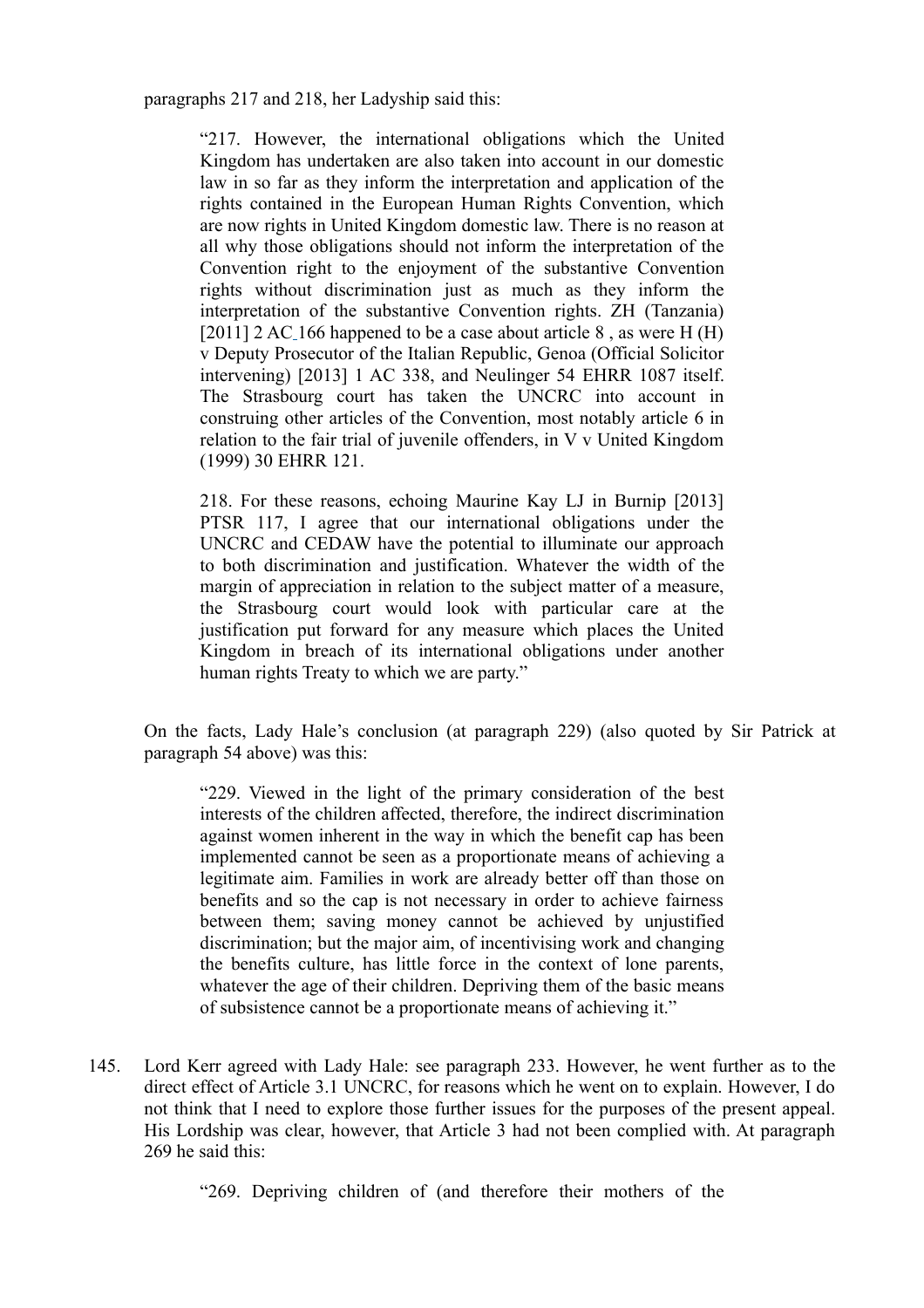paragraphs 217 and 218, her Ladyship said this:

> "217. However, the international obligations which the United Kingdom has undertaken are also taken into account in our domestic law in so far as they inform the interpretation and application of the rights contained in the European Human Rights Convention, which are now rights in United Kingdom domestic law. There is no reason at all why those obligations should not inform the interpretation of the Convention right to the enjoyment of the substantive Convention rights without discrimination just as much as they inform the interpretation of the substantive Convention rights. ZH (Tanzania) [2011] 2 AC 166 happened to be a case about article 8 , as were H (H) v Deputy Prosecutor of the Italian Republic, Genoa (Official Solicitor intervening) [2013] 1 AC 338, and Neulinger 54 EHRR 1087 itself. The Strasbourg court has taken the UNCRC into account in construing other articles of the Convention, most notably article 6 in relation to the fair trial of juvenile offenders, in V v United Kingdom (1999) 30 EHRR 121.
>
> 218. For these reasons, echoing Maurine Kay LJ in Burnip [2013] PTSR 117, I agree that our international obligations under the UNCRC and CEDAW have the potential to illuminate our approach to both discrimination and justification. Whatever the width of the margin of appreciation in relation to the subject matter of a measure, the Strasbourg court would look with particular care at the justification put forward for any measure which places the United Kingdom in breach of its international obligations under another human rights Treaty to which we are party."

On the facts, Lady Hale's conclusion (at paragraph 229) (also quoted by Sir Patrick at paragraph 54 above) was this:

> "229. Viewed in the light of the primary consideration of the best interests of the children affected, therefore, the indirect discrimination against women inherent in the way in which the benefit cap has been implemented cannot be seen as a proportionate means of achieving a legitimate aim. Families in work are already better off than those on benefits and so the cap is not necessary in order to achieve fairness between them; saving money cannot be achieved by unjustified discrimination; but the major aim, of incentivising work and changing the benefits culture, has little force in the context of lone parents, whatever the age of their children. Depriving them of the basic means of subsistence cannot be a proportionate means of achieving it."

145. Lord Kerr agreed with Lady Hale: see paragraph 233. However, he went further as to the direct effect of Article 3.1 UNCRC, for reasons which he went on to explain. However, I do not think that I need to explore those further issues for the purposes of the present appeal. His Lordship was clear, however, that Article 3 had not been complied with. At paragraph 269 he said this:

> "269. Depriving children of (and therefore their mothers of the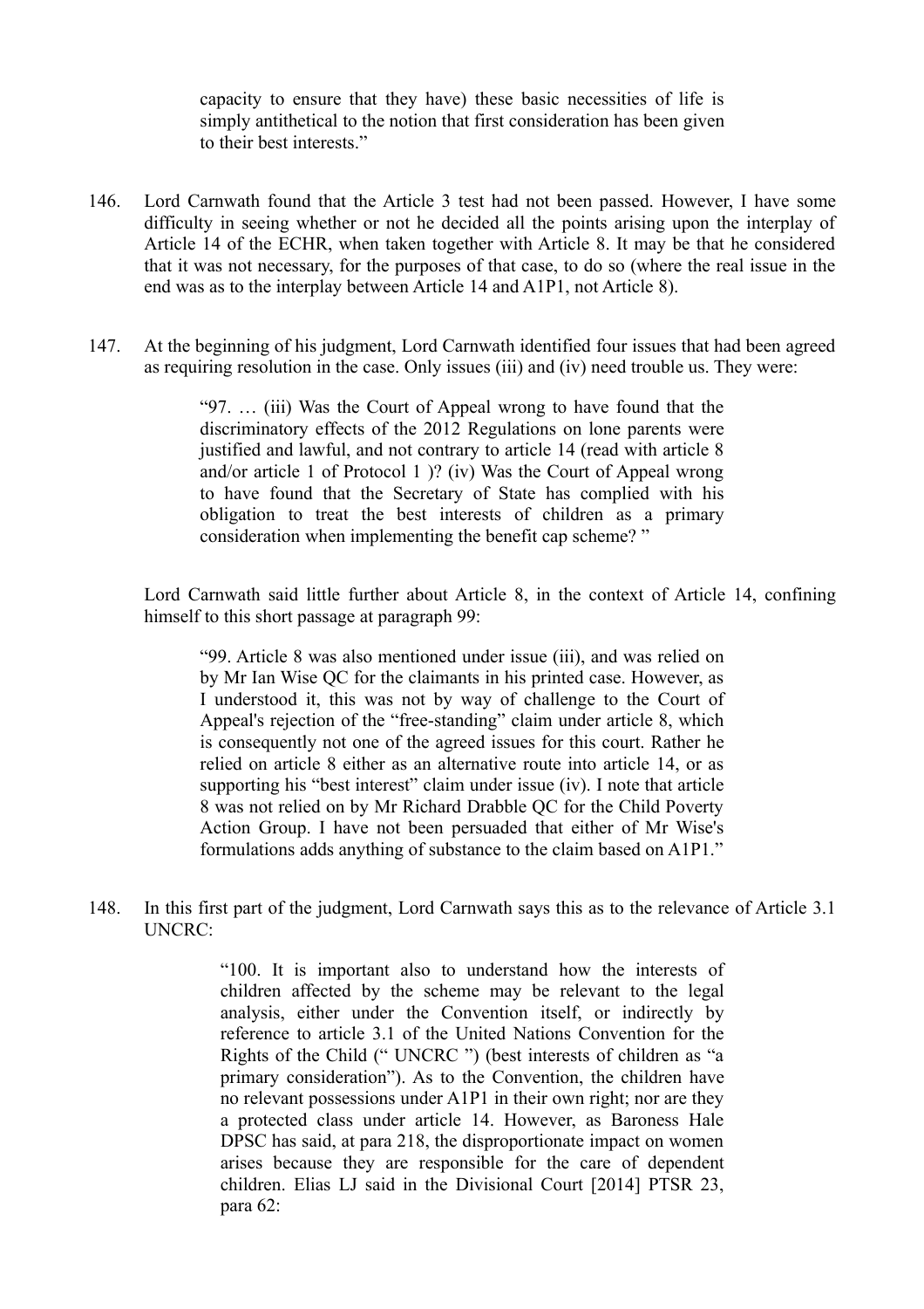> capacity to ensure that they have) these basic necessities of life is simply antithetical to the notion that first consideration has been given to their best interests."

146. Lord Carnwath found that the Article 3 test had not been passed. However, I have some difficulty in seeing whether or not he decided all the points arising upon the interplay of Article 14 of the ECHR, when taken together with Article 8. It may be that he considered that it was not necessary, for the purposes of that case, to do so (where the real issue in the end was as to the interplay between Article 14 and A1P1, not Article 8).

147. At the beginning of his judgment, Lord Carnwath identified four issues that had been agreed as requiring resolution in the case. Only issues (iii) and (iv) need trouble us. They were:

> "97. … (iii) Was the Court of Appeal wrong to have found that the discriminatory effects of the 2012 Regulations on lone parents were justified and lawful, and not contrary to article 14 (read with article 8 and/or article 1 of Protocol 1 )? (iv) Was the Court of Appeal wrong to have found that the Secretary of State has complied with his obligation to treat the best interests of children as a primary consideration when implementing the benefit cap scheme? "

Lord Carnwath said little further about Article 8, in the context of Article 14, confining himself to this short passage at paragraph 99:

> "99. Article 8 was also mentioned under issue (iii), and was relied on by Mr Ian Wise QC for the claimants in his printed case. However, as I understood it, this was not by way of challenge to the Court of Appeal's rejection of the "free-standing" claim under article 8, which is consequently not one of the agreed issues for this court. Rather he relied on article 8 either as an alternative route into article 14, or as supporting his "best interest" claim under issue (iv). I note that article 8 was not relied on by Mr Richard Drabble QC for the Child Poverty Action Group. I have not been persuaded that either of Mr Wise's formulations adds anything of substance to the claim based on A1P1."

148. In this first part of the judgment, Lord Carnwath says this as to the relevance of Article 3.1 UNCRC:

> "100. It is important also to understand how the interests of children affected by the scheme may be relevant to the legal analysis, either under the Convention itself, or indirectly by reference to article 3.1 of the United Nations Convention for the Rights of the Child (" UNCRC ") (best interests of children as "a primary consideration"). As to the Convention, the children have no relevant possessions under A1P1 in their own right; nor are they a protected class under article 14. However, as Baroness Hale DPSC has said, at para 218, the disproportionate impact on women arises because they are responsible for the care of dependent children. Elias LJ said in the Divisional Court [2014] PTSR 23, para 62: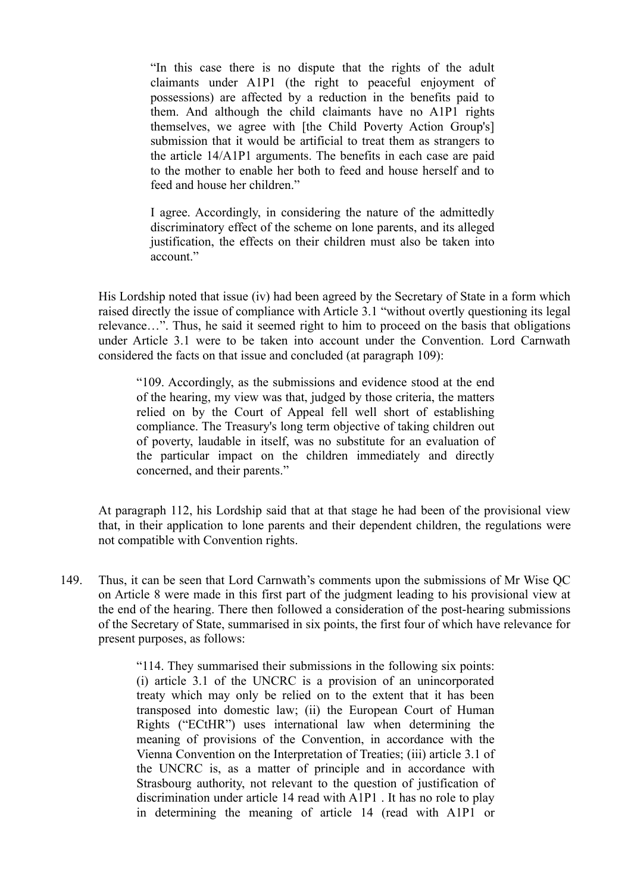> "In this case there is no dispute that the rights of the adult claimants under A1P1 (the right to peaceful enjoyment of possessions) are affected by a reduction in the benefits paid to them. And although the child claimants have no A1P1 rights themselves, we agree with [the Child Poverty Action Group's] submission that it would be artificial to treat them as strangers to the article 14/A1P1 arguments. The benefits in each case are paid to the mother to enable her both to feed and house herself and to feed and house her children."
>
> I agree. Accordingly, in considering the nature of the admittedly discriminatory effect of the scheme on lone parents, and its alleged justification, the effects on their children must also be taken into account."

His Lordship noted that issue (iv) had been agreed by the Secretary of State in a form which raised directly the issue of compliance with Article 3.1 "without overtly questioning its legal relevance…". Thus, he said it seemed right to him to proceed on the basis that obligations under Article 3.1 were to be taken into account under the Convention. Lord Carnwath considered the facts on that issue and concluded (at paragraph 109):

> "109. Accordingly, as the submissions and evidence stood at the end of the hearing, my view was that, judged by those criteria, the matters relied on by the Court of Appeal fell well short of establishing compliance. The Treasury's long term objective of taking children out of poverty, laudable in itself, was no substitute for an evaluation of the particular impact on the children immediately and directly concerned, and their parents."

At paragraph 112, his Lordship said that at that stage he had been of the provisional view that, in their application to lone parents and their dependent children, the regulations were not compatible with Convention rights.

149. Thus, it can be seen that Lord Carnwath's comments upon the submissions of Mr Wise QC on Article 8 were made in this first part of the judgment leading to his provisional view at the end of the hearing. There then followed a consideration of the post-hearing submissions of the Secretary of State, summarised in six points, the first four of which have relevance for present purposes, as follows:

> "114. They summarised their submissions in the following six points: (i) article 3.1 of the UNCRC is a provision of an unincorporated treaty which may only be relied on to the extent that it has been transposed into domestic law; (ii) the European Court of Human Rights ("ECtHR") uses international law when determining the meaning of provisions of the Convention, in accordance with the Vienna Convention on the Interpretation of Treaties; (iii) article 3.1 of the UNCRC is, as a matter of principle and in accordance with Strasbourg authority, not relevant to the question of justification of discrimination under article 14 read with A1P1 . It has no role to play in determining the meaning of article 14 (read with A1P1 or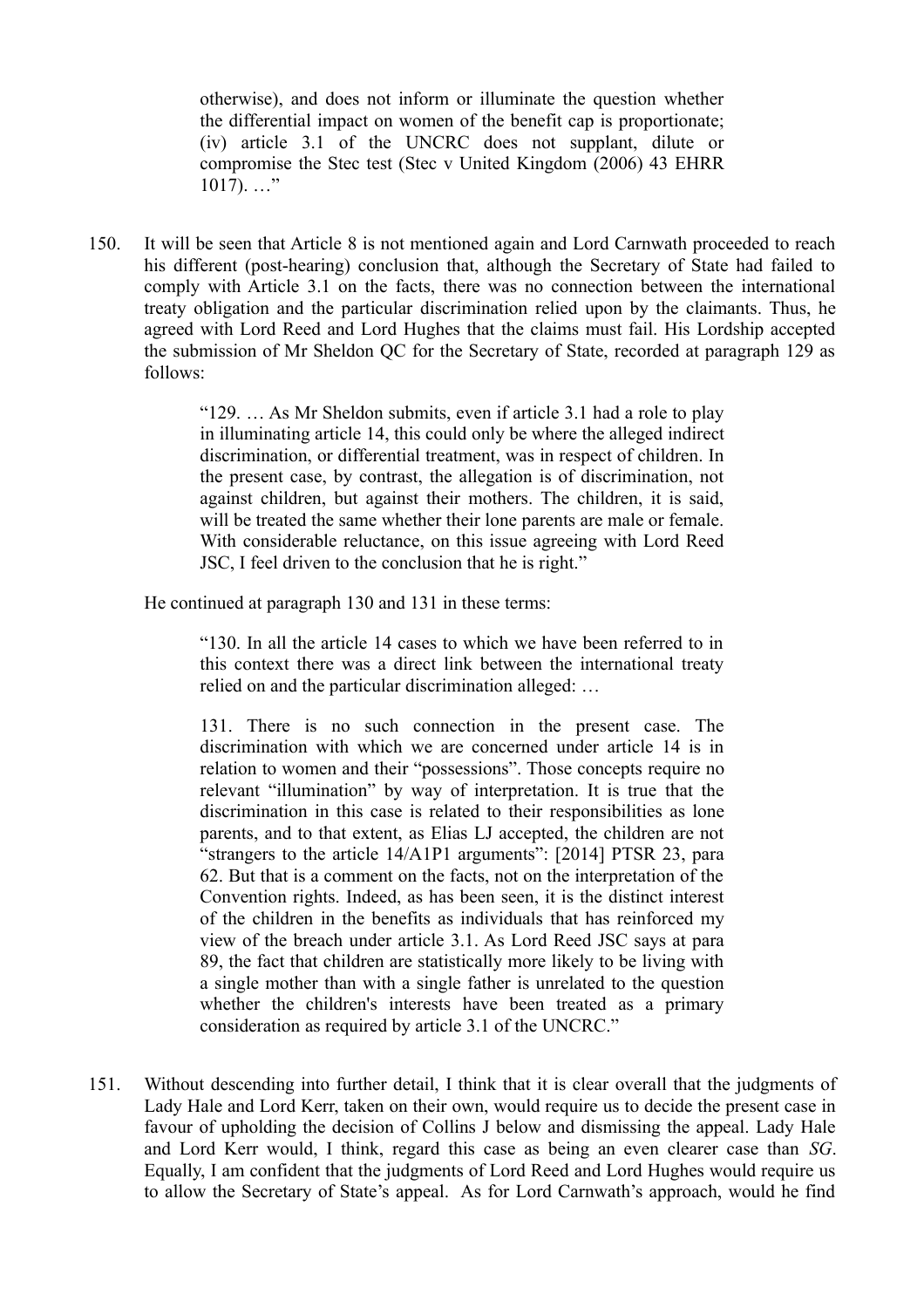> otherwise), and does not inform or illuminate the question whether the differential impact on women of the benefit cap is proportionate; (iv) article 3.1 of the UNCRC does not supplant, dilute or compromise the Stec test (Stec v United Kingdom (2006) 43 EHRR 1017). …"

150. It will be seen that Article 8 is not mentioned again and Lord Carnwath proceeded to reach his different (post-hearing) conclusion that, although the Secretary of State had failed to comply with Article 3.1 on the facts, there was no connection between the international treaty obligation and the particular discrimination relied upon by the claimants. Thus, he agreed with Lord Reed and Lord Hughes that the claims must fail. His Lordship accepted the submission of Mr Sheldon QC for the Secretary of State, recorded at paragraph 129 as follows:

> "129. … As Mr Sheldon submits, even if article 3.1 had a role to play in illuminating article 14, this could only be where the alleged indirect discrimination, or differential treatment, was in respect of children. In the present case, by contrast, the allegation is of discrimination, not against children, but against their mothers. The children, it is said, will be treated the same whether their lone parents are male or female. With considerable reluctance, on this issue agreeing with Lord Reed JSC, I feel driven to the conclusion that he is right."

He continued at paragraph 130 and 131 in these terms:

> "130. In all the article 14 cases to which we have been referred to in this context there was a direct link between the international treaty relied on and the particular discrimination alleged: …
>
> 131. There is no such connection in the present case. The discrimination with which we are concerned under article 14 is in relation to women and their "possessions". Those concepts require no relevant "illumination" by way of interpretation. It is true that the discrimination in this case is related to their responsibilities as lone parents, and to that extent, as Elias LJ accepted, the children are not "strangers to the article 14/A1P1 arguments": [2014] PTSR 23, para 62. But that is a comment on the facts, not on the interpretation of the Convention rights. Indeed, as has been seen, it is the distinct interest of the children in the benefits as individuals that has reinforced my view of the breach under article 3.1. As Lord Reed JSC says at para 89, the fact that children are statistically more likely to be living with a single mother than with a single father is unrelated to the question whether the children's interests have been treated as a primary consideration as required by article 3.1 of the UNCRC."

151. Without descending into further detail, I think that it is clear overall that the judgments of Lady Hale and Lord Kerr, taken on their own, would require us to decide the present case in favour of upholding the decision of Collins J below and dismissing the appeal. Lady Hale and Lord Kerr would, I think, regard this case as being an even clearer case than *SG*. Equally, I am confident that the judgments of Lord Reed and Lord Hughes would require us to allow the Secretary of State's appeal. As for Lord Carnwath's approach, would he find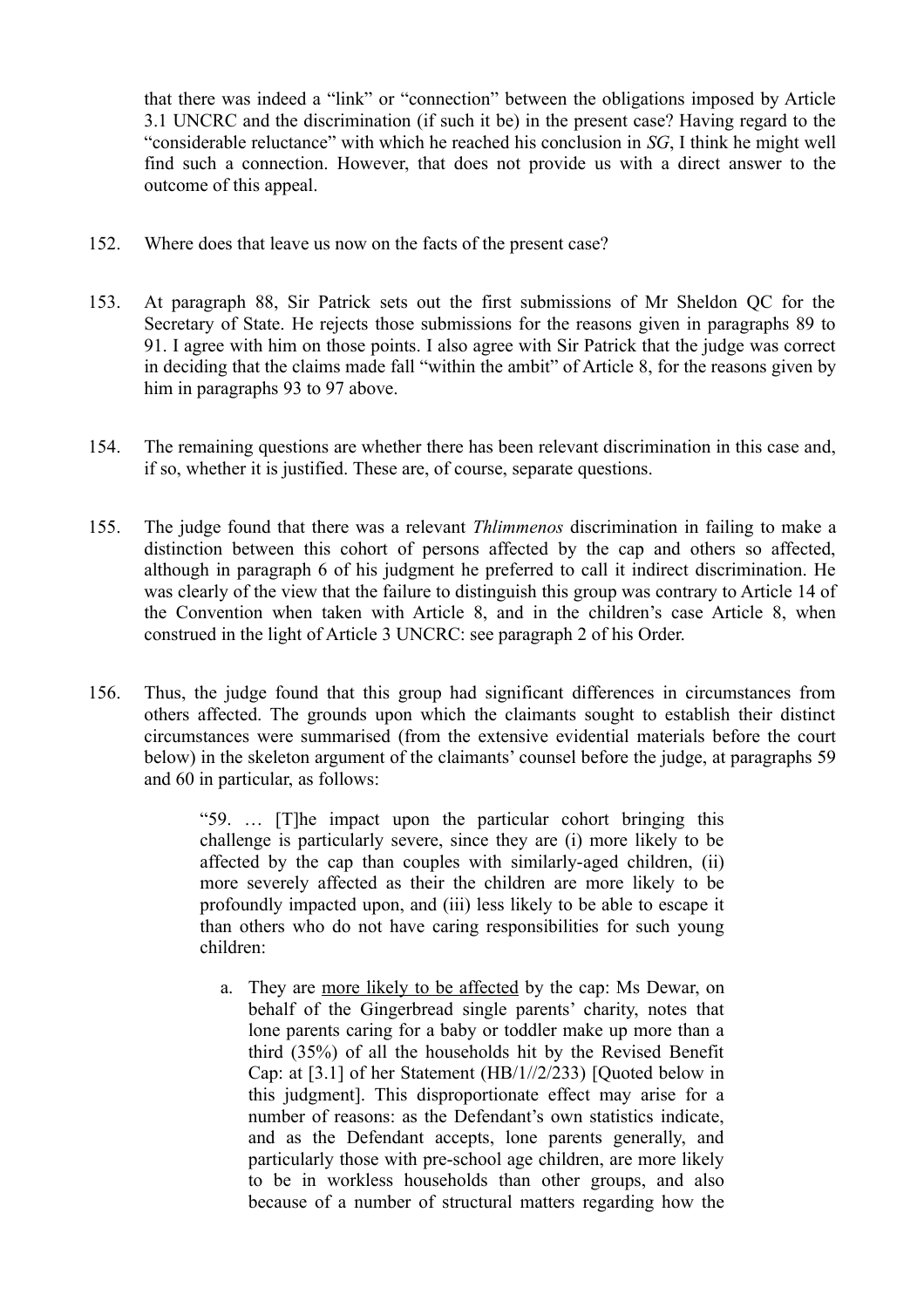that there was indeed a "link" or "connection" between the obligations imposed by Article 3.1 UNCRC and the discrimination (if such it be) in the present case? Having regard to the "considerable reluctance" with which he reached his conclusion in *SG*, I think he might well find such a connection. However, that does not provide us with a direct answer to the outcome of this appeal.

152. Where does that leave us now on the facts of the present case?

153. At paragraph 88, Sir Patrick sets out the first submissions of Mr Sheldon QC for the Secretary of State. He rejects those submissions for the reasons given in paragraphs 89 to 91. I agree with him on those points. I also agree with Sir Patrick that the judge was correct in deciding that the claims made fall "within the ambit" of Article 8, for the reasons given by him in paragraphs 93 to 97 above.

154. The remaining questions are whether there has been relevant discrimination in this case and, if so, whether it is justified. These are, of course, separate questions.

155. The judge found that there was a relevant *Thlimmenos* discrimination in failing to make a distinction between this cohort of persons affected by the cap and others so affected, although in paragraph 6 of his judgment he preferred to call it indirect discrimination. He was clearly of the view that the failure to distinguish this group was contrary to Article 14 of the Convention when taken with Article 8, and in the children's case Article 8, when construed in the light of Article 3 UNCRC: see paragraph 2 of his Order.

156. Thus, the judge found that this group had significant differences in circumstances from others affected. The grounds upon which the claimants sought to establish their distinct circumstances were summarised (from the extensive evidential materials before the court below) in the skeleton argument of the claimants' counsel before the judge, at paragraphs 59 and 60 in particular, as follows:

> "59. … [T]he impact upon the particular cohort bringing this challenge is particularly severe, since they are (i) more likely to be affected by the cap than couples with similarly-aged children, (ii) more severely affected as their the children are more likely to be profoundly impacted upon, and (iii) less likely to be able to escape it than others who do not have caring responsibilities for such young children:
>
> a. They are <u>more likely to be affected</u> by the cap: Ms Dewar, on behalf of the Gingerbread single parents' charity, notes that lone parents caring for a baby or toddler make up more than a third (35%) of all the households hit by the Revised Benefit Cap: at [3.1] of her Statement (HB/1//2/233) [Quoted below in this judgment]. This disproportionate effect may arise for a number of reasons: as the Defendant's own statistics indicate, and as the Defendant accepts, lone parents generally, and particularly those with pre-school age children, are more likely to be in workless households than other groups, and also because of a number of structural matters regarding how the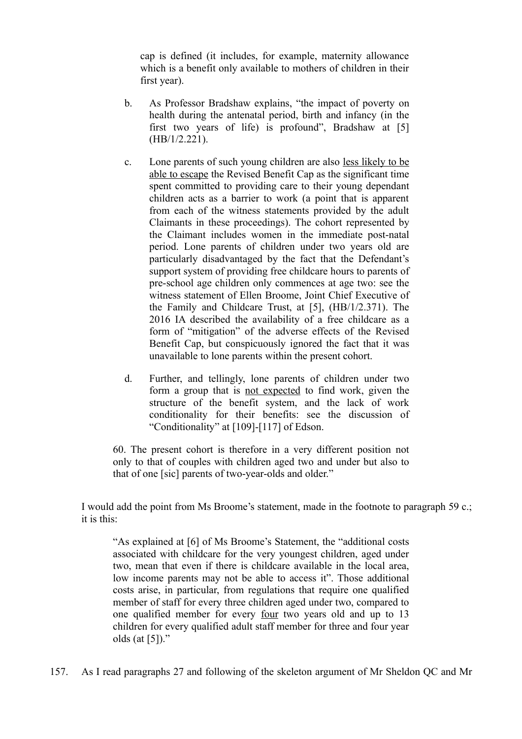cap is defined (it includes, for example, maternity allowance which is a benefit only available to mothers of children in their first year).

b. As Professor Bradshaw explains, "the impact of poverty on health during the antenatal period, birth and infancy (in the first two years of life) is profound", Bradshaw at [5] (HB/1/2.221).

c. Lone parents of such young children are also <u>less likely to be able to escape</u> the Revised Benefit Cap as the significant time spent committed to providing care to their young dependant children acts as a barrier to work (a point that is apparent from each of the witness statements provided by the adult Claimants in these proceedings). The cohort represented by the Claimant includes women in the immediate post-natal period. Lone parents of children under two years old are particularly disadvantaged by the fact that the Defendant's support system of providing free childcare hours to parents of pre-school age children only commences at age two: see the witness statement of Ellen Broome, Joint Chief Executive of the Family and Childcare Trust, at [5], (HB/1/2.371). The 2016 IA described the availability of a free childcare as a form of "mitigation" of the adverse effects of the Revised Benefit Cap, but conspicuously ignored the fact that it was unavailable to lone parents within the present cohort.

d. Further, and tellingly, lone parents of children under two form a group that is <u>not expected</u> to find work, given the structure of the benefit system, and the lack of work conditionality for their benefits: see the discussion of "Conditionality" at [109]-[117] of Edson.

60. The present cohort is therefore in a very different position not only to that of couples with children aged two and under but also to that of one [sic] parents of two-year-olds and older."

I would add the point from Ms Broome's statement, made in the footnote to paragraph 59 c.; it is this:

> "As explained at [6] of Ms Broome's Statement, the "additional costs associated with childcare for the very youngest children, aged under two, mean that even if there is childcare available in the local area, low income parents may not be able to access it". Those additional costs arise, in particular, from regulations that require one qualified member of staff for every three children aged under two, compared to one qualified member for every <u>four</u> two years old and up to 13 children for every qualified adult staff member for three and four year olds (at [5])."

157. As I read paragraphs 27 and following of the skeleton argument of Mr Sheldon QC and Mr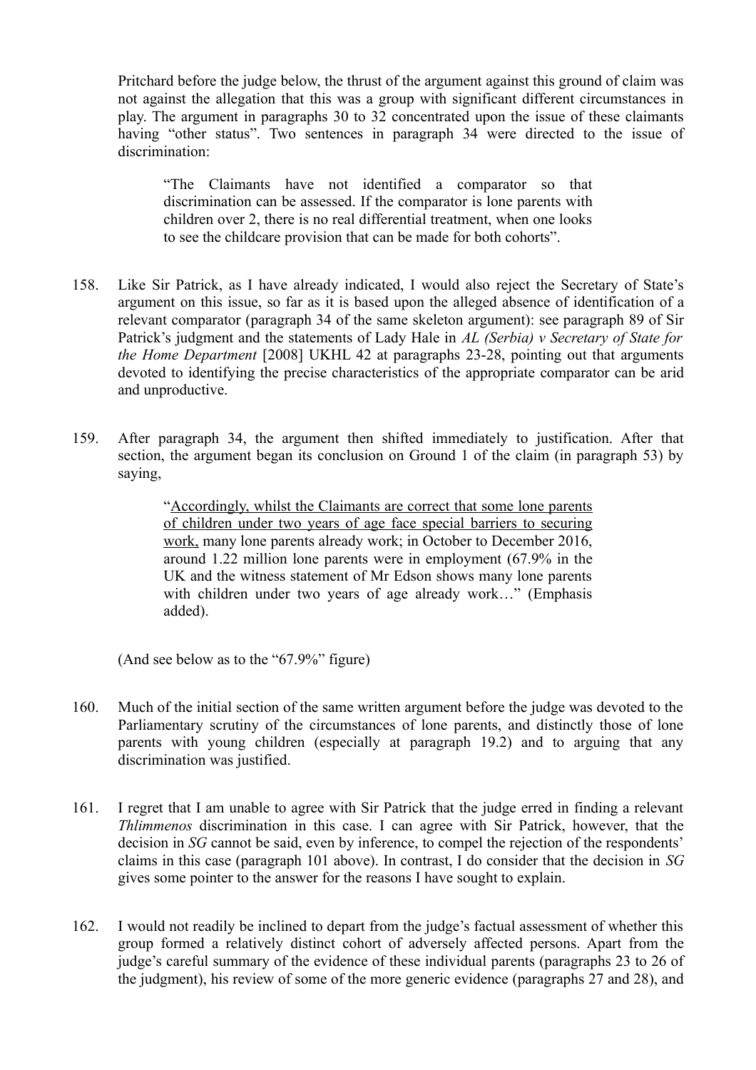Pritchard before the judge below, the thrust of the argument against this ground of claim was not against the allegation that this was a group with significant different circumstances in play. The argument in paragraphs 30 to 32 concentrated upon the issue of these claimants having "other status". Two sentences in paragraph 34 were directed to the issue of discrimination:

> "The Claimants have not identified a comparator so that discrimination can be assessed. If the comparator is lone parents with children over 2, there is no real differential treatment, when one looks to see the childcare provision that can be made for both cohorts".

158. Like Sir Patrick, as I have already indicated, I would also reject the Secretary of State's argument on this issue, so far as it is based upon the alleged absence of identification of a relevant comparator (paragraph 34 of the same skeleton argument): see paragraph 89 of Sir Patrick's judgment and the statements of Lady Hale in *AL (Serbia) v Secretary of State for the Home Department* [2008] UKHL 42 at paragraphs 23-28, pointing out that arguments devoted to identifying the precise characteristics of the appropriate comparator can be arid and unproductive.

159. After paragraph 34, the argument then shifted immediately to justification. After that section, the argument began its conclusion on Ground 1 of the claim (in paragraph 53) by saying,

> "<u>Accordingly, whilst the Claimants are correct that some lone parents of children under two years of age face special barriers to securing work,</u> many lone parents already work; in October to December 2016, around 1.22 million lone parents were in employment (67.9% in the UK and the witness statement of Mr Edson shows many lone parents with children under two years of age already work…" (Emphasis added).

(And see below as to the "67.9%" figure)

160. Much of the initial section of the same written argument before the judge was devoted to the Parliamentary scrutiny of the circumstances of lone parents, and distinctly those of lone parents with young children (especially at paragraph 19.2) and to arguing that any discrimination was justified.

161. I regret that I am unable to agree with Sir Patrick that the judge erred in finding a relevant *Thlimmenos* discrimination in this case. I can agree with Sir Patrick, however, that the decision in *SG* cannot be said, even by inference, to compel the rejection of the respondents' claims in this case (paragraph 101 above). In contrast, I do consider that the decision in *SG* gives some pointer to the answer for the reasons I have sought to explain.

162. I would not readily be inclined to depart from the judge's factual assessment of whether this group formed a relatively distinct cohort of adversely affected persons. Apart from the judge's careful summary of the evidence of these individual parents (paragraphs 23 to 26 of the judgment), his review of some of the more generic evidence (paragraphs 27 and 28), and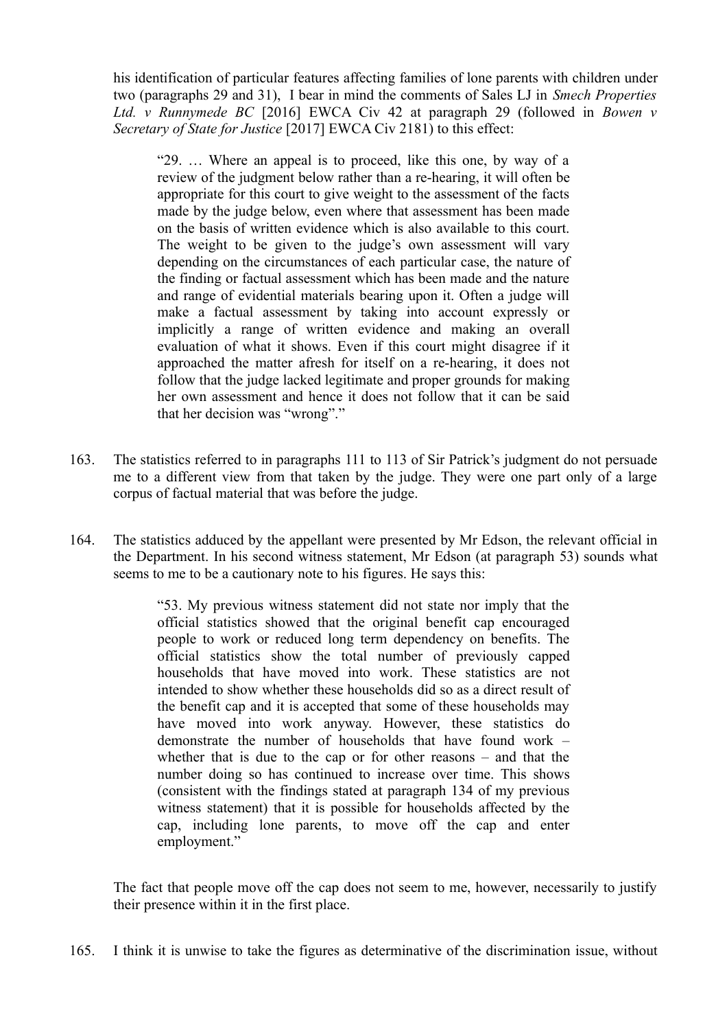his identification of particular features affecting families of lone parents with children under two (paragraphs 29 and 31), I bear in mind the comments of Sales LJ in *Smech Properties Ltd. v Runnymede BC* [2016] EWCA Civ 42 at paragraph 29 (followed in *Bowen v Secretary of State for Justice* [2017] EWCA Civ 2181) to this effect:

> "29. … Where an appeal is to proceed, like this one, by way of a review of the judgment below rather than a re-hearing, it will often be appropriate for this court to give weight to the assessment of the facts made by the judge below, even where that assessment has been made on the basis of written evidence which is also available to this court. The weight to be given to the judge's own assessment will vary depending on the circumstances of each particular case, the nature of the finding or factual assessment which has been made and the nature and range of evidential materials bearing upon it. Often a judge will make a factual assessment by taking into account expressly or implicitly a range of written evidence and making an overall evaluation of what it shows. Even if this court might disagree if it approached the matter afresh for itself on a re-hearing, it does not follow that the judge lacked legitimate and proper grounds for making her own assessment and hence it does not follow that it can be said that her decision was "wrong"."

163. The statistics referred to in paragraphs 111 to 113 of Sir Patrick's judgment do not persuade me to a different view from that taken by the judge. They were one part only of a large corpus of factual material that was before the judge.

164. The statistics adduced by the appellant were presented by Mr Edson, the relevant official in the Department. In his second witness statement, Mr Edson (at paragraph 53) sounds what seems to me to be a cautionary note to his figures. He says this:

> "53. My previous witness statement did not state nor imply that the official statistics showed that the original benefit cap encouraged people to work or reduced long term dependency on benefits. The official statistics show the total number of previously capped households that have moved into work. These statistics are not intended to show whether these households did so as a direct result of the benefit cap and it is accepted that some of these households may have moved into work anyway. However, these statistics do demonstrate the number of households that have found work – whether that is due to the cap or for other reasons – and that the number doing so has continued to increase over time. This shows (consistent with the findings stated at paragraph 134 of my previous witness statement) that it is possible for households affected by the cap, including lone parents, to move off the cap and enter employment."

The fact that people move off the cap does not seem to me, however, necessarily to justify their presence within it in the first place.

165. I think it is unwise to take the figures as determinative of the discrimination issue, without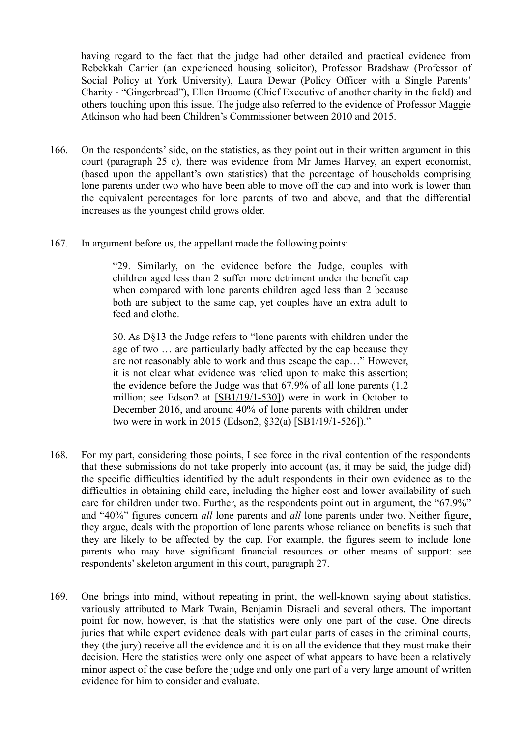having regard to the fact that the judge had other detailed and practical evidence from Rebekkah Carrier (an experienced housing solicitor), Professor Bradshaw (Professor of Social Policy at York University), Laura Dewar (Policy Officer with a Single Parents' Charity - "Gingerbread"), Ellen Broome (Chief Executive of another charity in the field) and others touching upon this issue. The judge also referred to the evidence of Professor Maggie Atkinson who had been Children's Commissioner between 2010 and 2015.

166. On the respondents' side, on the statistics, as they point out in their written argument in this court (paragraph 25 c), there was evidence from Mr James Harvey, an expert economist, (based upon the appellant's own statistics) that the percentage of households comprising lone parents under two who have been able to move off the cap and into work is lower than the equivalent percentages for lone parents of two and above, and that the differential increases as the youngest child grows older.

167. In argument before us, the appellant made the following points:

> "29. Similarly, on the evidence before the Judge, couples with children aged less than 2 suffer more detriment under the benefit cap when compared with lone parents children aged less than 2 because both are subject to the same cap, yet couples have an extra adult to feed and clothe.
>
> 30. As D§13 the Judge refers to "lone parents with children under the age of two … are particularly badly affected by the cap because they are not reasonably able to work and thus escape the cap…" However, it is not clear what evidence was relied upon to make this assertion; the evidence before the Judge was that 67.9% of all lone parents (1.2 million; see Edson2 at [SB1/19/1-530]) were in work in October to December 2016, and around 40% of lone parents with children under two were in work in 2015 (Edson2, §32(a) [SB1/19/1-526])."

168. For my part, considering those points, I see force in the rival contention of the respondents that these submissions do not take properly into account (as, it may be said, the judge did) the specific difficulties identified by the adult respondents in their own evidence as to the difficulties in obtaining child care, including the higher cost and lower availability of such care for children under two. Further, as the respondents point out in argument, the "67.9%" and "40%" figures concern *all* lone parents and *all* lone parents under two. Neither figure, they argue, deals with the proportion of lone parents whose reliance on benefits is such that they are likely to be affected by the cap. For example, the figures seem to include lone parents who may have significant financial resources or other means of support: see respondents' skeleton argument in this court, paragraph 27.

169. One brings into mind, without repeating in print, the well-known saying about statistics, variously attributed to Mark Twain, Benjamin Disraeli and several others. The important point for now, however, is that the statistics were only one part of the case. One directs juries that while expert evidence deals with particular parts of cases in the criminal courts, they (the jury) receive all the evidence and it is on all the evidence that they must make their decision. Here the statistics were only one aspect of what appears to have been a relatively minor aspect of the case before the judge and only one part of a very large amount of written evidence for him to consider and evaluate.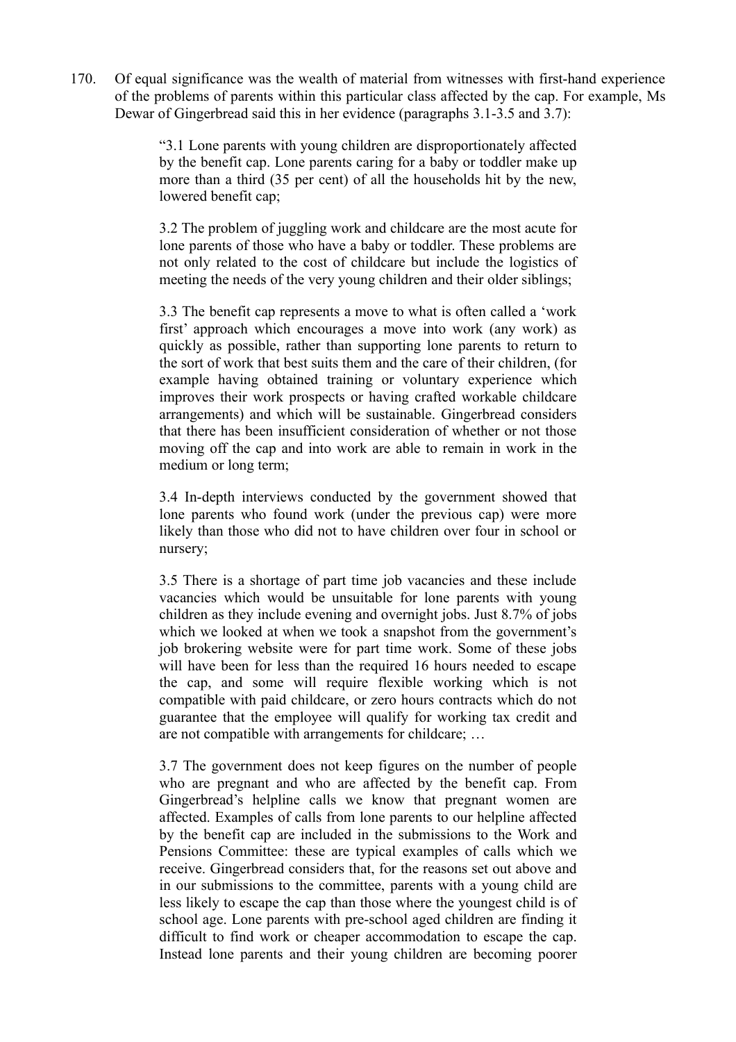170. Of equal significance was the wealth of material from witnesses with first-hand experience of the problems of parents within this particular class affected by the cap. For example, Ms Dewar of Gingerbread said this in her evidence (paragraphs 3.1-3.5 and 3.7):

> "3.1 Lone parents with young children are disproportionately affected by the benefit cap. Lone parents caring for a baby or toddler make up more than a third (35 per cent) of all the households hit by the new, lowered benefit cap;
>
> 3.2 The problem of juggling work and childcare are the most acute for lone parents of those who have a baby or toddler. These problems are not only related to the cost of childcare but include the logistics of meeting the needs of the very young children and their older siblings;
>
> 3.3 The benefit cap represents a move to what is often called a 'work first' approach which encourages a move into work (any work) as quickly as possible, rather than supporting lone parents to return to the sort of work that best suits them and the care of their children, (for example having obtained training or voluntary experience which improves their work prospects or having crafted workable childcare arrangements) and which will be sustainable. Gingerbread considers that there has been insufficient consideration of whether or not those moving off the cap and into work are able to remain in work in the medium or long term;
>
> 3.4 In-depth interviews conducted by the government showed that lone parents who found work (under the previous cap) were more likely than those who did not to have children over four in school or nursery;
>
> 3.5 There is a shortage of part time job vacancies and these include vacancies which would be unsuitable for lone parents with young children as they include evening and overnight jobs. Just 8.7% of jobs which we looked at when we took a snapshot from the government's job brokering website were for part time work. Some of these jobs will have been for less than the required 16 hours needed to escape the cap, and some will require flexible working which is not compatible with paid childcare, or zero hours contracts which do not guarantee that the employee will qualify for working tax credit and are not compatible with arrangements for childcare; …
>
> 3.7 The government does not keep figures on the number of people who are pregnant and who are affected by the benefit cap. From Gingerbread's helpline calls we know that pregnant women are affected. Examples of calls from lone parents to our helpline affected by the benefit cap are included in the submissions to the Work and Pensions Committee: these are typical examples of calls which we receive. Gingerbread considers that, for the reasons set out above and in our submissions to the committee, parents with a young child are less likely to escape the cap than those where the youngest child is of school age. Lone parents with pre-school aged children are finding it difficult to find work or cheaper accommodation to escape the cap. Instead lone parents and their young children are becoming poorer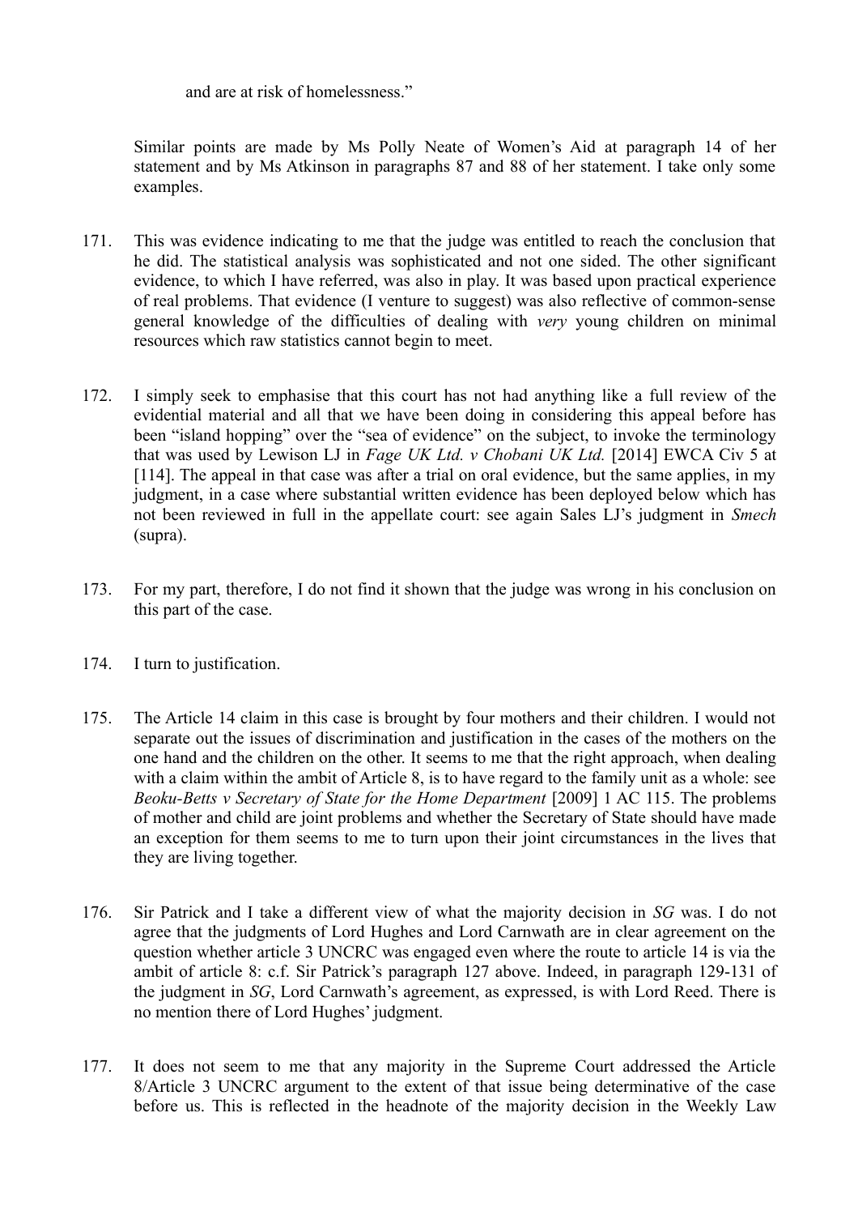and are at risk of homelessness."

Similar points are made by Ms Polly Neate of Women's Aid at paragraph 14 of her statement and by Ms Atkinson in paragraphs 87 and 88 of her statement. I take only some examples.

171. This was evidence indicating to me that the judge was entitled to reach the conclusion that he did. The statistical analysis was sophisticated and not one sided. The other significant evidence, to which I have referred, was also in play. It was based upon practical experience of real problems. That evidence (I venture to suggest) was also reflective of common-sense general knowledge of the difficulties of dealing with *very* young children on minimal resources which raw statistics cannot begin to meet.

172. I simply seek to emphasise that this court has not had anything like a full review of the evidential material and all that we have been doing in considering this appeal before has been "island hopping" over the "sea of evidence" on the subject, to invoke the terminology that was used by Lewison LJ in *Fage UK Ltd. v Chobani UK Ltd.* [2014] EWCA Civ 5 at [114]. The appeal in that case was after a trial on oral evidence, but the same applies, in my judgment, in a case where substantial written evidence has been deployed below which has not been reviewed in full in the appellate court: see again Sales LJ's judgment in *Smech* (supra).

173. For my part, therefore, I do not find it shown that the judge was wrong in his conclusion on this part of the case.

174. I turn to justification.

175. The Article 14 claim in this case is brought by four mothers and their children. I would not separate out the issues of discrimination and justification in the cases of the mothers on the one hand and the children on the other. It seems to me that the right approach, when dealing with a claim within the ambit of Article 8, is to have regard to the family unit as a whole: see *Beoku-Betts v Secretary of State for the Home Department* [2009] 1 AC 115. The problems of mother and child are joint problems and whether the Secretary of State should have made an exception for them seems to me to turn upon their joint circumstances in the lives that they are living together.

176. Sir Patrick and I take a different view of what the majority decision in *SG* was. I do not agree that the judgments of Lord Hughes and Lord Carnwath are in clear agreement on the question whether article 3 UNCRC was engaged even where the route to article 14 is via the ambit of article 8: c.f. Sir Patrick's paragraph 127 above. Indeed, in paragraph 129-131 of the judgment in *SG*, Lord Carnwath's agreement, as expressed, is with Lord Reed. There is no mention there of Lord Hughes' judgment.

177. It does not seem to me that any majority in the Supreme Court addressed the Article 8/Article 3 UNCRC argument to the extent of that issue being determinative of the case before us. This is reflected in the headnote of the majority decision in the Weekly Law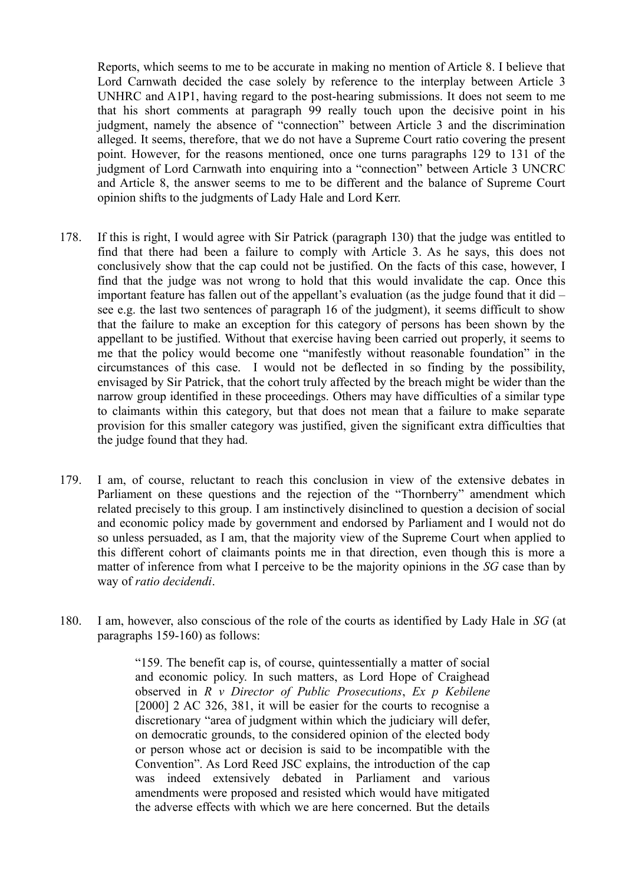Reports, which seems to me to be accurate in making no mention of Article 8. I believe that Lord Carnwath decided the case solely by reference to the interplay between Article 3 UNHRC and A1P1, having regard to the post-hearing submissions. It does not seem to me that his short comments at paragraph 99 really touch upon the decisive point in his judgment, namely the absence of "connection" between Article 3 and the discrimination alleged. It seems, therefore, that we do not have a Supreme Court ratio covering the present point. However, for the reasons mentioned, once one turns paragraphs 129 to 131 of the judgment of Lord Carnwath into enquiring into a "connection" between Article 3 UNCRC and Article 8, the answer seems to me to be different and the balance of Supreme Court opinion shifts to the judgments of Lady Hale and Lord Kerr.

178. If this is right, I would agree with Sir Patrick (paragraph 130) that the judge was entitled to find that there had been a failure to comply with Article 3. As he says, this does not conclusively show that the cap could not be justified. On the facts of this case, however, I find that the judge was not wrong to hold that this would invalidate the cap. Once this important feature has fallen out of the appellant's evaluation (as the judge found that it did – see e.g. the last two sentences of paragraph 16 of the judgment), it seems difficult to show that the failure to make an exception for this category of persons has been shown by the appellant to be justified. Without that exercise having been carried out properly, it seems to me that the policy would become one "manifestly without reasonable foundation" in the circumstances of this case. I would not be deflected in so finding by the possibility, envisaged by Sir Patrick, that the cohort truly affected by the breach might be wider than the narrow group identified in these proceedings. Others may have difficulties of a similar type to claimants within this category, but that does not mean that a failure to make separate provision for this smaller category was justified, given the significant extra difficulties that the judge found that they had.

179. I am, of course, reluctant to reach this conclusion in view of the extensive debates in Parliament on these questions and the rejection of the "Thornberry" amendment which related precisely to this group. I am instinctively disinclined to question a decision of social and economic policy made by government and endorsed by Parliament and I would not do so unless persuaded, as I am, that the majority view of the Supreme Court when applied to this different cohort of claimants points me in that direction, even though this is more a matter of inference from what I perceive to be the majority opinions in the *SG* case than by way of *ratio decidendi*.

180. I am, however, also conscious of the role of the courts as identified by Lady Hale in *SG* (at paragraphs 159-160) as follows:

> "159. The benefit cap is, of course, quintessentially a matter of social and economic policy. In such matters, as Lord Hope of Craighead observed in *R v Director of Public Prosecutions*, *Ex p Kebilene* [2000] 2 AC 326, 381, it will be easier for the courts to recognise a discretionary "area of judgment within which the judiciary will defer, on democratic grounds, to the considered opinion of the elected body or person whose act or decision is said to be incompatible with the Convention". As Lord Reed JSC explains, the introduction of the cap was indeed extensively debated in Parliament and various amendments were proposed and resisted which would have mitigated the adverse effects with which we are here concerned. But the details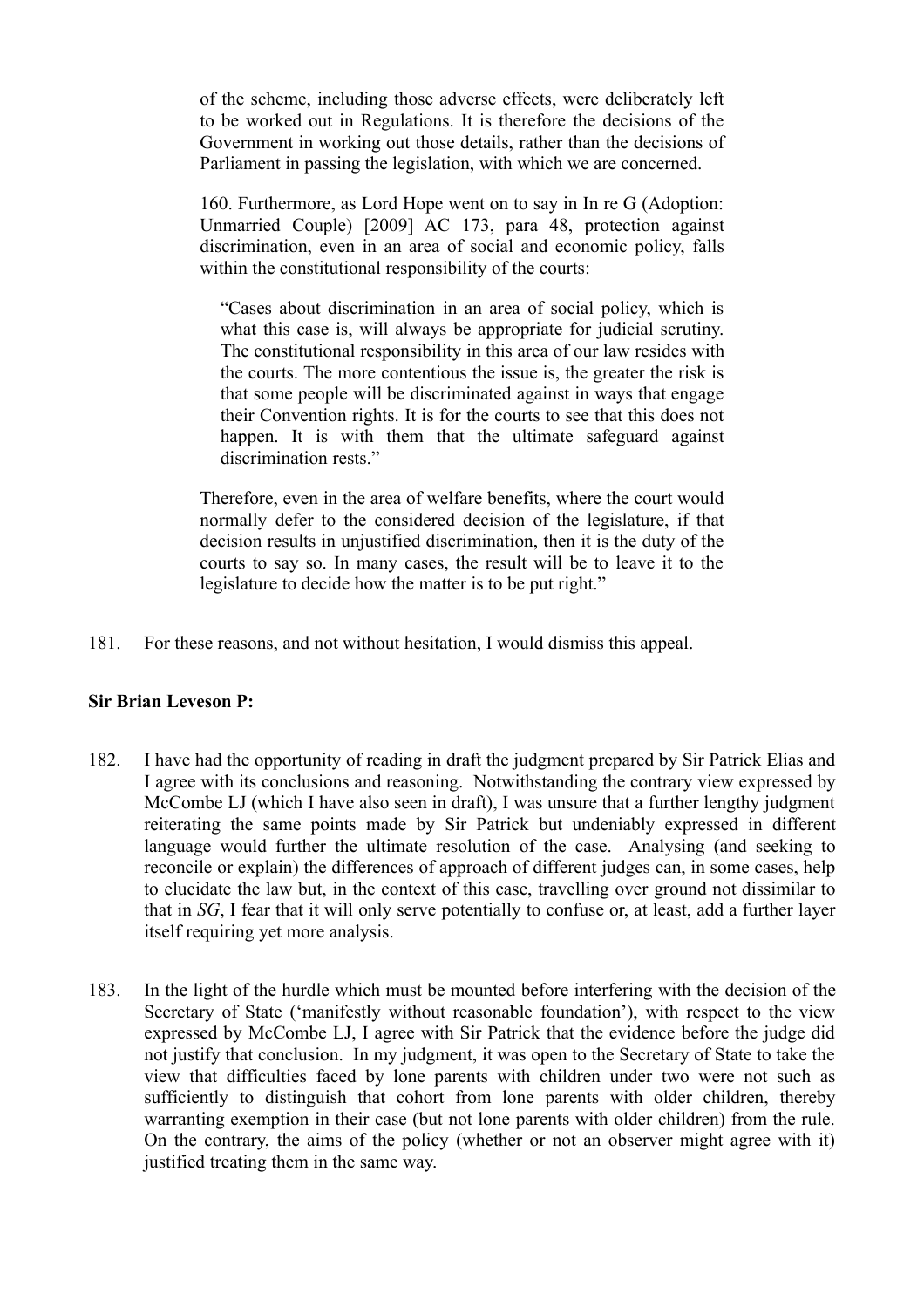> of the scheme, including those adverse effects, were deliberately left to be worked out in Regulations. It is therefore the decisions of the Government in working out those details, rather than the decisions of Parliament in passing the legislation, with which we are concerned.
>
> 160. Furthermore, as Lord Hope went on to say in In re G (Adoption: Unmarried Couple) [2009] AC 173, para 48, protection against discrimination, even in an area of social and economic policy, falls within the constitutional responsibility of the courts:
>
> > "Cases about discrimination in an area of social policy, which is what this case is, will always be appropriate for judicial scrutiny. The constitutional responsibility in this area of our law resides with the courts. The more contentious the issue is, the greater the risk is that some people will be discriminated against in ways that engage their Convention rights. It is for the courts to see that this does not happen. It is with them that the ultimate safeguard against discrimination rests."
>
> Therefore, even in the area of welfare benefits, where the court would normally defer to the considered decision of the legislature, if that decision results in unjustified discrimination, then it is the duty of the courts to say so. In many cases, the result will be to leave it to the legislature to decide how the matter is to be put right."

181. For these reasons, and not without hesitation, I would dismiss this appeal.

**Sir Brian Leveson P:**

182. I have had the opportunity of reading in draft the judgment prepared by Sir Patrick Elias and I agree with its conclusions and reasoning. Notwithstanding the contrary view expressed by McCombe LJ (which I have also seen in draft), I was unsure that a further lengthy judgment reiterating the same points made by Sir Patrick but undeniably expressed in different language would further the ultimate resolution of the case. Analysing (and seeking to reconcile or explain) the differences of approach of different judges can, in some cases, help to elucidate the law but, in the context of this case, travelling over ground not dissimilar to that in *SG*, I fear that it will only serve potentially to confuse or, at least, add a further layer itself requiring yet more analysis.

183. In the light of the hurdle which must be mounted before interfering with the decision of the Secretary of State ('manifestly without reasonable foundation'), with respect to the view expressed by McCombe LJ, I agree with Sir Patrick that the evidence before the judge did not justify that conclusion. In my judgment, it was open to the Secretary of State to take the view that difficulties faced by lone parents with children under two were not such as sufficiently to distinguish that cohort from lone parents with older children, thereby warranting exemption in their case (but not lone parents with older children) from the rule. On the contrary, the aims of the policy (whether or not an observer might agree with it) justified treating them in the same way.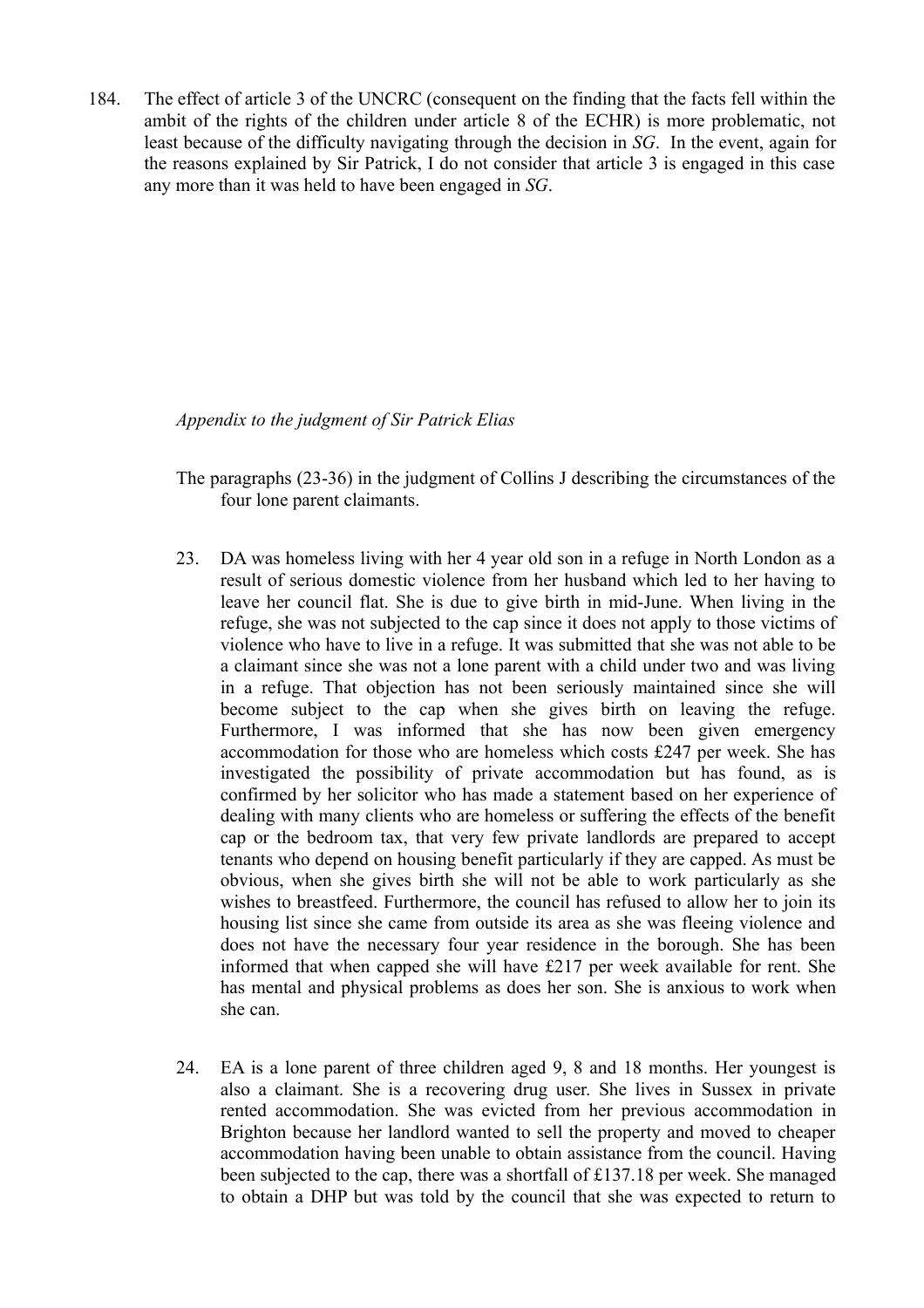184. The effect of article 3 of the UNCRC (consequent on the finding that the facts fell within the ambit of the rights of the children under article 8 of the ECHR) is more problematic, not least because of the difficulty navigating through the decision in *SG*. In the event, again for the reasons explained by Sir Patrick, I do not consider that article 3 is engaged in this case any more than it was held to have been engaged in *SG*.

*Appendix to the judgment of Sir Patrick Elias*

The paragraphs (23-36) in the judgment of Collins J describing the circumstances of the four lone parent claimants.

23. DA was homeless living with her 4 year old son in a refuge in North London as a result of serious domestic violence from her husband which led to her having to leave her council flat. She is due to give birth in mid-June. When living in the refuge, she was not subjected to the cap since it does not apply to those victims of violence who have to live in a refuge. It was submitted that she was not able to be a claimant since she was not a lone parent with a child under two and was living in a refuge. That objection has not been seriously maintained since she will become subject to the cap when she gives birth on leaving the refuge. Furthermore, I was informed that she has now been given emergency accommodation for those who are homeless which costs £247 per week. She has investigated the possibility of private accommodation but has found, as is confirmed by her solicitor who has made a statement based on her experience of dealing with many clients who are homeless or suffering the effects of the benefit cap or the bedroom tax, that very few private landlords are prepared to accept tenants who depend on housing benefit particularly if they are capped. As must be obvious, when she gives birth she will not be able to work particularly as she wishes to breastfeed. Furthermore, the council has refused to allow her to join its housing list since she came from outside its area as she was fleeing violence and does not have the necessary four year residence in the borough. She has been informed that when capped she will have £217 per week available for rent. She has mental and physical problems as does her son. She is anxious to work when she can.

24. EA is a lone parent of three children aged 9, 8 and 18 months. Her youngest is also a claimant. She is a recovering drug user. She lives in Sussex in private rented accommodation. She was evicted from her previous accommodation in Brighton because her landlord wanted to sell the property and moved to cheaper accommodation having been unable to obtain assistance from the council. Having been subjected to the cap, there was a shortfall of £137.18 per week. She managed to obtain a DHP but was told by the council that she was expected to return to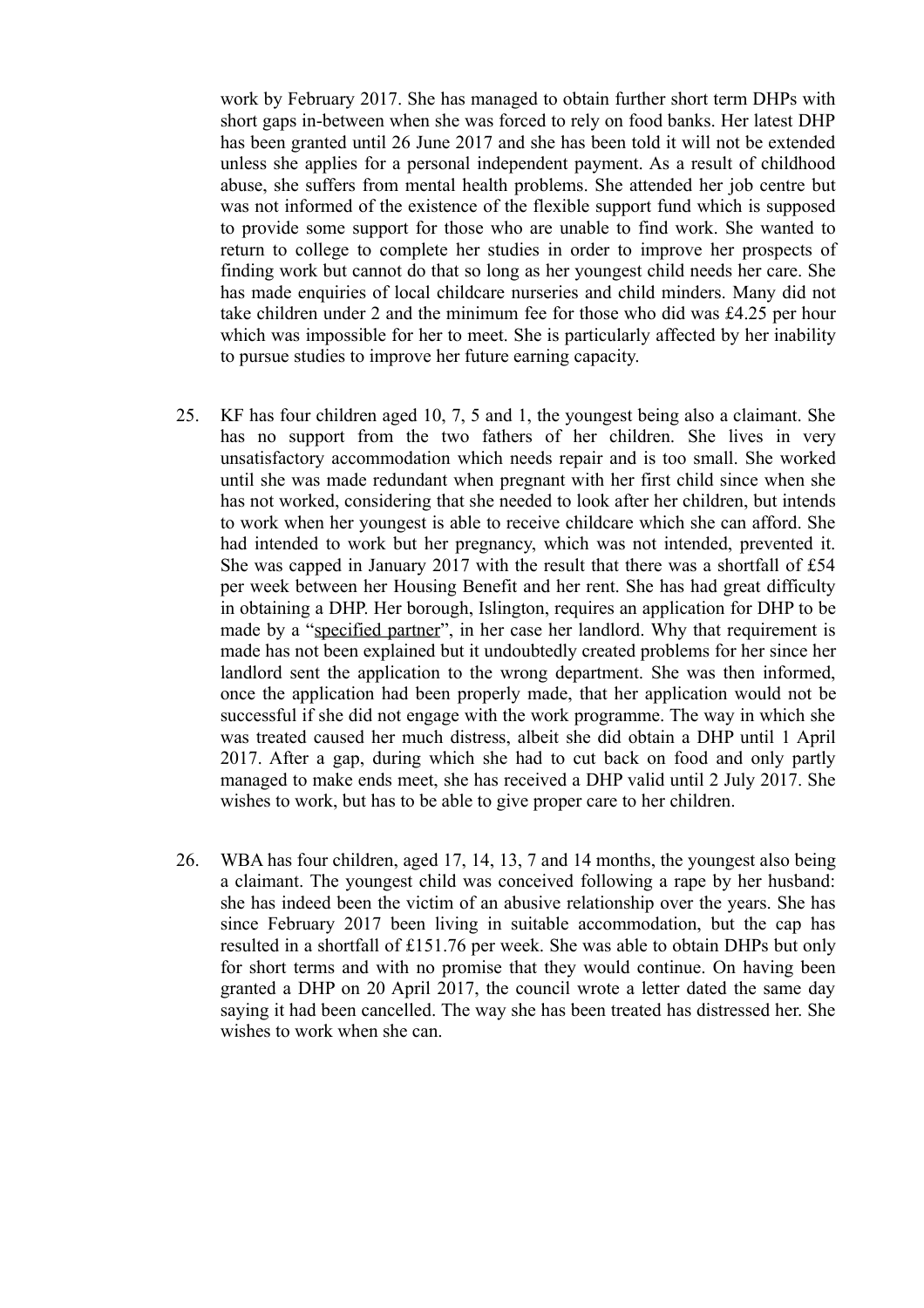work by February 2017. She has managed to obtain further short term DHPs with short gaps in-between when she was forced to rely on food banks. Her latest DHP has been granted until 26 June 2017 and she has been told it will not be extended unless she applies for a personal independent payment. As a result of childhood abuse, she suffers from mental health problems. She attended her job centre but was not informed of the existence of the flexible support fund which is supposed to provide some support for those who are unable to find work. She wanted to return to college to complete her studies in order to improve her prospects of finding work but cannot do that so long as her youngest child needs her care. She has made enquiries of local childcare nurseries and child minders. Many did not take children under 2 and the minimum fee for those who did was £4.25 per hour which was impossible for her to meet. She is particularly affected by her inability to pursue studies to improve her future earning capacity.

25. KF has four children aged 10, 7, 5 and 1, the youngest being also a claimant. She has no support from the two fathers of her children. She lives in very unsatisfactory accommodation which needs repair and is too small. She worked until she was made redundant when pregnant with her first child since when she has not worked, considering that she needed to look after her children, but intends to work when her youngest is able to receive childcare which she can afford. She had intended to work but her pregnancy, which was not intended, prevented it. She was capped in January 2017 with the result that there was a shortfall of £54 per week between her Housing Benefit and her rent. She has had great difficulty in obtaining a DHP. Her borough, Islington, requires an application for DHP to be made by a "specified partner", in her case her landlord. Why that requirement is made has not been explained but it undoubtedly created problems for her since her landlord sent the application to the wrong department. She was then informed, once the application had been properly made, that her application would not be successful if she did not engage with the work programme. The way in which she was treated caused her much distress, albeit she did obtain a DHP until 1 April 2017. After a gap, during which she had to cut back on food and only partly managed to make ends meet, she has received a DHP valid until 2 July 2017. She wishes to work, but has to be able to give proper care to her children.

26. WBA has four children, aged 17, 14, 13, 7 and 14 months, the youngest also being a claimant. The youngest child was conceived following a rape by her husband: she has indeed been the victim of an abusive relationship over the years. She has since February 2017 been living in suitable accommodation, but the cap has resulted in a shortfall of £151.76 per week. She was able to obtain DHPs but only for short terms and with no promise that they would continue. On having been granted a DHP on 20 April 2017, the council wrote a letter dated the same day saying it had been cancelled. The way she has been treated has distressed her. She wishes to work when she can.